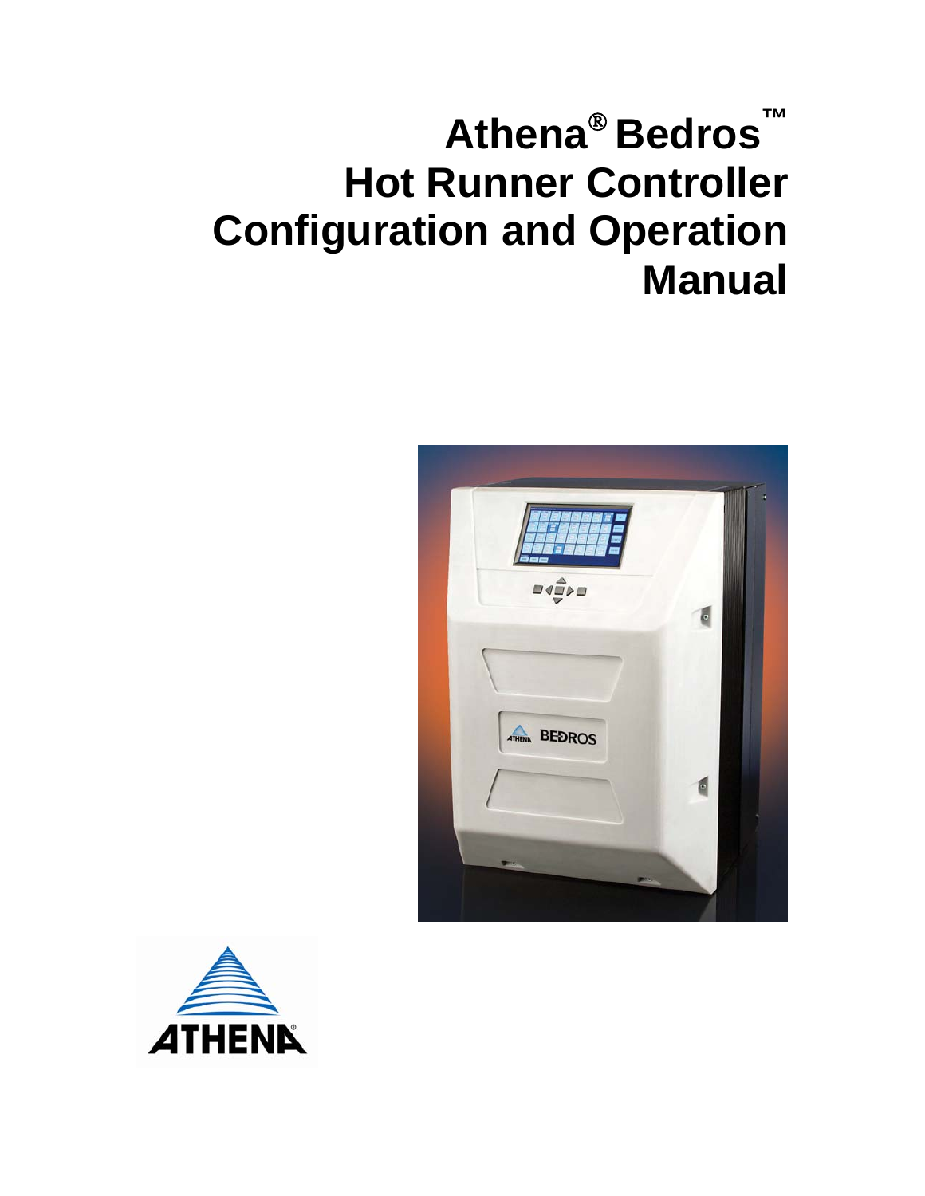# Athena® Bedros™ Hot Runner Controller Configuration and Operation Manual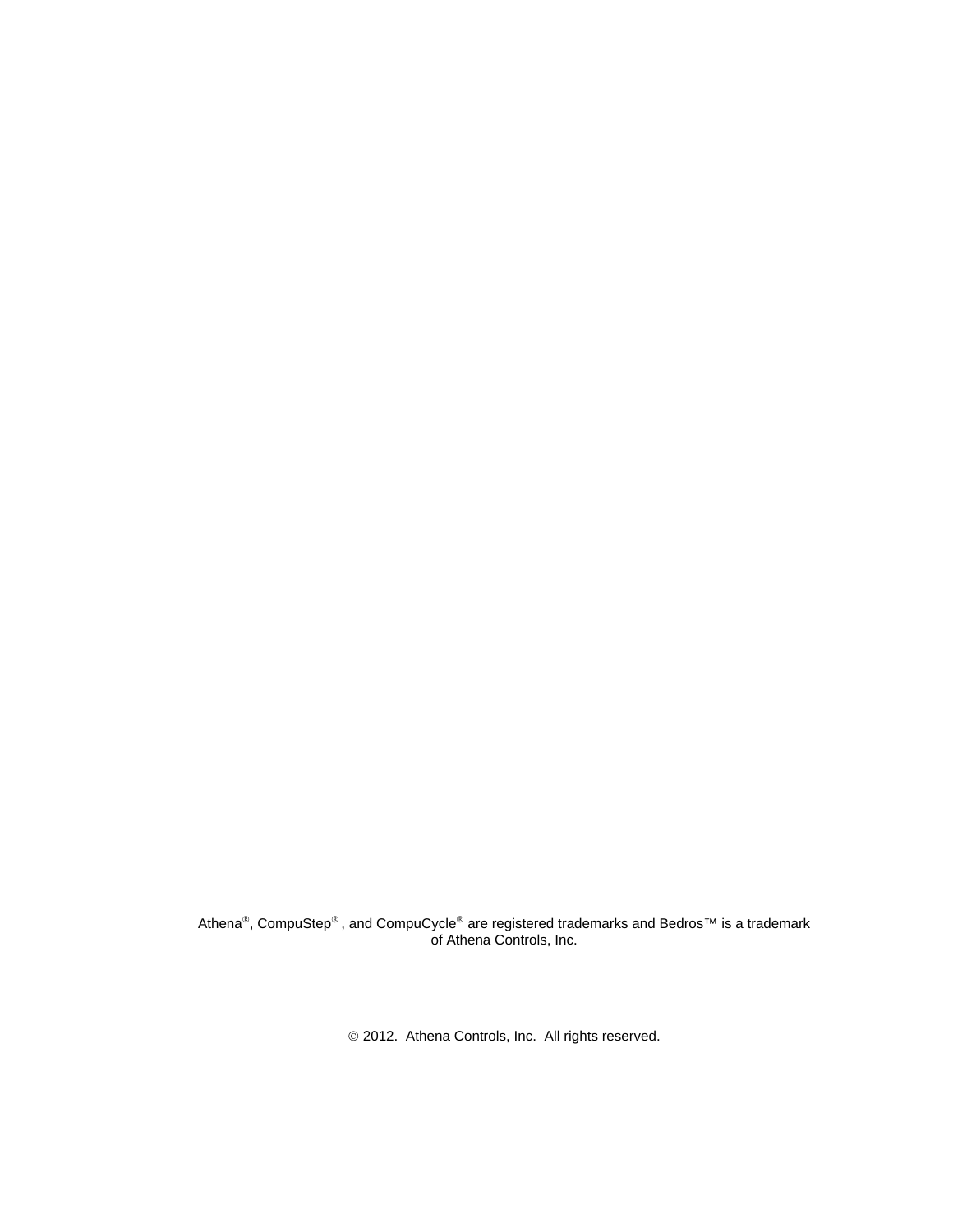Athena®, CompuStep®, and CompuCycle® are registered trademarks and Bedros™ is a trademark of Athena Controls, Inc.

© 2012. Athena Controls, Inc. All rights reserved.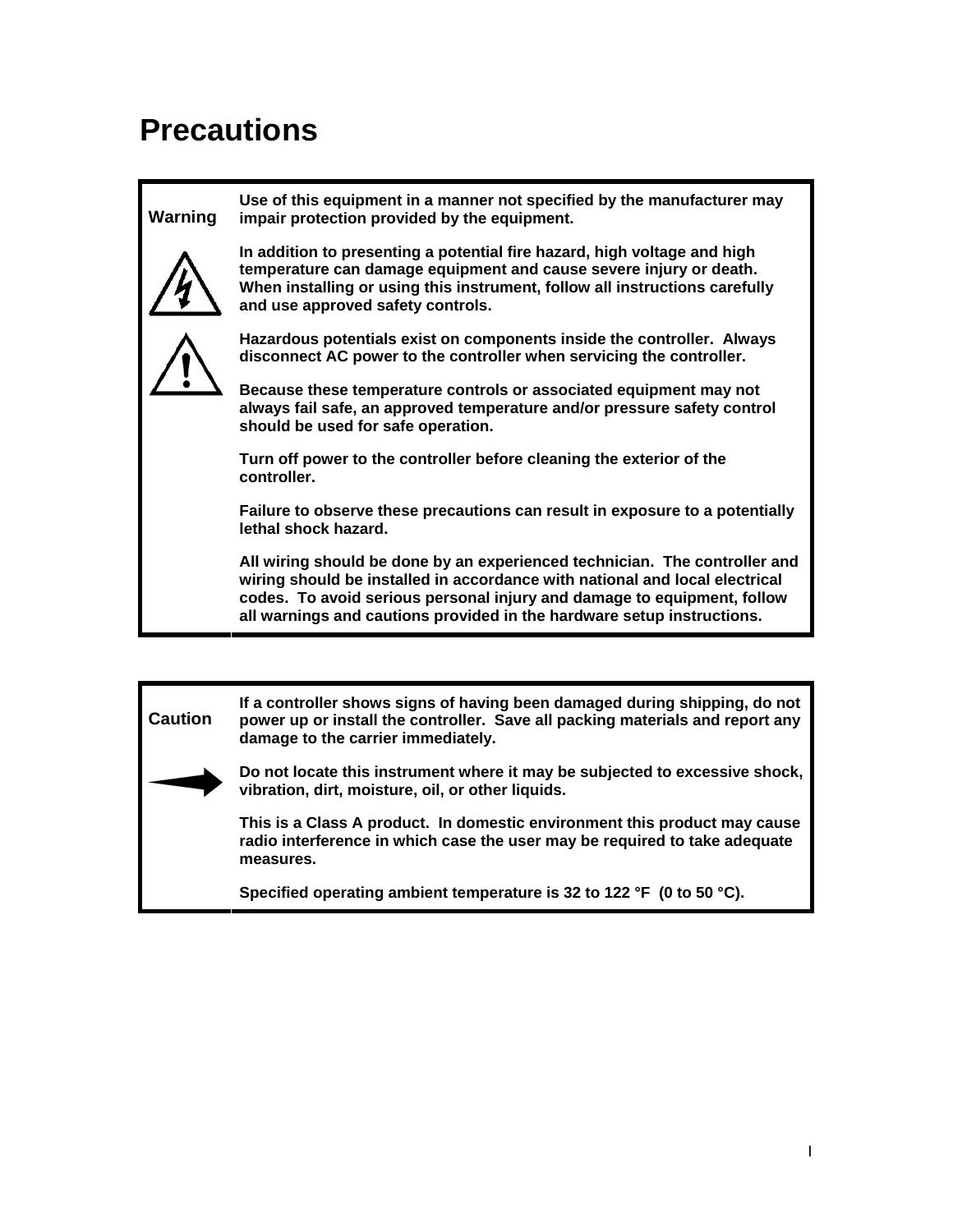# Precautions

| Warning | |
|---|---|
| | **Use of this equipment in a manner not specified by the manufacturer may impair protection provided by the equipment.** |
| | **In addition to presenting a potential fire hazard, high voltage and high temperature can damage equipment and cause severe injury or death. When installing or using this instrument, follow all instructions carefully and use approved safety controls.** |
| | **Hazardous potentials exist on components inside the controller. Always disconnect AC power to the controller when servicing the controller.** |
| | **Because these temperature controls or associated equipment may not always fail safe, an approved temperature and/or pressure safety control should be used for safe operation.** |
| | **Turn off power to the controller before cleaning the exterior of the controller.** |
| | **Failure to observe these precautions can result in exposure to a potentially lethal shock hazard.** |
| | **All wiring should be done by an experienced technician. The controller and wiring should be installed in accordance with national and local electrical codes. To avoid serious personal injury and damage to equipment, follow all warnings and cautions provided in the hardware setup instructions.** |

| Caution | |
|---|---|
| | **If a controller shows signs of having been damaged during shipping, do not power up or install the controller. Save all packing materials and report any damage to the carrier immediately.** |
| | **Do not locate this instrument where it may be subjected to excessive shock, vibration, dirt, moisture, oil, or other liquids.** |
| | **This is a Class A product. In domestic environment this product may cause radio interference in which case the user may be required to take adequate measures.** |
| | **Specified operating ambient temperature is 32 to 122 °F (0 to 50 °C).** |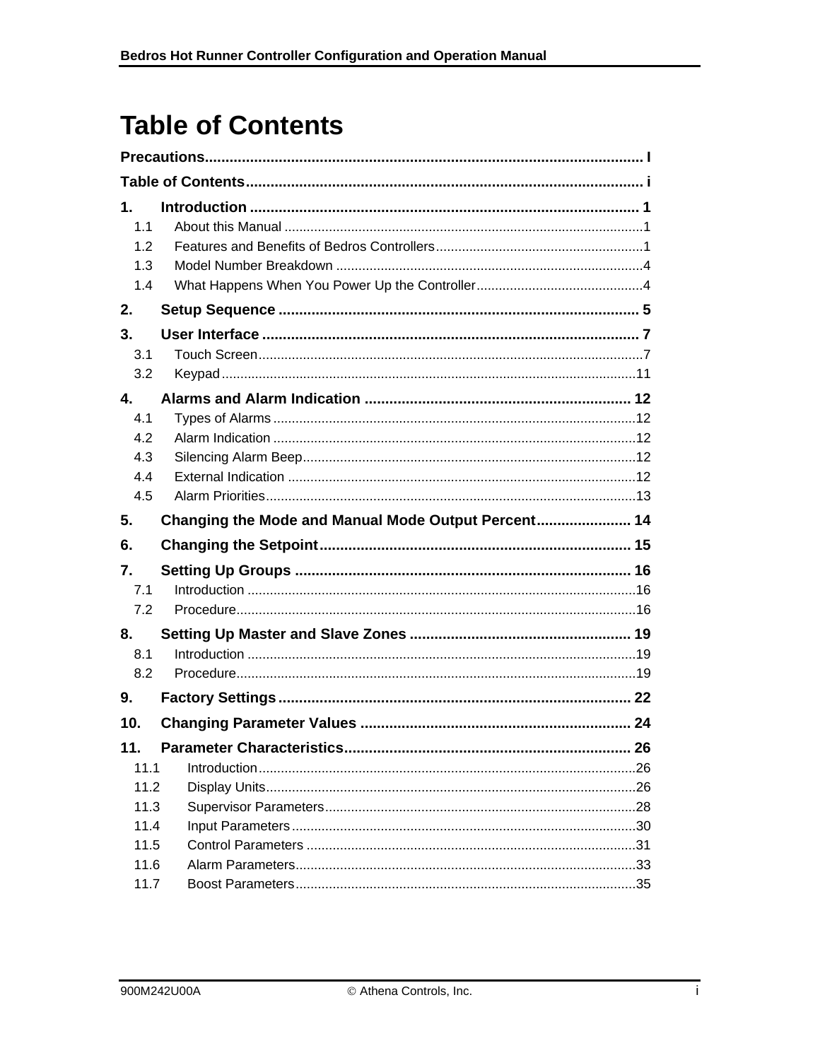# Table of Contents

**Precautions....................................................................................................... I**

**Table of Contents................................................................................................ i**

**1. Introduction ............................................................................................. 1**

- 1.1 About this Manual ................................................................................................1
- 1.2 Features and Benefits of Bedros Controllers.......................................................1
- 1.3 Model Number Breakdown ..................................................................................4
- 1.4 What Happens When You Power Up the Controller............................................4

**2. Setup Sequence ........................................................................................ 5**

**3. User Interface ........................................................................................... 7**

- 3.1 Touch Screen.......................................................................................................7
- 3.2 Keypad...............................................................................................................11

**4. Alarms and Alarm Indication ................................................................. 12**

- 4.1 Types of Alarms .................................................................................................12
- 4.2 Alarm Indication .................................................................................................12
- 4.3 Silencing Alarm Beep.........................................................................................12
- 4.4 External Indication .............................................................................................12
- 4.5 Alarm Priorities...................................................................................................13

**5. Changing the Mode and Manual Mode Output Percent....................... 14**

**6. Changing the Setpoint............................................................................ 15**

**7. Setting Up Groups .................................................................................. 16**

- 7.1 Introduction ........................................................................................................16
- 7.2 Procedure...........................................................................................................16

**8. Setting Up Master and Slave Zones ...................................................... 19**

- 8.1 Introduction ........................................................................................................19
- 8.2 Procedure...........................................................................................................19

**9. Factory Settings...................................................................................... 22**

**10. Changing Parameter Values ................................................................. 24**

**11. Parameter Characteristics..................................................................... 26**

- 11.1 Introduction.....................................................................................................26
- 11.2 Display Units...................................................................................................26
- 11.3 Supervisor Parameters...................................................................................28
- 11.4 Input Parameters............................................................................................30
- 11.5 Control Parameters ........................................................................................31
- 11.6 Alarm Parameters...........................................................................................33
- 11.7 Boost Parameters...........................................................................................35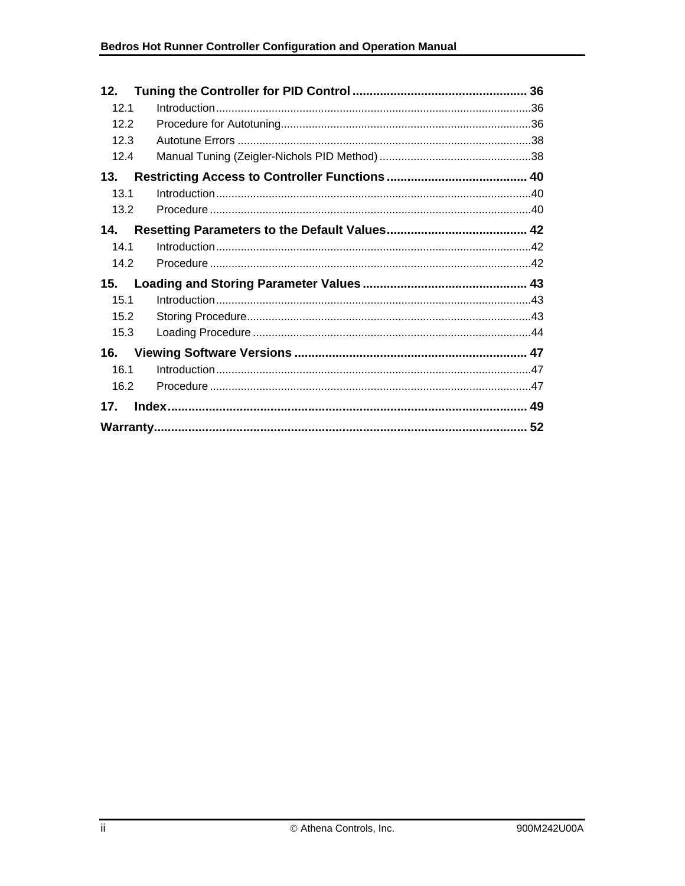**12. Tuning the Controller for PID Control ........................................ 36**

- 12.1 Introduction ........................................ 36
- 12.2 Procedure for Autotuning ........................................ 36
- 12.3 Autotune Errors ........................................ 38
- 12.4 Manual Tuning (Zeigler-Nichols PID Method) ........................................ 38

**13. Restricting Access to Controller Functions ........................................ 40**

- 13.1 Introduction ........................................ 40
- 13.2 Procedure ........................................ 40

**14. Resetting Parameters to the Default Values ........................................ 42**

- 14.1 Introduction ........................................ 42
- 14.2 Procedure ........................................ 42

**15. Loading and Storing Parameter Values ........................................ 43**

- 15.1 Introduction ........................................ 43
- 15.2 Storing Procedure ........................................ 43
- 15.3 Loading Procedure ........................................ 44

**16. Viewing Software Versions ........................................ 47**

- 16.1 Introduction ........................................ 47
- 16.2 Procedure ........................................ 47

**17. Index ........................................ 49**

**Warranty ........................................ 52**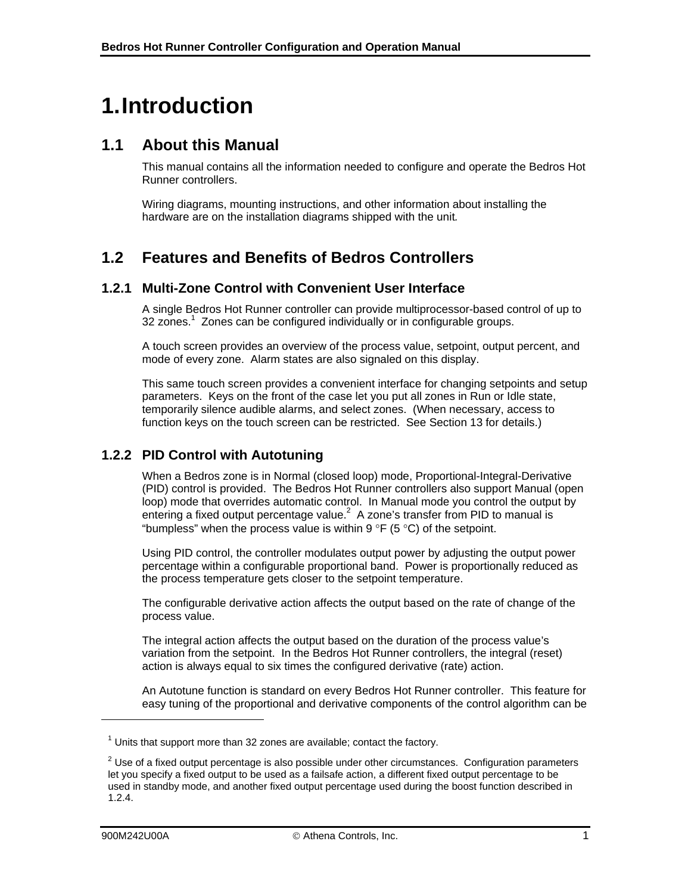# 1. Introduction

## 1.1 About this Manual

This manual contains all the information needed to configure and operate the Bedros Hot Runner controllers.

Wiring diagrams, mounting instructions, and other information about installing the hardware are on the installation diagrams shipped with the unit.

## 1.2 Features and Benefits of Bedros Controllers

### 1.2.1 Multi-Zone Control with Convenient User Interface

A single Bedros Hot Runner controller can provide multiprocessor-based control of up to 32 zones.[1] Zones can be configured individually or in configurable groups.

A touch screen provides an overview of the process value, setpoint, output percent, and mode of every zone. Alarm states are also signaled on this display.

This same touch screen provides a convenient interface for changing setpoints and setup parameters. Keys on the front of the case let you put all zones in Run or Idle state, temporarily silence audible alarms, and select zones. (When necessary, access to function keys on the touch screen can be restricted. See Section 13 for details.)

### 1.2.2 PID Control with Autotuning

When a Bedros zone is in Normal (closed loop) mode, Proportional-Integral-Derivative (PID) control is provided. The Bedros Hot Runner controllers also support Manual (open loop) mode that overrides automatic control. In Manual mode you control the output by entering a fixed output percentage value.[2] A zone's transfer from PID to manual is "bumpless" when the process value is within 9 °F (5 °C) of the setpoint.

Using PID control, the controller modulates output power by adjusting the output power percentage within a configurable proportional band. Power is proportionally reduced as the process temperature gets closer to the setpoint temperature.

The configurable derivative action affects the output based on the rate of change of the process value.

The integral action affects the output based on the duration of the process value's variation from the setpoint. In the Bedros Hot Runner controllers, the integral (reset) action is always equal to six times the configured derivative (rate) action.

An Autotune function is standard on every Bedros Hot Runner controller. This feature for easy tuning of the proportional and derivative components of the control algorithm can be

---

[1] Units that support more than 32 zones are available; contact the factory.

[2] Use of a fixed output percentage is also possible under other circumstances. Configuration parameters let you specify a fixed output to be used as a failsafe action, a different fixed output percentage to be used in standby mode, and another fixed output percentage used during the boost function described in 1.2.4.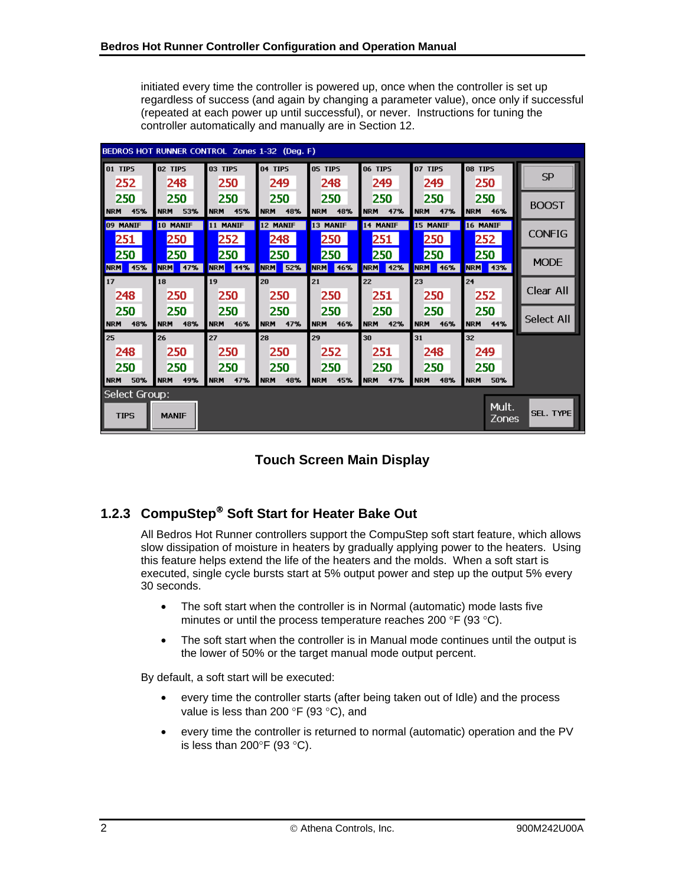initiated every time the controller is powered up, once when the controller is set up regardless of success (and again by changing a parameter value), once only if successful (repeated at each power up until successful), or never. Instructions for tuning the controller automatically and manually are in Section 12.

**Touch Screen Main Display**

### 1.2.3 CompuStep® Soft Start for Heater Bake Out

All Bedros Hot Runner controllers support the CompuStep soft start feature, which allows slow dissipation of moisture in heaters by gradually applying power to the heaters. Using this feature helps extend the life of the heaters and the molds. When a soft start is executed, single cycle bursts start at 5% output power and step up the output 5% every 30 seconds.

- The soft start when the controller is in Normal (automatic) mode lasts five minutes or until the process temperature reaches 200 °F (93 °C).
- The soft start when the controller is in Manual mode continues until the output is the lower of 50% or the target manual mode output percent.

By default, a soft start will be executed:

- every time the controller starts (after being taken out of Idle) and the process value is less than 200 °F (93 °C), and
- every time the controller is returned to normal (automatic) operation and the PV is less than 200°F (93 °C).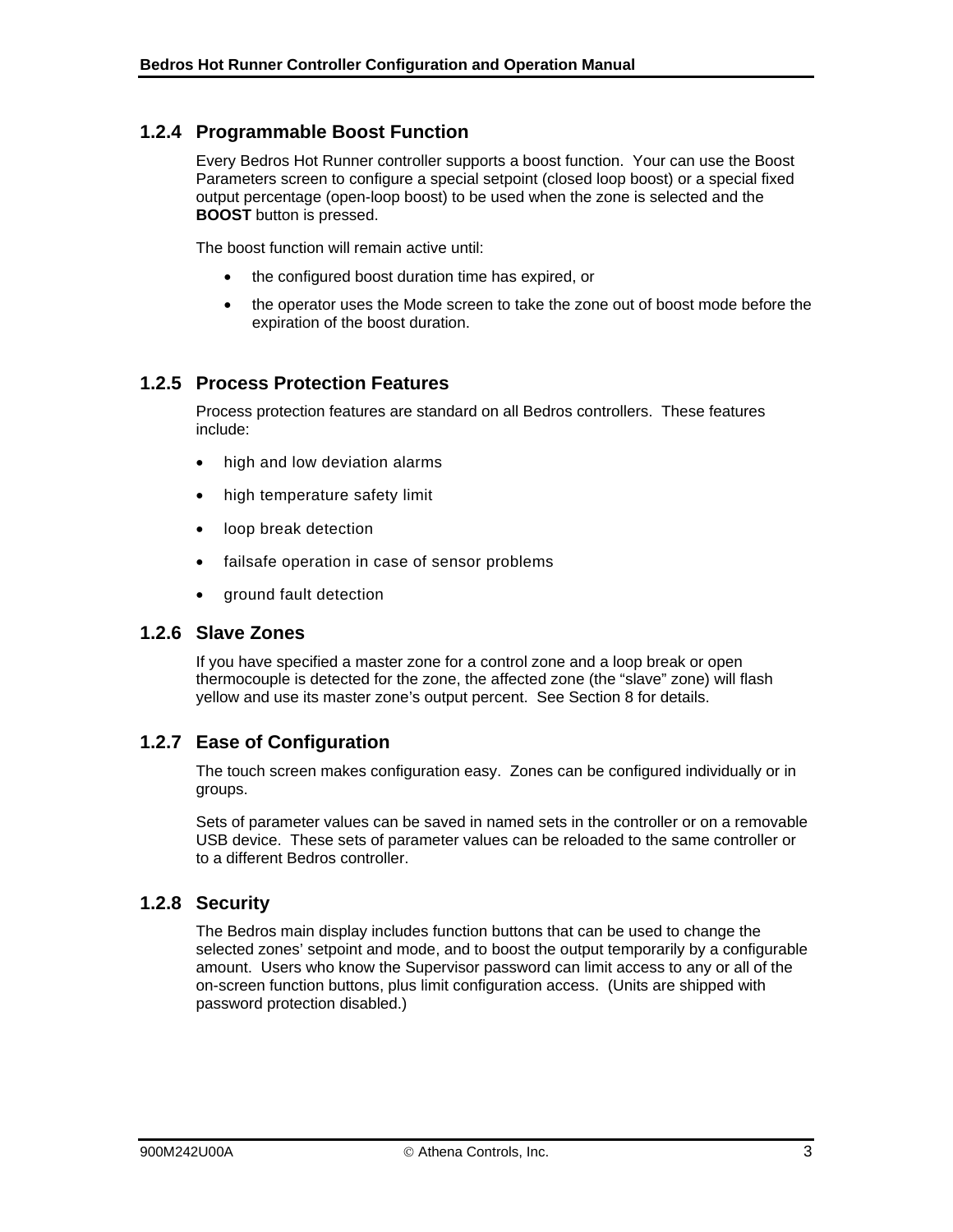### 1.2.4 Programmable Boost Function

Every Bedros Hot Runner controller supports a boost function. Your can use the Boost Parameters screen to configure a special setpoint (closed loop boost) or a special fixed output percentage (open-loop boost) to be used when the zone is selected and the **BOOST** button is pressed.

The boost function will remain active until:

- the configured boost duration time has expired, or
- the operator uses the Mode screen to take the zone out of boost mode before the expiration of the boost duration.

### 1.2.5 Process Protection Features

Process protection features are standard on all Bedros controllers. These features include:

- high and low deviation alarms
- high temperature safety limit
- loop break detection
- failsafe operation in case of sensor problems
- ground fault detection

### 1.2.6 Slave Zones

If you have specified a master zone for a control zone and a loop break or open thermocouple is detected for the zone, the affected zone (the "slave" zone) will flash yellow and use its master zone's output percent. See Section 8 for details.

### 1.2.7 Ease of Configuration

The touch screen makes configuration easy. Zones can be configured individually or in groups.

Sets of parameter values can be saved in named sets in the controller or on a removable USB device. These sets of parameter values can be reloaded to the same controller or to a different Bedros controller.

### 1.2.8 Security

The Bedros main display includes function buttons that can be used to change the selected zones' setpoint and mode, and to boost the output temporarily by a configurable amount. Users who know the Supervisor password can limit access to any or all of the on-screen function buttons, plus limit configuration access. (Units are shipped with password protection disabled.)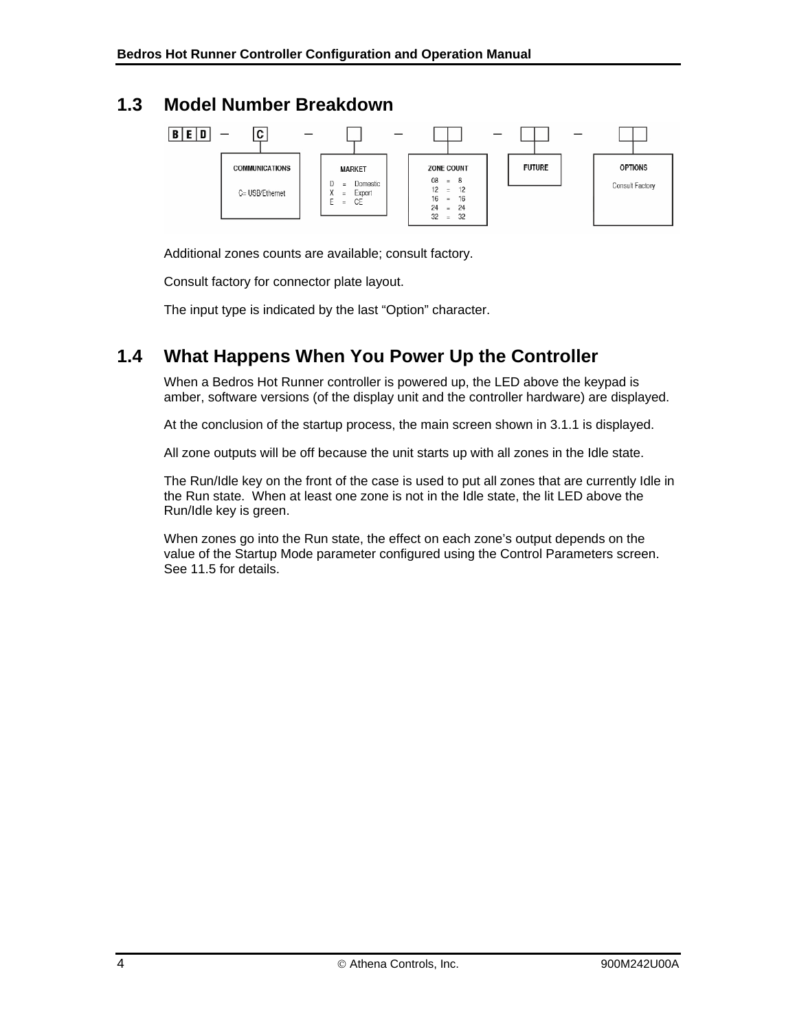## 1.3 Model Number Breakdown

B E D – C – [ ] – [ ][ ] – [ ][ ] – [ ][ ]

| COMMUNICATIONS | MARKET | ZONE COUNT | FUTURE | OPTIONS |
|---|---|---|---|---|
| C= USB/Ethernet | D = Domestic<br>X = Export<br>E = CE | 08 = 8<br>12 = 12<br>16 = 16<br>24 = 24<br>32 = 32 | | Consult Factory |

Additional zones counts are available; consult factory.

Consult factory for connector plate layout.

The input type is indicated by the last "Option" character.

## 1.4 What Happens When You Power Up the Controller

When a Bedros Hot Runner controller is powered up, the LED above the keypad is amber, software versions (of the display unit and the controller hardware) are displayed.

At the conclusion of the startup process, the main screen shown in 3.1.1 is displayed.

All zone outputs will be off because the unit starts up with all zones in the Idle state.

The Run/Idle key on the front of the case is used to put all zones that are currently Idle in the Run state. When at least one zone is not in the Idle state, the lit LED above the Run/Idle key is green.

When zones go into the Run state, the effect on each zone's output depends on the value of the Startup Mode parameter configured using the Control Parameters screen. See 11.5 for details.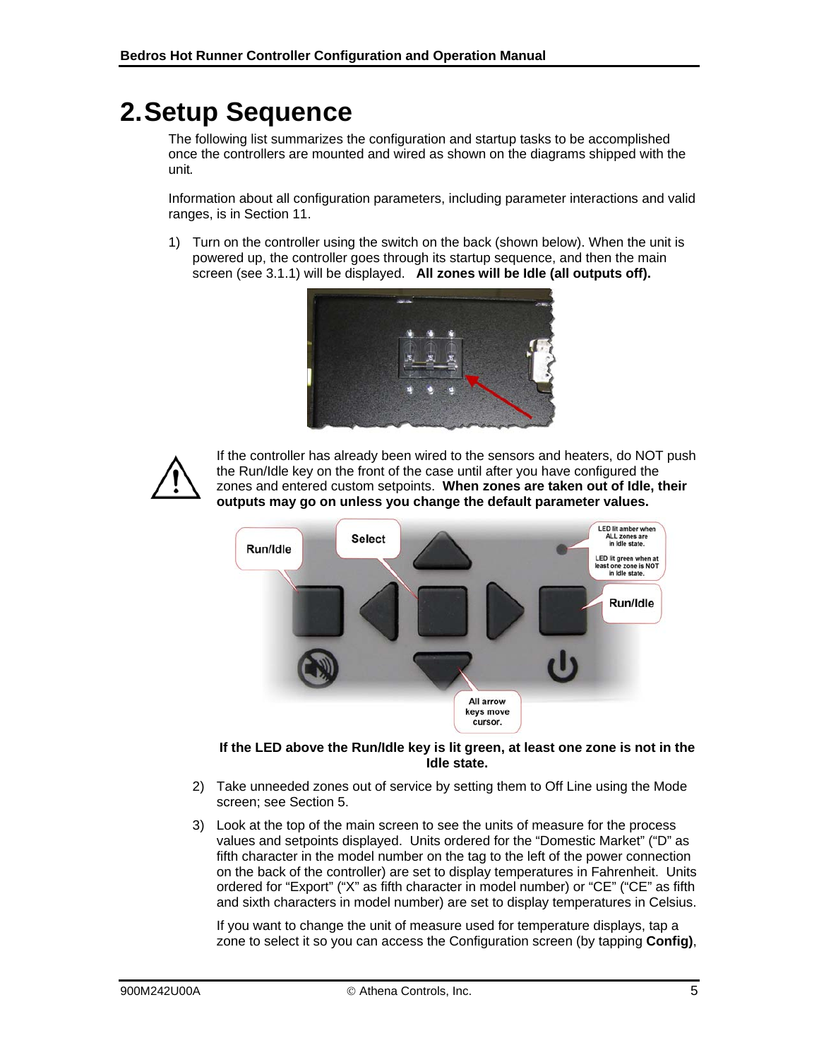# 2. Setup Sequence

The following list summarizes the configuration and startup tasks to be accomplished once the controllers are mounted and wired as shown on the diagrams shipped with the unit.

Information about all configuration parameters, including parameter interactions and valid ranges, is in Section 11.

1) Turn on the controller using the switch on the back (shown below). When the unit is powered up, the controller goes through its startup sequence, and then the main screen (see 3.1.1) will be displayed. **All zones will be Idle (all outputs off).**

If the controller has already been wired to the sensors and heaters, do NOT push the Run/Idle key on the front of the case until after you have configured the zones and entered custom setpoints. **When zones are taken out of Idle, their outputs may go on unless you change the default parameter values.**

**If the LED above the Run/Idle key is lit green, at least one zone is not in the Idle state.**

2) Take unneeded zones out of service by setting them to Off Line using the Mode screen; see Section 5.

3) Look at the top of the main screen to see the units of measure for the process values and setpoints displayed. Units ordered for the "Domestic Market" ("D" as fifth character in the model number on the tag to the left of the power connection on the back of the controller) are set to display temperatures in Fahrenheit. Units ordered for "Export" ("X" as fifth character in model number) or "CE" ("CE" as fifth and sixth characters in model number) are set to display temperatures in Celsius.

   If you want to change the unit of measure used for temperature displays, tap a zone to select it so you can access the Configuration screen (by tapping **Config)**,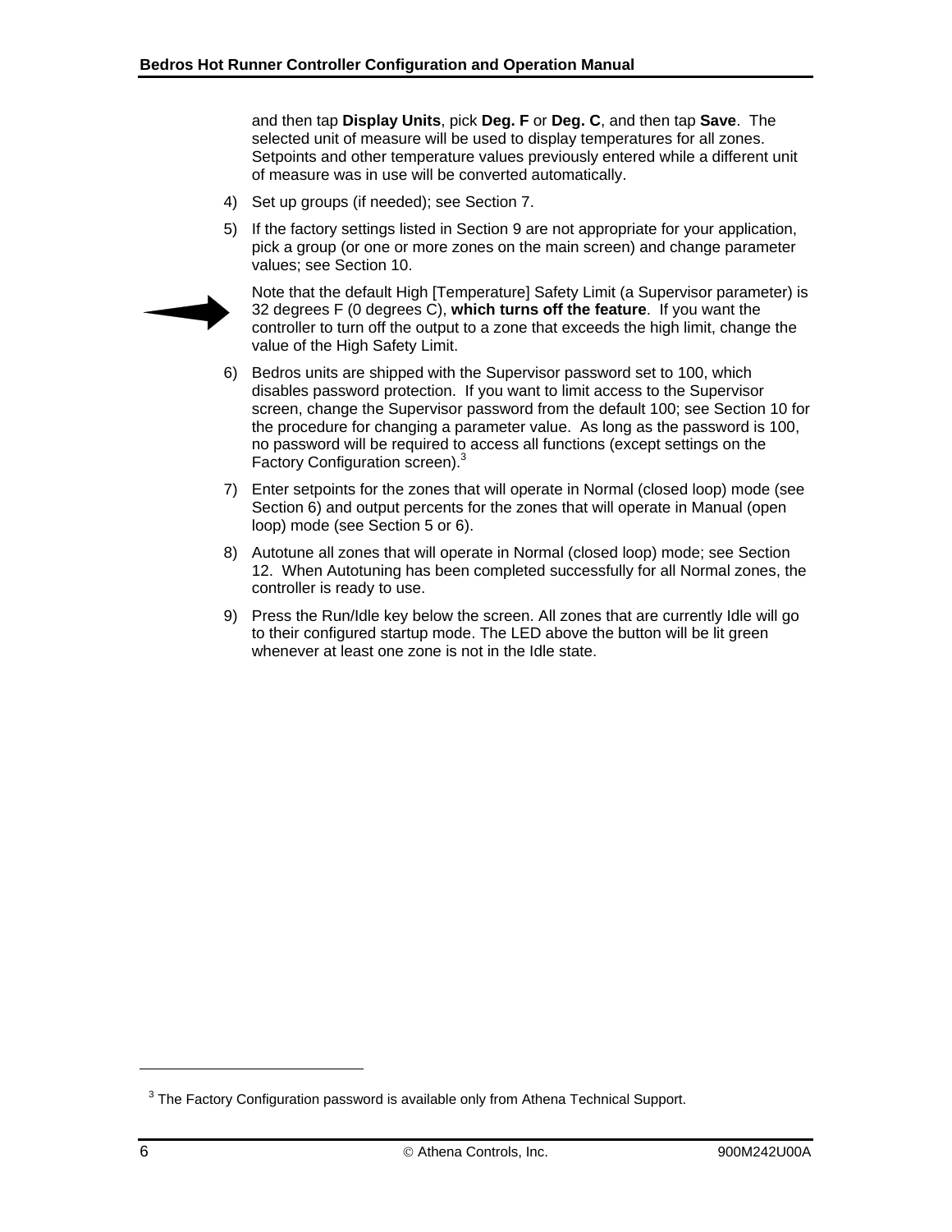and then tap **Display Units**, pick **Deg. F** or **Deg. C**, and then tap **Save**. The selected unit of measure will be used to display temperatures for all zones. Setpoints and other temperature values previously entered while a different unit of measure was in use will be converted automatically.

4) Set up groups (if needed); see Section 7.

5) If the factory settings listed in Section 9 are not appropriate for your application, pick a group (or one or more zones on the main screen) and change parameter values; see Section 10.

   Note that the default High [Temperature] Safety Limit (a Supervisor parameter) is 32 degrees F (0 degrees C), **which turns off the feature**. If you want the controller to turn off the output to a zone that exceeds the high limit, change the value of the High Safety Limit.

6) Bedros units are shipped with the Supervisor password set to 100, which disables password protection. If you want to limit access to the Supervisor screen, change the Supervisor password from the default 100; see Section 10 for the procedure for changing a parameter value. As long as the password is 100, no password will be required to access all functions (except settings on the Factory Configuration screen).[3]

7) Enter setpoints for the zones that will operate in Normal (closed loop) mode (see Section 6) and output percents for the zones that will operate in Manual (open loop) mode (see Section 5 or 6).

8) Autotune all zones that will operate in Normal (closed loop) mode; see Section 12. When Autotuning has been completed successfully for all Normal zones, the controller is ready to use.

9) Press the Run/Idle key below the screen. All zones that are currently Idle will go to their configured startup mode. The LED above the button will be lit green whenever at least one zone is not in the Idle state.

---

[3] The Factory Configuration password is available only from Athena Technical Support.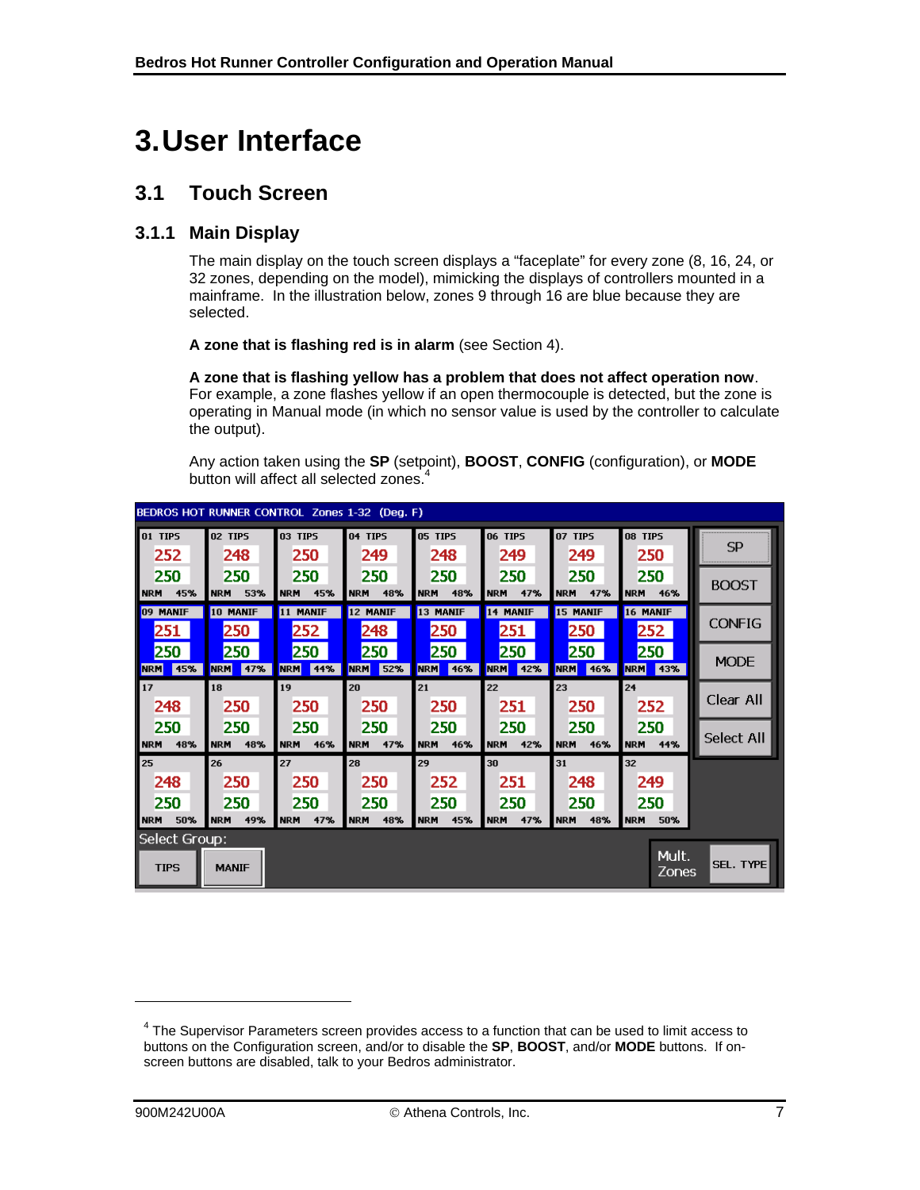# 3. User Interface

## 3.1 Touch Screen

### 3.1.1 Main Display

The main display on the touch screen displays a "faceplate" for every zone (8, 16, 24, or 32 zones, depending on the model), mimicking the displays of controllers mounted in a mainframe. In the illustration below, zones 9 through 16 are blue because they are selected.

**A zone that is flashing red is in alarm** (see Section 4).

**A zone that is flashing yellow has a problem that does not affect operation now**. For example, a zone flashes yellow if an open thermocouple is detected, but the zone is operating in Manual mode (in which no sensor value is used by the controller to calculate the output).

Any action taken using the **SP** (setpoint), **BOOST**, **CONFIG** (configuration), or **MODE** button will affect all selected zones.[4]

---

[4] The Supervisor Parameters screen provides access to a function that can be used to limit access to buttons on the Configuration screen, and/or to disable the **SP**, **BOOST**, and/or **MODE** buttons. If on-screen buttons are disabled, talk to your Bedros administrator.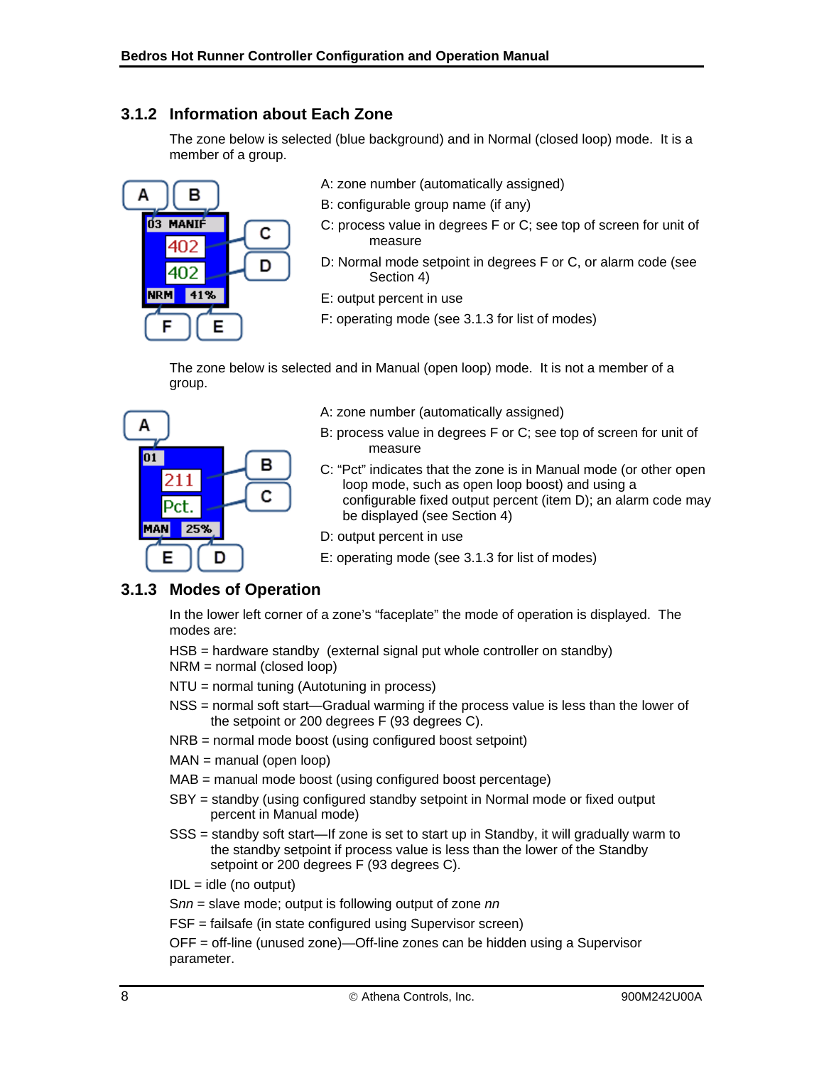### 3.1.2 Information about Each Zone

The zone below is selected (blue background) and in Normal (closed loop) mode. It is a member of a group.

A: zone number (automatically assigned)

B: configurable group name (if any)

C: process value in degrees F or C; see top of screen for unit of measure

D: Normal mode setpoint in degrees F or C, or alarm code (see Section 4)

E: output percent in use

F: operating mode (see 3.1.3 for list of modes)

The zone below is selected and in Manual (open loop) mode. It is not a member of a group.

A: zone number (automatically assigned)

B: process value in degrees F or C; see top of screen for unit of measure

C: "Pct" indicates that the zone is in Manual mode (or other open loop mode, such as open loop boost) and using a configurable fixed output percent (item D); an alarm code may be displayed (see Section 4)

D: output percent in use

E: operating mode (see 3.1.3 for list of modes)

### 3.1.3 Modes of Operation

In the lower left corner of a zone's "faceplate" the mode of operation is displayed. The modes are:

HSB = hardware standby (external signal put whole controller on standby)
NRM = normal (closed loop)

NTU = normal tuning (Autotuning in process)

NSS = normal soft start—Gradual warming if the process value is less than the lower of the setpoint or 200 degrees F (93 degrees C).

NRB = normal mode boost (using configured boost setpoint)

MAN = manual (open loop)

MAB = manual mode boost (using configured boost percentage)

SBY = standby (using configured standby setpoint in Normal mode or fixed output percent in Manual mode)

SSS = standby soft start—If zone is set to start up in Standby, it will gradually warm to the standby setpoint if process value is less than the lower of the Standby setpoint or 200 degrees F (93 degrees C).

IDL = idle (no output)

S*nn* = slave mode; output is following output of zone *nn*

FSF = failsafe (in state configured using Supervisor screen)

OFF = off-line (unused zone)—Off-line zones can be hidden using a Supervisor parameter.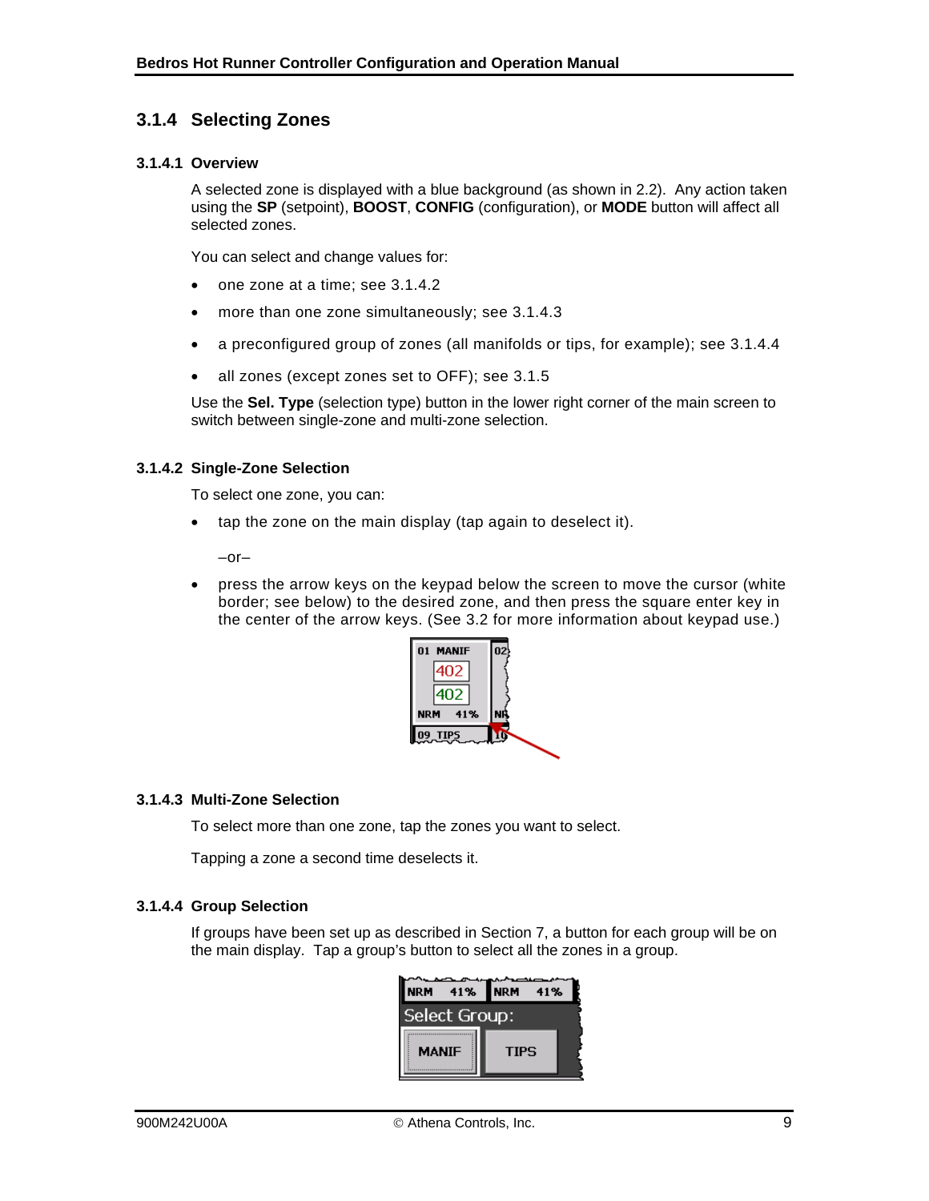## 3.1.4 Selecting Zones

### 3.1.4.1 Overview

A selected zone is displayed with a blue background (as shown in 2.2). Any action taken using the **SP** (setpoint), **BOOST**, **CONFIG** (configuration), or **MODE** button will affect all selected zones.

You can select and change values for:

- one zone at a time; see 3.1.4.2
- more than one zone simultaneously; see 3.1.4.3
- a preconfigured group of zones (all manifolds or tips, for example); see 3.1.4.4
- all zones (except zones set to OFF); see 3.1.5

Use the **Sel. Type** (selection type) button in the lower right corner of the main screen to switch between single-zone and multi-zone selection.

### 3.1.4.2 Single-Zone Selection

To select one zone, you can:

- tap the zone on the main display (tap again to deselect it).

  –or–

- press the arrow keys on the keypad below the screen to move the cursor (white border; see below) to the desired zone, and then press the square enter key in the center of the arrow keys. (See 3.2 for more information about keypad use.)

### 3.1.4.3 Multi-Zone Selection

To select more than one zone, tap the zones you want to select.

Tapping a zone a second time deselects it.

### 3.1.4.4 Group Selection

If groups have been set up as described in Section 7, a button for each group will be on the main display. Tap a group's button to select all the zones in a group.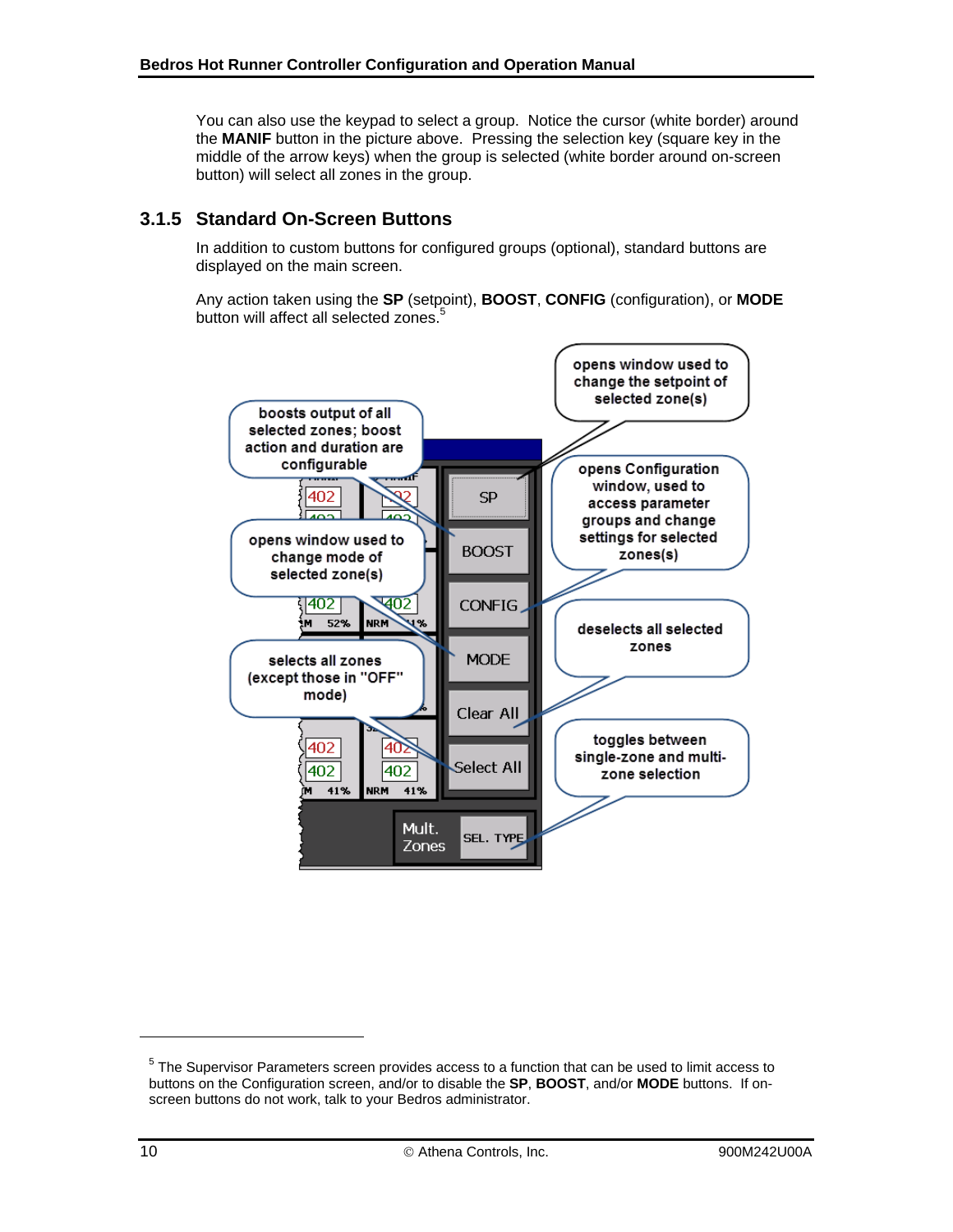You can also use the keypad to select a group. Notice the cursor (white border) around the **MANIF** button in the picture above. Pressing the selection key (square key in the middle of the arrow keys) when the group is selected (white border around on-screen button) will select all zones in the group.

### 3.1.5 Standard On-Screen Buttons

In addition to custom buttons for configured groups (optional), standard buttons are displayed on the main screen.

Any action taken using the **SP** (setpoint), **BOOST**, **CONFIG** (configuration), or **MODE** button will affect all selected zones.[5]

- **SP**: opens window used to change the setpoint of selected zone(s)
- **BOOST**: boosts output of all selected zones; boost action and duration are configurable
- **CONFIG**: opens Configuration window, used to access parameter groups and change settings for selected zones(s)
- **MODE**: opens window used to change mode of selected zone(s)
- **Clear All**: deselects all selected zones
- **Select All**: selects all zones (except those in "OFF" mode)
- **SEL. TYPE**: toggles between single-zone and multi-zone selection

---

[5] The Supervisor Parameters screen provides access to a function that can be used to limit access to buttons on the Configuration screen, and/or to disable the **SP**, **BOOST**, and/or **MODE** buttons. If on-screen buttons do not work, talk to your Bedros administrator.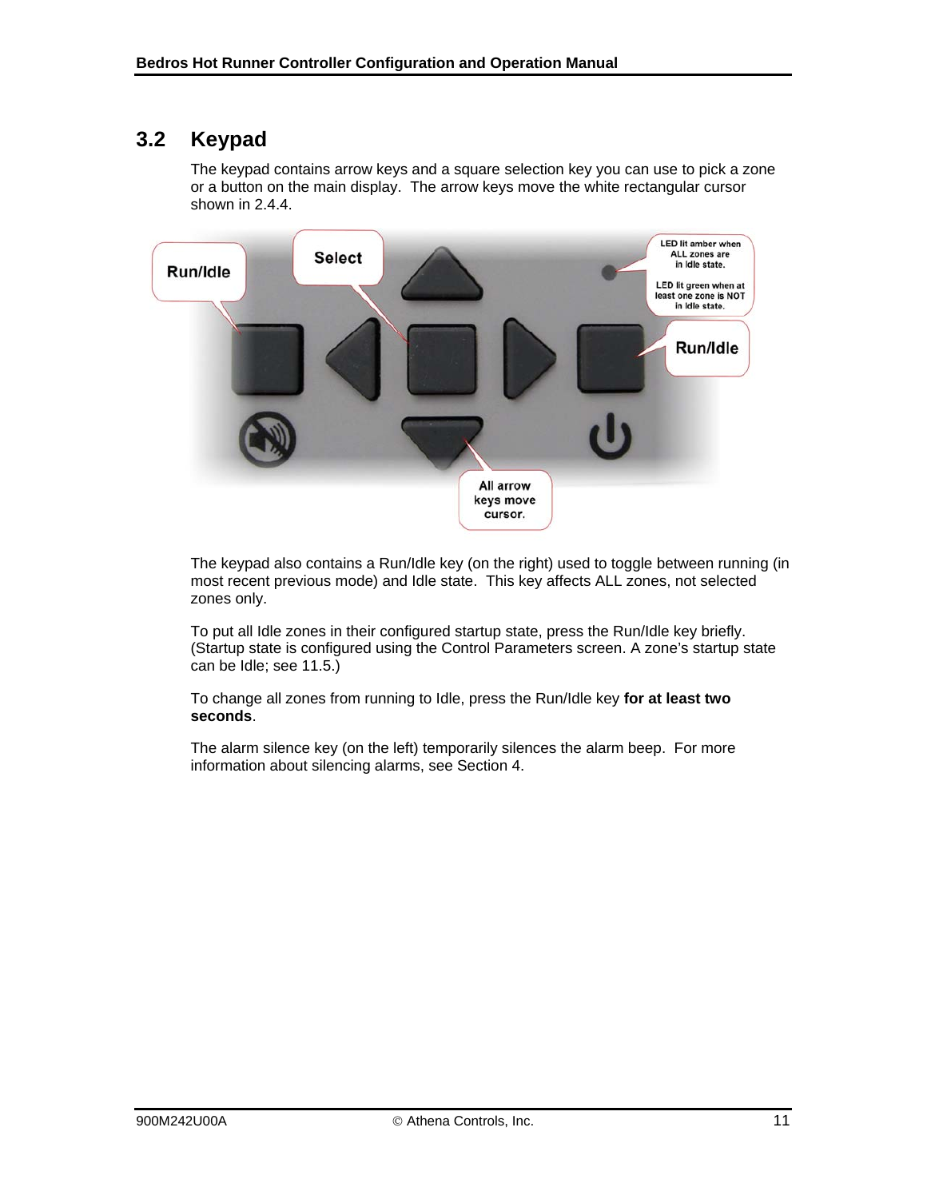## 3.2 Keypad

The keypad contains arrow keys and a square selection key you can use to pick a zone or a button on the main display. The arrow keys move the white rectangular cursor shown in 2.4.4.

Run/Idle

Select

LED lit amber when ALL zones are in Idle state.

LED lit green when at least one zone is NOT in Idle state.

Run/Idle

All arrow keys move cursor.

The keypad also contains a Run/Idle key (on the right) used to toggle between running (in most recent previous mode) and Idle state. This key affects ALL zones, not selected zones only.

To put all Idle zones in their configured startup state, press the Run/Idle key briefly. (Startup state is configured using the Control Parameters screen. A zone's startup state can be Idle; see 11.5.)

To change all zones from running to Idle, press the Run/Idle key **for at least two seconds**.

The alarm silence key (on the left) temporarily silences the alarm beep. For more information about silencing alarms, see Section 4.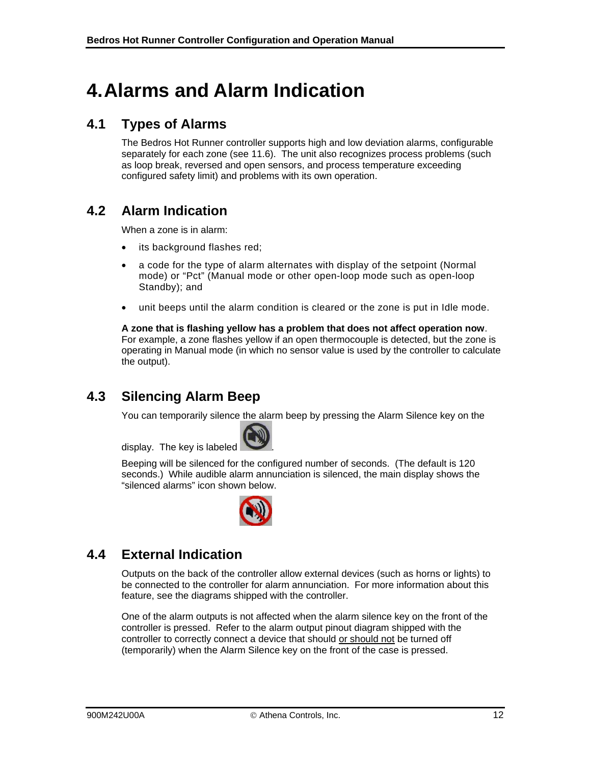# 4. Alarms and Alarm Indication

## 4.1 Types of Alarms

The Bedros Hot Runner controller supports high and low deviation alarms, configurable separately for each zone (see 11.6). The unit also recognizes process problems (such as loop break, reversed and open sensors, and process temperature exceeding configured safety limit) and problems with its own operation.

## 4.2 Alarm Indication

When a zone is in alarm:

- its background flashes red;
- a code for the type of alarm alternates with display of the setpoint (Normal mode) or "Pct" (Manual mode or other open-loop mode such as open-loop Standby); and
- unit beeps until the alarm condition is cleared or the zone is put in Idle mode.

**A zone that is flashing yellow has a problem that does not affect operation now**. For example, a zone flashes yellow if an open thermocouple is detected, but the zone is operating in Manual mode (in which no sensor value is used by the controller to calculate the output).

## 4.3 Silencing Alarm Beep

You can temporarily silence the alarm beep by pressing the Alarm Silence key on the display. The key is labeled .

Beeping will be silenced for the configured number of seconds. (The default is 120 seconds.) While audible alarm annunciation is silenced, the main display shows the "silenced alarms" icon shown below.

## 4.4 External Indication

Outputs on the back of the controller allow external devices (such as horns or lights) to be connected to the controller for alarm annunciation. For more information about this feature, see the diagrams shipped with the controller.

One of the alarm outputs is not affected when the alarm silence key on the front of the controller is pressed. Refer to the alarm output pinout diagram shipped with the controller to correctly connect a device that should or should not be turned off (temporarily) when the Alarm Silence key on the front of the case is pressed.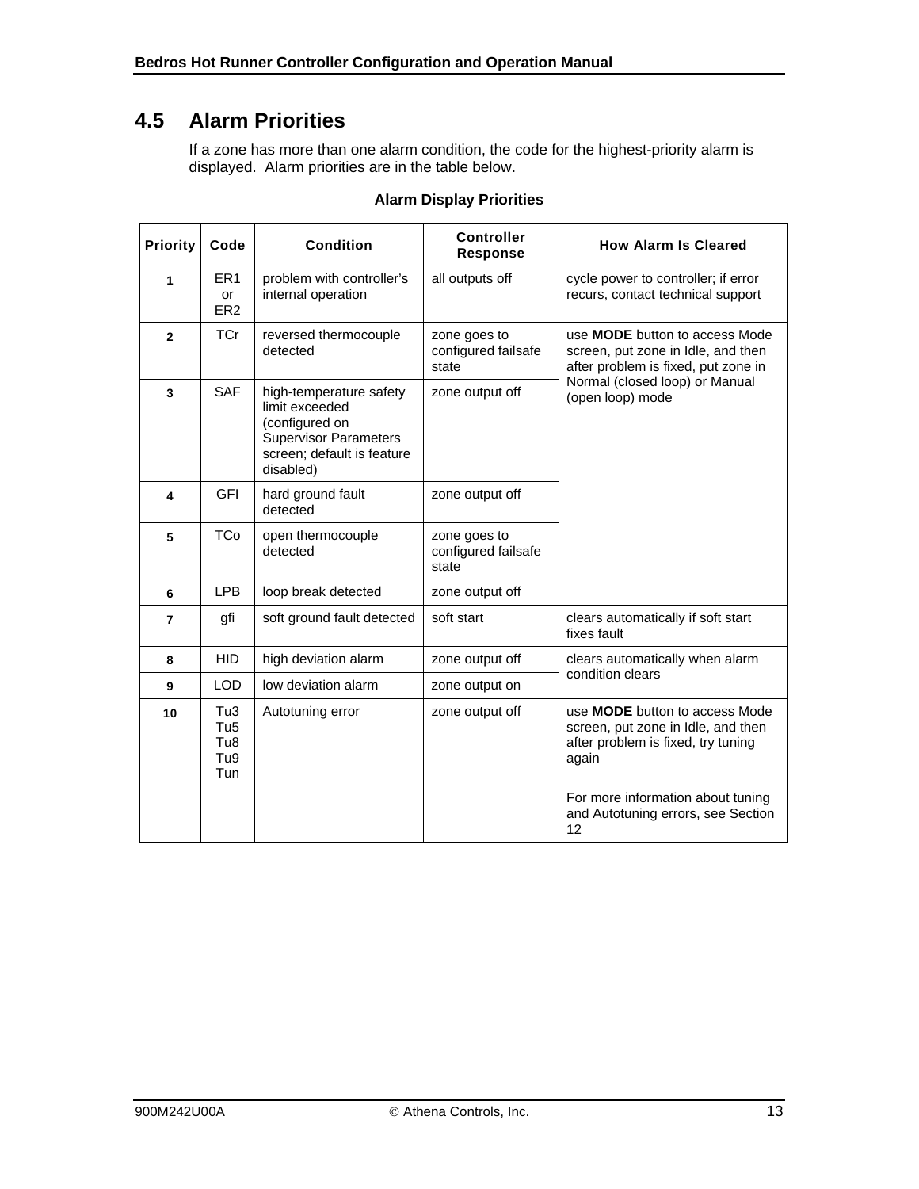## 4.5 Alarm Priorities

If a zone has more than one alarm condition, the code for the highest-priority alarm is displayed. Alarm priorities are in the table below.

**Alarm Display Priorities**

| Priority | Code | Condition | Controller Response | How Alarm Is Cleared |
|---|---|---|---|---|
| **1** | ER1 or ER2 | problem with controller's internal operation | all outputs off | cycle power to controller; if error recurs, contact technical support |
| **2** | TCr | reversed thermocouple detected | zone goes to configured failsafe state | use **MODE** button to access Mode screen, put zone in Idle, and then after problem is fixed, put zone in Normal (closed loop) or Manual (open loop) mode |
| **3** | SAF | high-temperature safety limit exceeded (configured on Supervisor Parameters screen; default is feature disabled) | zone output off | |
| **4** | GFI | hard ground fault detected | zone output off | |
| **5** | TCo | open thermocouple detected | zone goes to configured failsafe state | |
| **6** | LPB | loop break detected | zone output off | |
| **7** | gfi | soft ground fault detected | soft start | clears automatically if soft start fixes fault |
| **8** | HID | high deviation alarm | zone output off | clears automatically when alarm condition clears |
| **9** | LOD | low deviation alarm | zone output on | |
| **10** | Tu3 Tu5 Tu8 Tu9 Tun | Autotuning error | zone output off | use **MODE** button to access Mode screen, put zone in Idle, and then after problem is fixed, try tuning again<br><br>For more information about tuning and Autotuning errors, see Section 12 |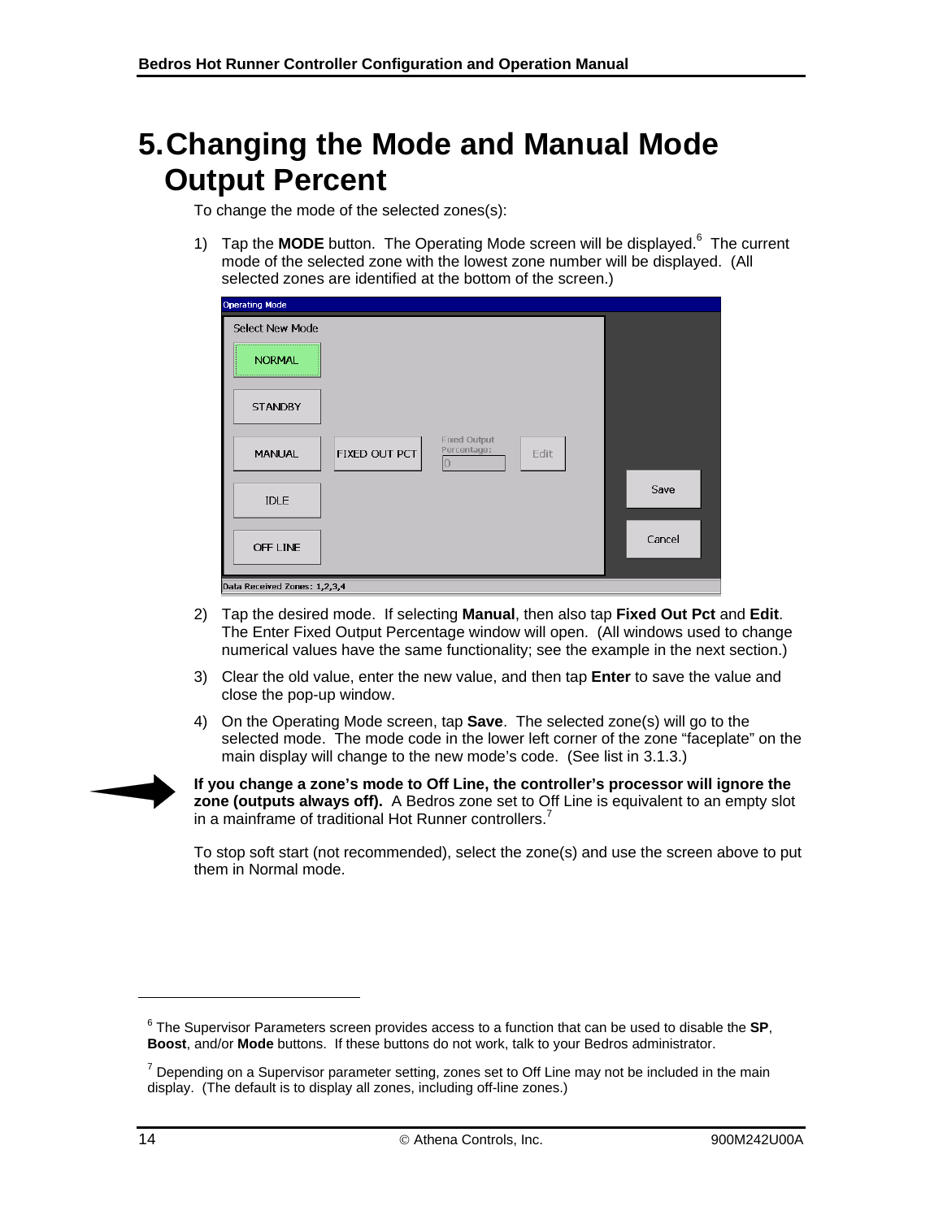# 5. Changing the Mode and Manual Mode Output Percent

To change the mode of the selected zones(s):

1) Tap the **MODE** button. The Operating Mode screen will be displayed.[6] The current mode of the selected zone with the lowest zone number will be displayed. (All selected zones are identified at the bottom of the screen.)

2) Tap the desired mode. If selecting **Manual**, then also tap **Fixed Out Pct** and **Edit**. The Enter Fixed Output Percentage window will open. (All windows used to change numerical values have the same functionality; see the example in the next section.)

3) Clear the old value, enter the new value, and then tap **Enter** to save the value and close the pop-up window.

4) On the Operating Mode screen, tap **Save**. The selected zone(s) will go to the selected mode. The mode code in the lower left corner of the zone "faceplate" on the main display will change to the new mode's code. (See list in 3.1.3.)

**If you change a zone's mode to Off Line, the controller's processor will ignore the zone (outputs always off).** A Bedros zone set to Off Line is equivalent to an empty slot in a mainframe of traditional Hot Runner controllers.[7]

To stop soft start (not recommended), select the zone(s) and use the screen above to put them in Normal mode.

---

[6] The Supervisor Parameters screen provides access to a function that can be used to disable the **SP**, **Boost**, and/or **Mode** buttons. If these buttons do not work, talk to your Bedros administrator.

[7] Depending on a Supervisor parameter setting, zones set to Off Line may not be included in the main display. (The default is to display all zones, including off-line zones.)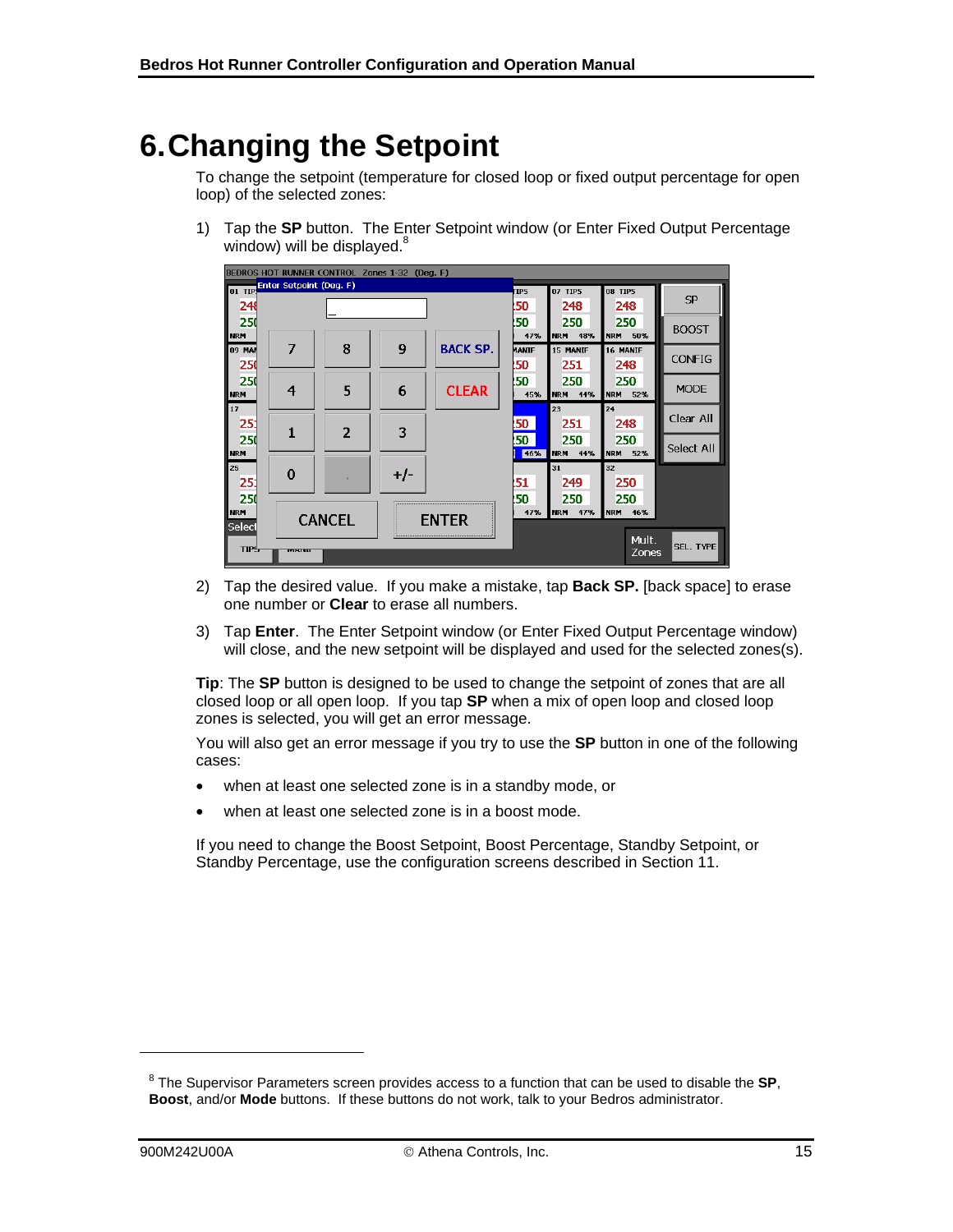# 6. Changing the Setpoint

To change the setpoint (temperature for closed loop or fixed output percentage for open loop) of the selected zones:

1) Tap the **SP** button. The Enter Setpoint window (or Enter Fixed Output Percentage window) will be displayed.[8]

2) Tap the desired value. If you make a mistake, tap **Back SP.** [back space] to erase one number or **Clear** to erase all numbers.

3) Tap **Enter**. The Enter Setpoint window (or Enter Fixed Output Percentage window) will close, and the new setpoint will be displayed and used for the selected zones(s).

**Tip**: The **SP** button is designed to be used to change the setpoint of zones that are all closed loop or all open loop. If you tap **SP** when a mix of open loop and closed loop zones is selected, you will get an error message.

You will also get an error message if you try to use the **SP** button in one of the following cases:

- when at least one selected zone is in a standby mode, or
- when at least one selected zone is in a boost mode.

If you need to change the Boost Setpoint, Boost Percentage, Standby Setpoint, or Standby Percentage, use the configuration screens described in Section 11.

---

[8] The Supervisor Parameters screen provides access to a function that can be used to disable the **SP**, **Boost**, and/or **Mode** buttons. If these buttons do not work, talk to your Bedros administrator.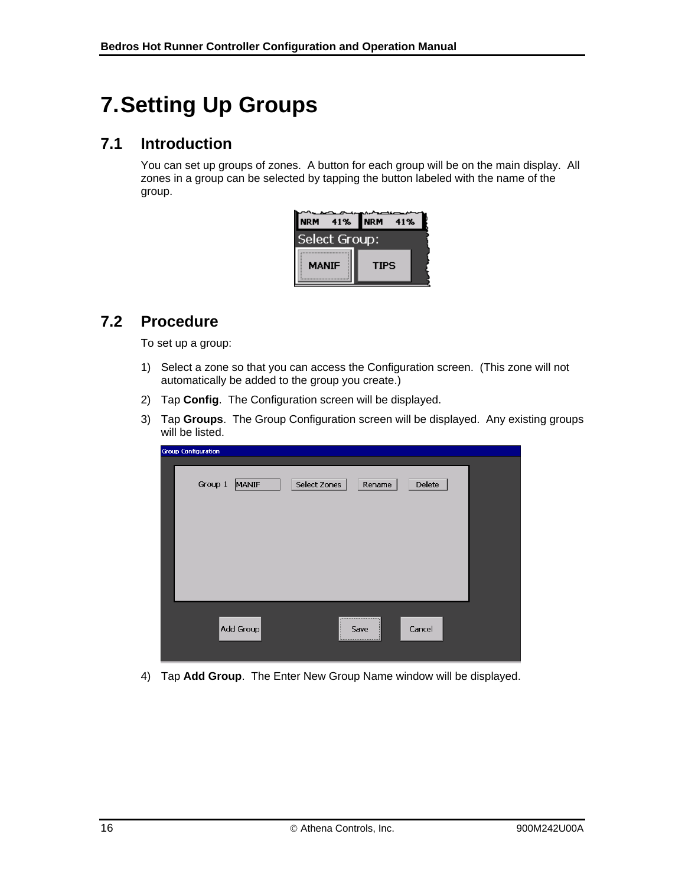# 7. Setting Up Groups

## 7.1 Introduction

You can set up groups of zones. A button for each group will be on the main display. All zones in a group can be selected by tapping the button labeled with the name of the group.

## 7.2 Procedure

To set up a group:

1) Select a zone so that you can access the Configuration screen. (This zone will not automatically be added to the group you create.)
2) Tap **Config**. The Configuration screen will be displayed.
3) Tap **Groups**. The Group Configuration screen will be displayed. Any existing groups will be listed.
4) Tap **Add Group**. The Enter New Group Name window will be displayed.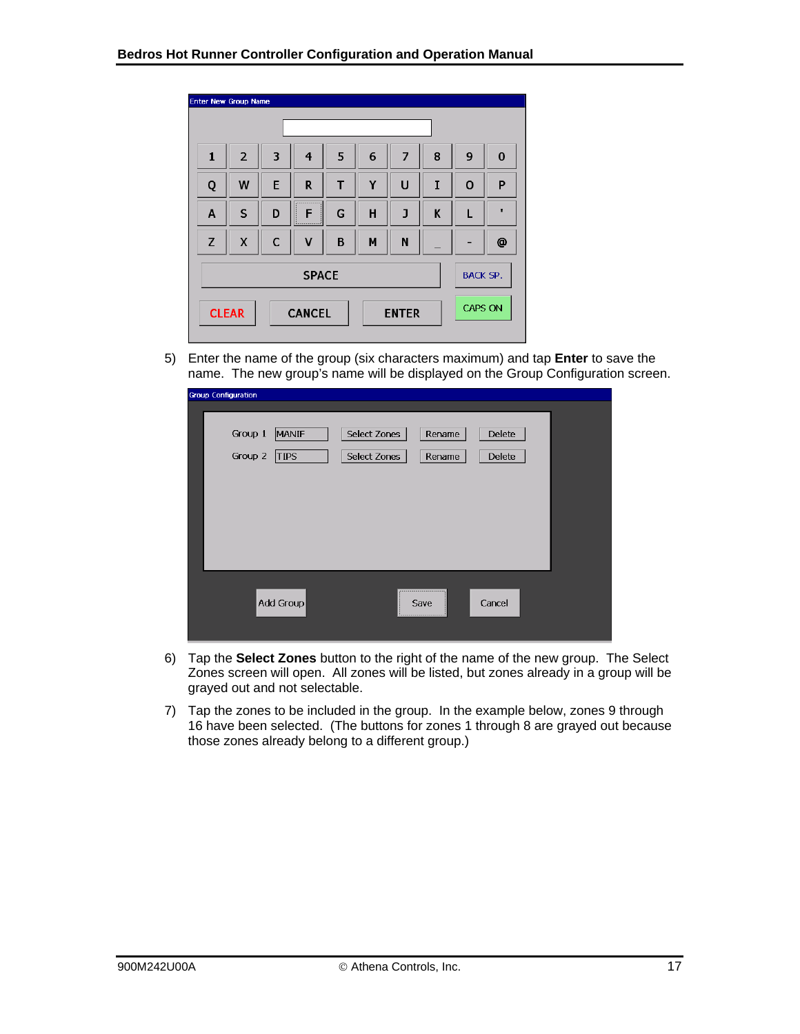5) Enter the name of the group (six characters maximum) and tap **Enter** to save the name. The new group's name will be displayed on the Group Configuration screen.

6) Tap the **Select Zones** button to the right of the name of the new group. The Select Zones screen will open. All zones will be listed, but zones already in a group will be grayed out and not selectable.

7) Tap the zones to be included in the group. In the example below, zones 9 through 16 have been selected. (The buttons for zones 1 through 8 are grayed out because those zones already belong to a different group.)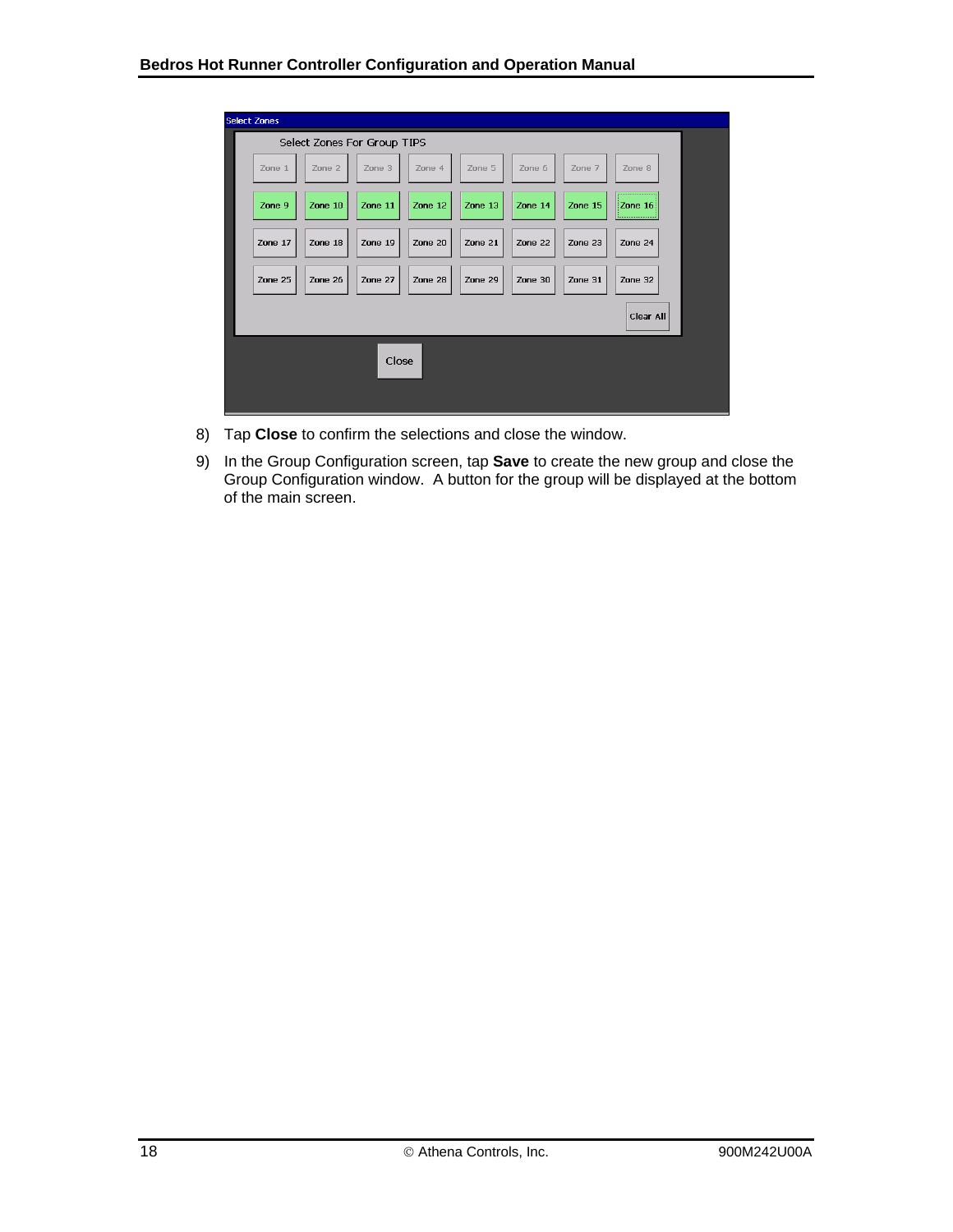Select Zones

Select Zones For Group TIPS

| Zone 1 | Zone 2 | Zone 3 | Zone 4 | Zone 5 | Zone 6 | Zone 7 | Zone 8 |
|---|---|---|---|---|---|---|---|
| Zone 9 | Zone 10 | Zone 11 | Zone 12 | Zone 13 | Zone 14 | Zone 15 | Zone 16 |
| Zone 17 | Zone 18 | Zone 19 | Zone 20 | Zone 21 | Zone 22 | Zone 23 | Zone 24 |
| Zone 25 | Zone 26 | Zone 27 | Zone 28 | Zone 29 | Zone 30 | Zone 31 | Zone 32 |

Clear All

Close

8) Tap **Close** to confirm the selections and close the window.

9) In the Group Configuration screen, tap **Save** to create the new group and close the Group Configuration window. A button for the group will be displayed at the bottom of the main screen.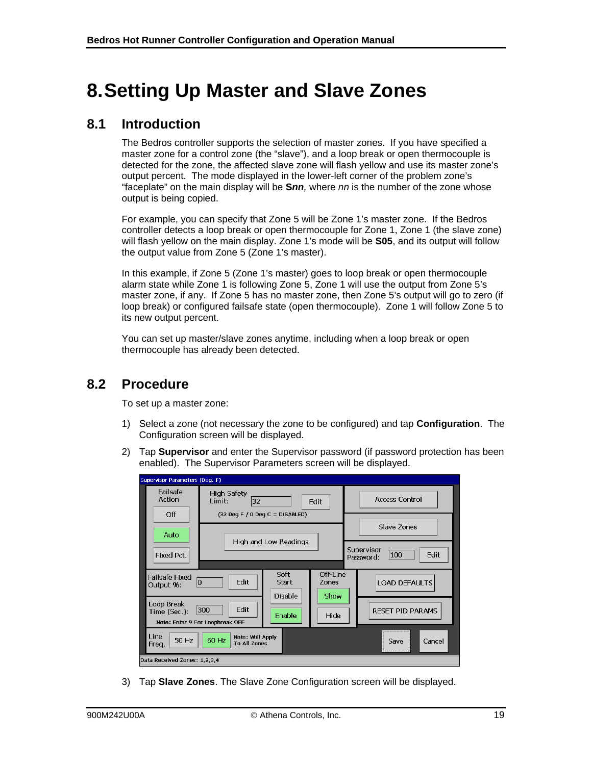# 8. Setting Up Master and Slave Zones

## 8.1 Introduction

The Bedros controller supports the selection of master zones. If you have specified a master zone for a control zone (the "slave"), and a loop break or open thermocouple is detected for the zone, the affected slave zone will flash yellow and use its master zone's output percent. The mode displayed in the lower-left corner of the problem zone's "faceplate" on the main display will be **S*nn*,** where *nn* is the number of the zone whose output is being copied.

For example, you can specify that Zone 5 will be Zone 1's master zone. If the Bedros controller detects a loop break or open thermocouple for Zone 1, Zone 1 (the slave zone) will flash yellow on the main display. Zone 1's mode will be **S05**, and its output will follow the output value from Zone 5 (Zone 1's master).

In this example, if Zone 5 (Zone 1's master) goes to loop break or open thermocouple alarm state while Zone 1 is following Zone 5, Zone 1 will use the output from Zone 5's master zone, if any. If Zone 5 has no master zone, then Zone 5's output will go to zero (if loop break) or configured failsafe state (open thermocouple). Zone 1 will follow Zone 5 to its new output percent.

You can set up master/slave zones anytime, including when a loop break or open thermocouple has already been detected.

## 8.2 Procedure

To set up a master zone:

1) Select a zone (not necessary the zone to be configured) and tap **Configuration**. The Configuration screen will be displayed.

2) Tap **Supervisor** and enter the Supervisor password (if password protection has been enabled). The Supervisor Parameters screen will be displayed.

3) Tap **Slave Zones**. The Slave Zone Configuration screen will be displayed.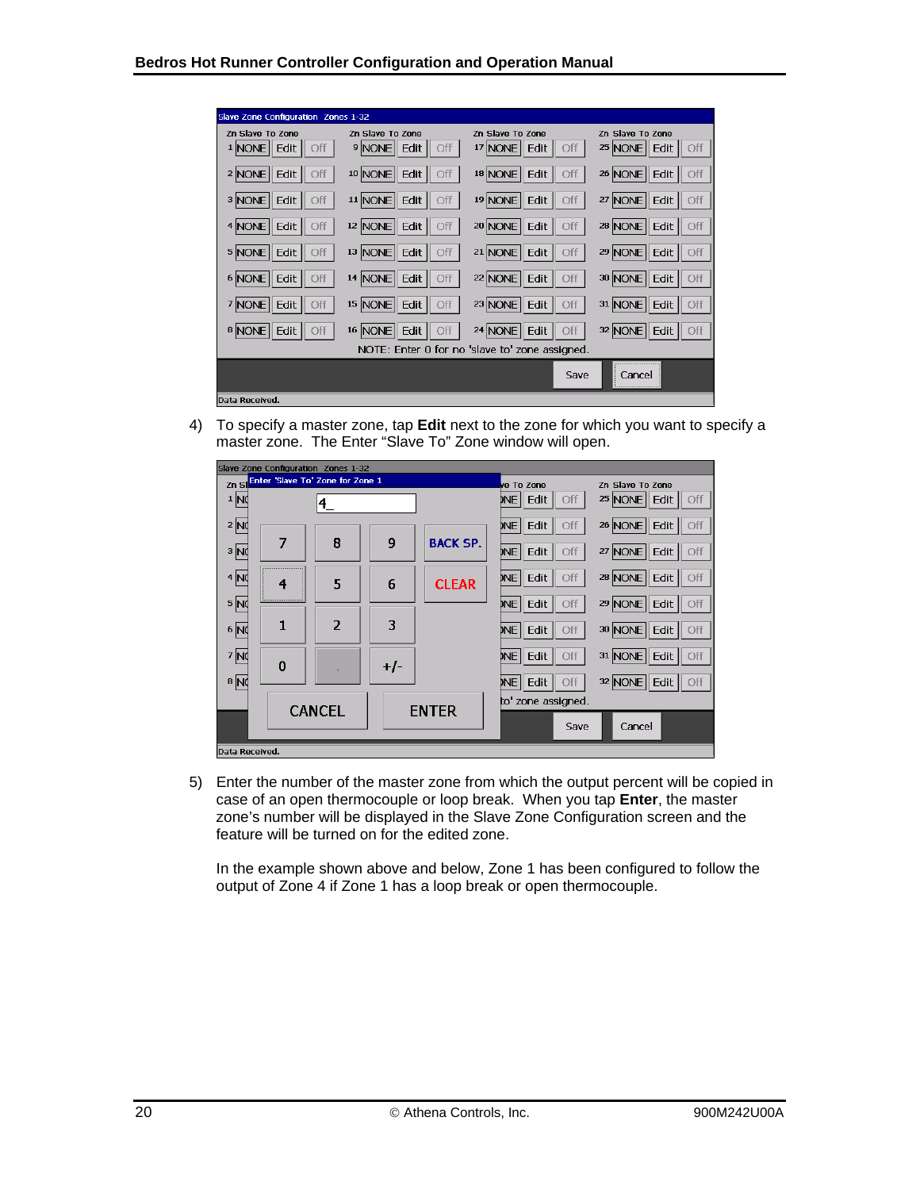4) To specify a master zone, tap **Edit** next to the zone for which you want to specify a master zone. The Enter "Slave To" Zone window will open.

5) Enter the number of the master zone from which the output percent will be copied in case of an open thermocouple or loop break. When you tap **Enter**, the master zone's number will be displayed in the Slave Zone Configuration screen and the feature will be turned on for the edited zone.

   In the example shown above and below, Zone 1 has been configured to follow the output of Zone 4 if Zone 1 has a loop break or open thermocouple.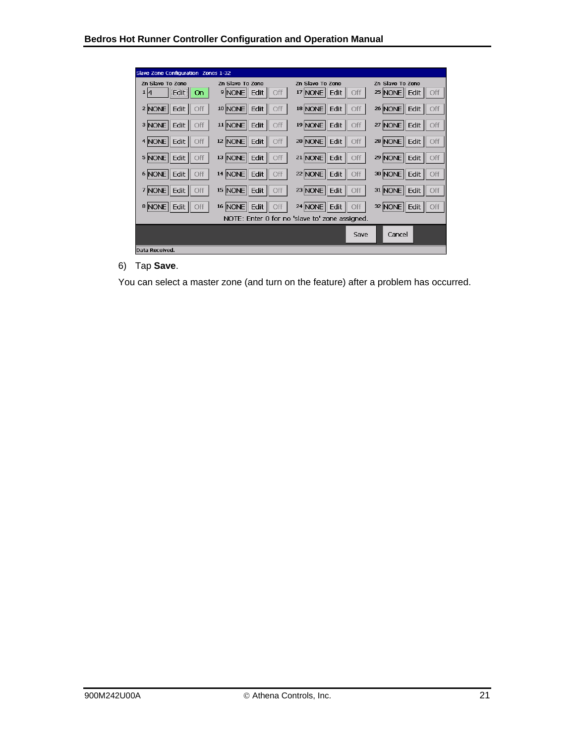**Slave Zone Configuration Zones 1-32**

| Zn | Slave To Zone | | | Zn | Slave To Zone | | | Zn | Slave To Zone | | | Zn | Slave To Zone | | |
|---|---|---|---|---|---|---|---|---|---|---|---|---|---|---|---|
| 1 | 4 | Edit | On | 9 | NONE | Edit | Off | 17 | NONE | Edit | Off | 25 | NONE | Edit | Off |
| 2 | NONE | Edit | Off | 10 | NONE | Edit | Off | 18 | NONE | Edit | Off | 26 | NONE | Edit | Off |
| 3 | NONE | Edit | Off | 11 | NONE | Edit | Off | 19 | NONE | Edit | Off | 27 | NONE | Edit | Off |
| 4 | NONE | Edit | Off | 12 | NONE | Edit | Off | 20 | NONE | Edit | Off | 28 | NONE | Edit | Off |
| 5 | NONE | Edit | Off | 13 | NONE | Edit | Off | 21 | NONE | Edit | Off | 29 | NONE | Edit | Off |
| 6 | NONE | Edit | Off | 14 | NONE | Edit | Off | 22 | NONE | Edit | Off | 30 | NONE | Edit | Off |
| 7 | NONE | Edit | Off | 15 | NONE | Edit | Off | 23 | NONE | Edit | Off | 31 | NONE | Edit | Off |
| 8 | NONE | Edit | Off | 16 | NONE | Edit | Off | 24 | NONE | Edit | Off | 32 | NONE | Edit | Off |

NOTE: Enter 0 for no 'slave to' zone assigned.

Save | Cancel

Data Received.

6) Tap **Save**.

You can select a master zone (and turn on the feature) after a problem has occurred.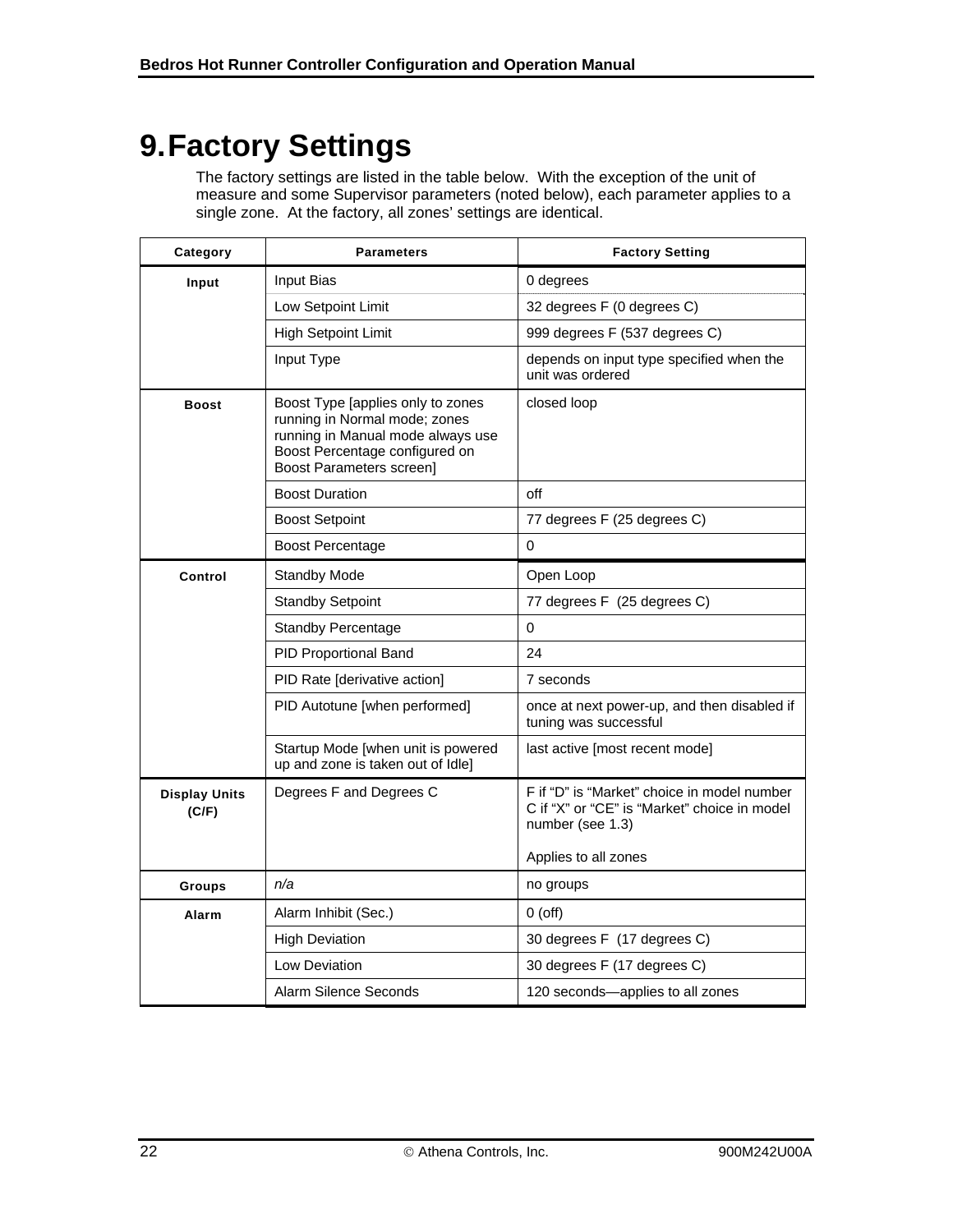# 9. Factory Settings

The factory settings are listed in the table below. With the exception of the unit of measure and some Supervisor parameters (noted below), each parameter applies to a single zone. At the factory, all zones' settings are identical.

| Category | Parameters | Factory Setting |
|---|---|---|
| **Input** | Input Bias | 0 degrees |
| | Low Setpoint Limit | 32 degrees F (0 degrees C) |
| | High Setpoint Limit | 999 degrees F (537 degrees C) |
| | Input Type | depends on input type specified when the unit was ordered |
| **Boost** | Boost Type [applies only to zones running in Normal mode; zones running in Manual mode always use Boost Percentage configured on Boost Parameters screen] | closed loop |
| | Boost Duration | off |
| | Boost Setpoint | 77 degrees F (25 degrees C) |
| | Boost Percentage | 0 |
| **Control** | Standby Mode | Open Loop |
| | Standby Setpoint | 77 degrees F (25 degrees C) |
| | Standby Percentage | 0 |
| | PID Proportional Band | 24 |
| | PID Rate [derivative action] | 7 seconds |
| | PID Autotune [when performed] | once at next power-up, and then disabled if tuning was successful |
| | Startup Mode [when unit is powered up and zone is taken out of Idle] | last active [most recent mode] |
| **Display Units (C/F)** | Degrees F and Degrees C | F if "D" is "Market" choice in model number C if "X" or "CE" is "Market" choice in model number (see 1.3)<br><br>Applies to all zones |
| **Groups** | *n/a* | no groups |
| **Alarm** | Alarm Inhibit (Sec.) | 0 (off) |
| | High Deviation | 30 degrees F (17 degrees C) |
| | Low Deviation | 30 degrees F (17 degrees C) |
| | Alarm Silence Seconds | 120 seconds—applies to all zones |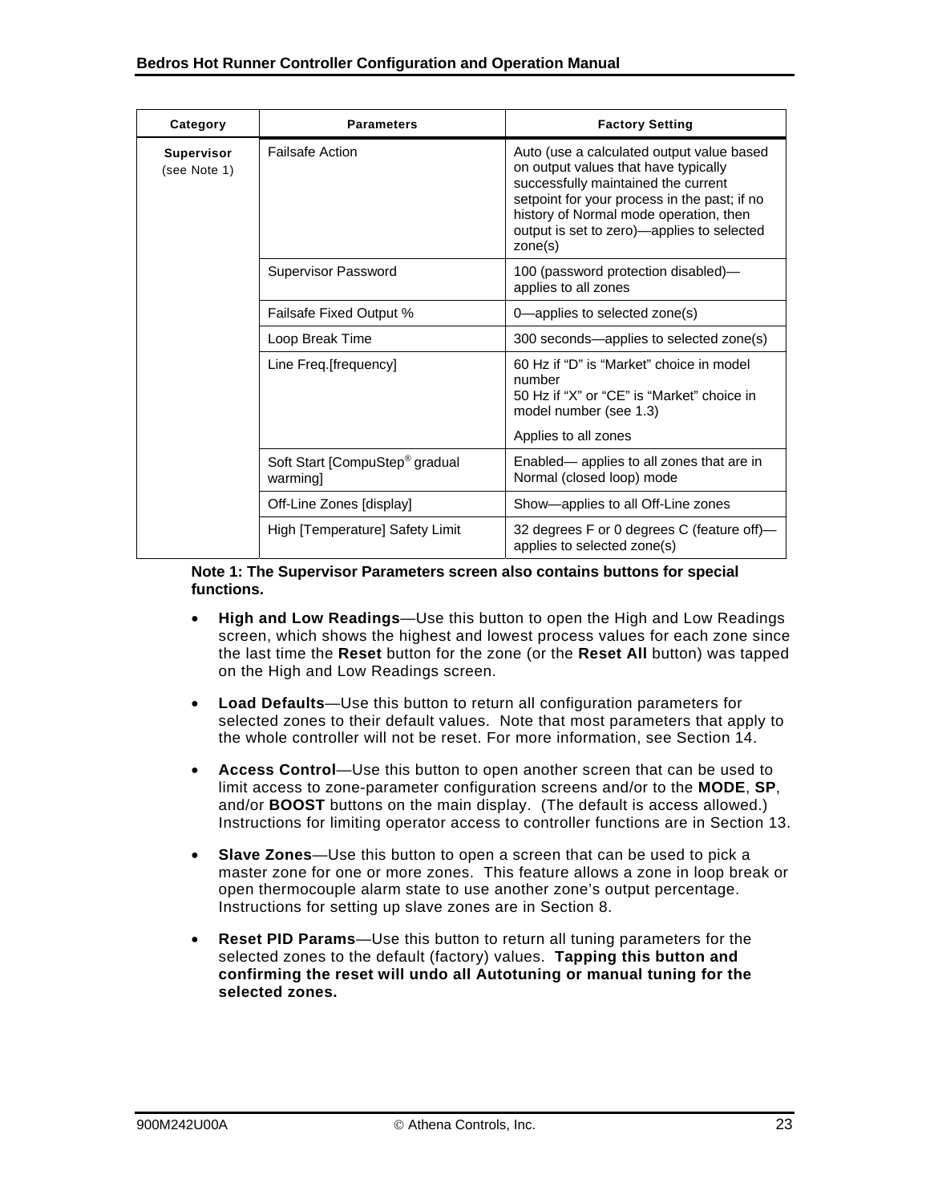| Category | Parameters | Factory Setting |
|---|---|---|
| **Supervisor** (see Note 1) | Failsafe Action | Auto (use a calculated output value based on output values that have typically successfully maintained the current setpoint for your process in the past; if no history of Normal mode operation, then output is set to zero)—applies to selected zone(s) |
| | Supervisor Password | 100 (password protection disabled)—applies to all zones |
| | Failsafe Fixed Output % | 0—applies to selected zone(s) |
| | Loop Break Time | 300 seconds—applies to selected zone(s) |
| | Line Freq.[frequency] | 60 Hz if "D" is "Market" choice in model number<br>50 Hz if "X" or "CE" is "Market" choice in model number (see 1.3)<br>Applies to all zones |
| | Soft Start [CompuStep® gradual warming] | Enabled— applies to all zones that are in Normal (closed loop) mode |
| | Off-Line Zones [display] | Show—applies to all Off-Line zones |
| | High [Temperature] Safety Limit | 32 degrees F or 0 degrees C (feature off)—applies to selected zone(s) |

**Note 1: The Supervisor Parameters screen also contains buttons for special functions.**

- **High and Low Readings**—Use this button to open the High and Low Readings screen, which shows the highest and lowest process values for each zone since the last time the **Reset** button for the zone (or the **Reset All** button) was tapped on the High and Low Readings screen.

- **Load Defaults**—Use this button to return all configuration parameters for selected zones to their default values. Note that most parameters that apply to the whole controller will not be reset. For more information, see Section 14.

- **Access Control**—Use this button to open another screen that can be used to limit access to zone-parameter configuration screens and/or to the **MODE**, **SP**, and/or **BOOST** buttons on the main display. (The default is access allowed.) Instructions for limiting operator access to controller functions are in Section 13.

- **Slave Zones**—Use this button to open a screen that can be used to pick a master zone for one or more zones. This feature allows a zone in loop break or open thermocouple alarm state to use another zone's output percentage. Instructions for setting up slave zones are in Section 8.

- **Reset PID Params**—Use this button to return all tuning parameters for the selected zones to the default (factory) values. **Tapping this button and confirming the reset will undo all Autotuning or manual tuning for the selected zones.**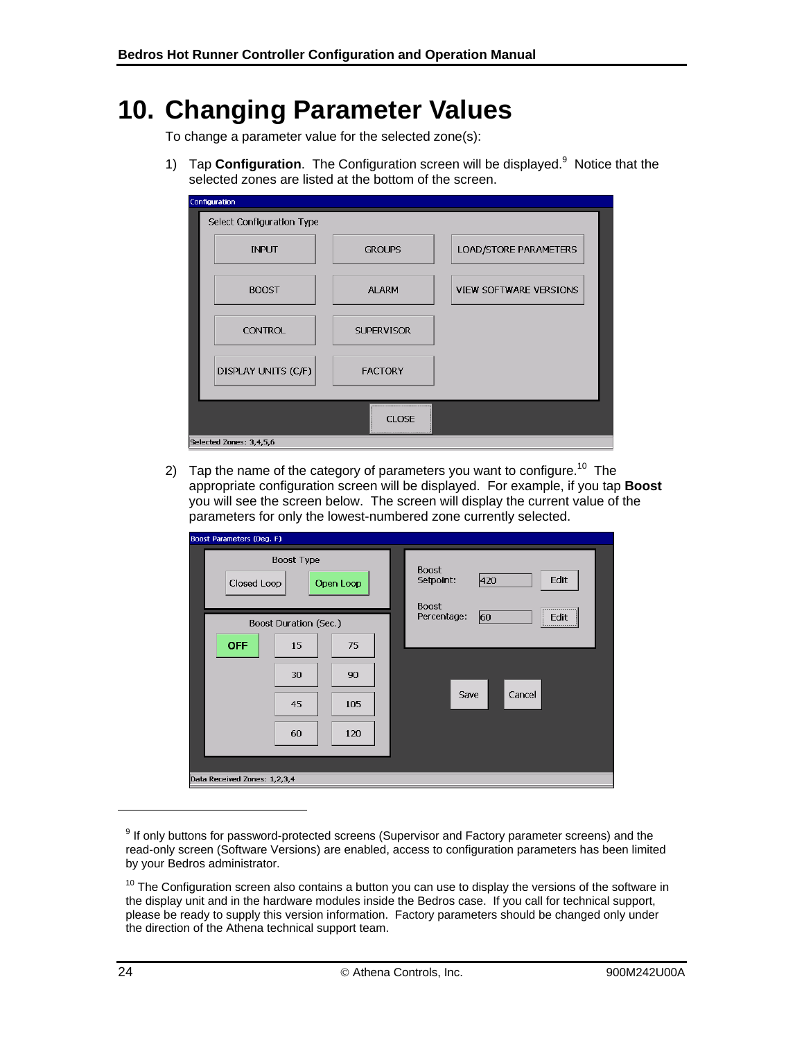# 10. Changing Parameter Values

To change a parameter value for the selected zone(s):

1) Tap **Configuration**. The Configuration screen will be displayed.[9] Notice that the selected zones are listed at the bottom of the screen.

2) Tap the name of the category of parameters you want to configure.[10] The appropriate configuration screen will be displayed. For example, if you tap **Boost** you will see the screen below. The screen will display the current value of the parameters for only the lowest-numbered zone currently selected.

---

[9] If only buttons for password-protected screens (Supervisor and Factory parameter screens) and the read-only screen (Software Versions) are enabled, access to configuration parameters has been limited by your Bedros administrator.

[10] The Configuration screen also contains a button you can use to display the versions of the software in the display unit and in the hardware modules inside the Bedros case. If you call for technical support, please be ready to supply this version information. Factory parameters should be changed only under the direction of the Athena technical support team.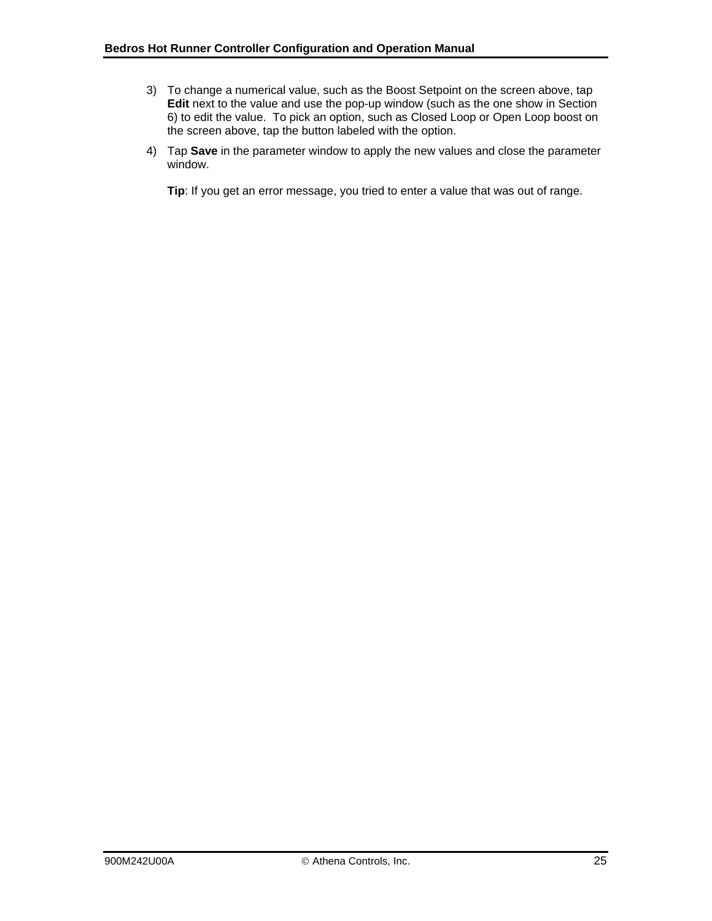3) To change a numerical value, such as the Boost Setpoint on the screen above, tap **Edit** next to the value and use the pop-up window (such as the one show in Section 6) to edit the value. To pick an option, such as Closed Loop or Open Loop boost on the screen above, tap the button labeled with the option.

4) Tap **Save** in the parameter window to apply the new values and close the parameter window.

   **Tip**: If you get an error message, you tried to enter a value that was out of range.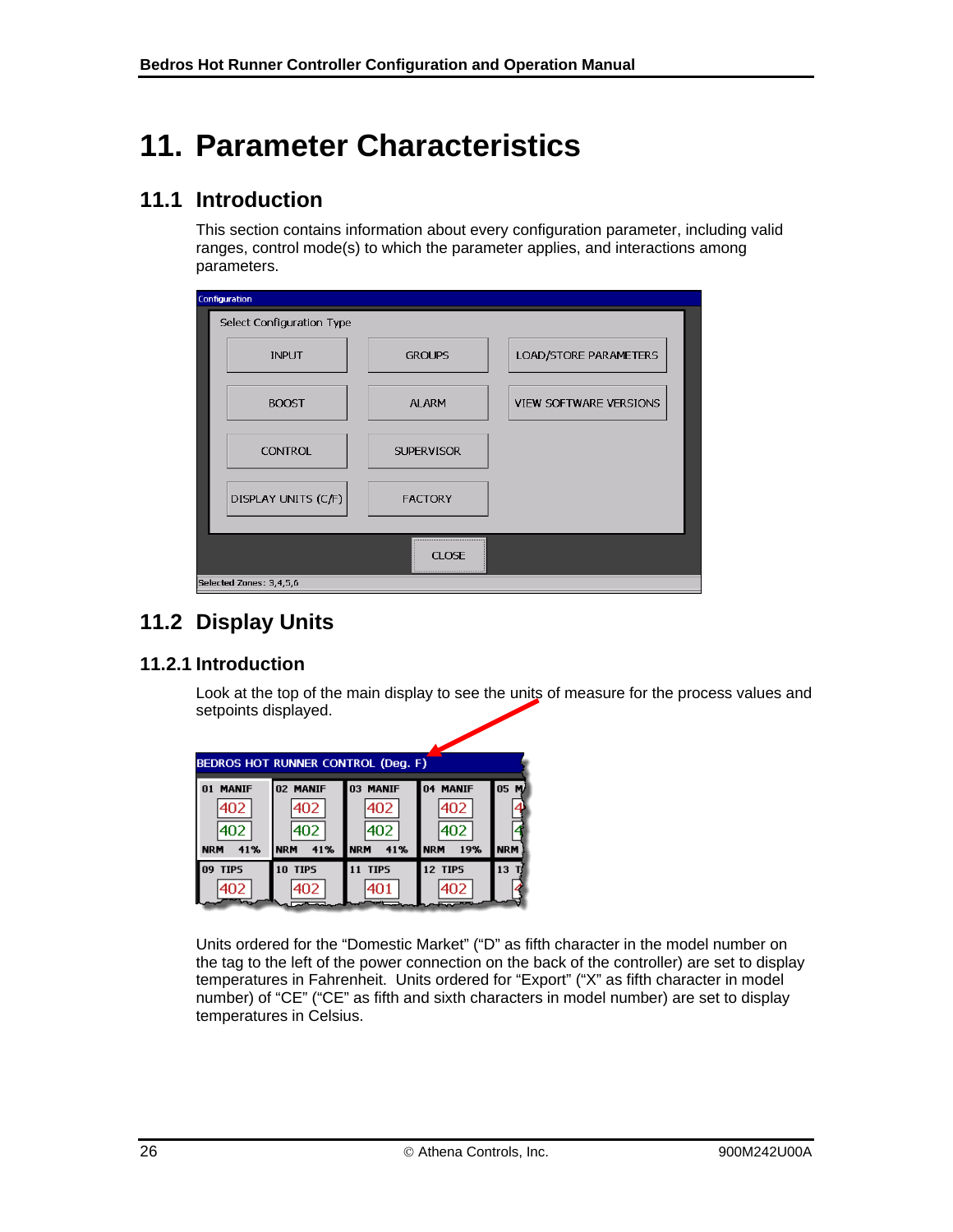# 11. Parameter Characteristics

## 11.1 Introduction

This section contains information about every configuration parameter, including valid ranges, control mode(s) to which the parameter applies, and interactions among parameters.

## 11.2 Display Units

### 11.2.1 Introduction

Look at the top of the main display to see the units of measure for the process values and setpoints displayed.

Units ordered for the "Domestic Market" ("D" as fifth character in the model number on the tag to the left of the power connection on the back of the controller) are set to display temperatures in Fahrenheit. Units ordered for "Export" ("X" as fifth character in model number) of "CE" ("CE" as fifth and sixth characters in model number) are set to display temperatures in Celsius.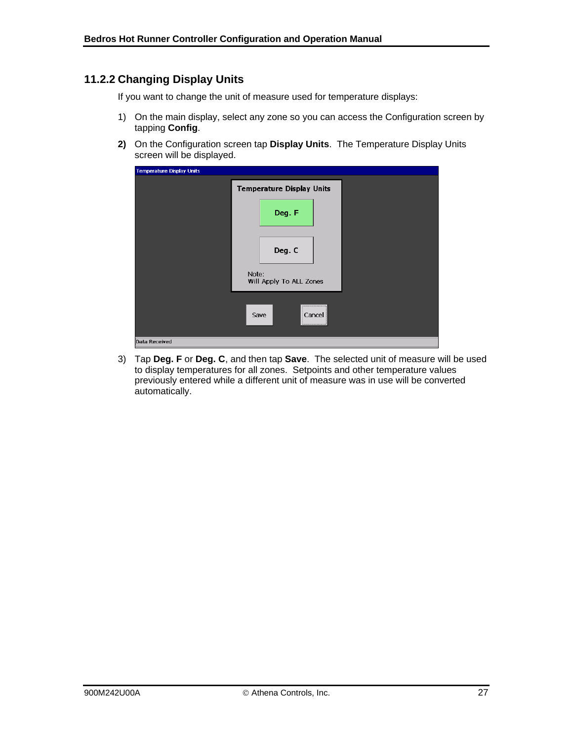### 11.2.2 Changing Display Units

If you want to change the unit of measure used for temperature displays:

1) On the main display, select any zone so you can access the Configuration screen by tapping **Config**.

2) On the Configuration screen tap **Display Units**. The Temperature Display Units screen will be displayed.

3) Tap **Deg. F** or **Deg. C**, and then tap **Save**. The selected unit of measure will be used to display temperatures for all zones. Setpoints and other temperature values previously entered while a different unit of measure was in use will be converted automatically.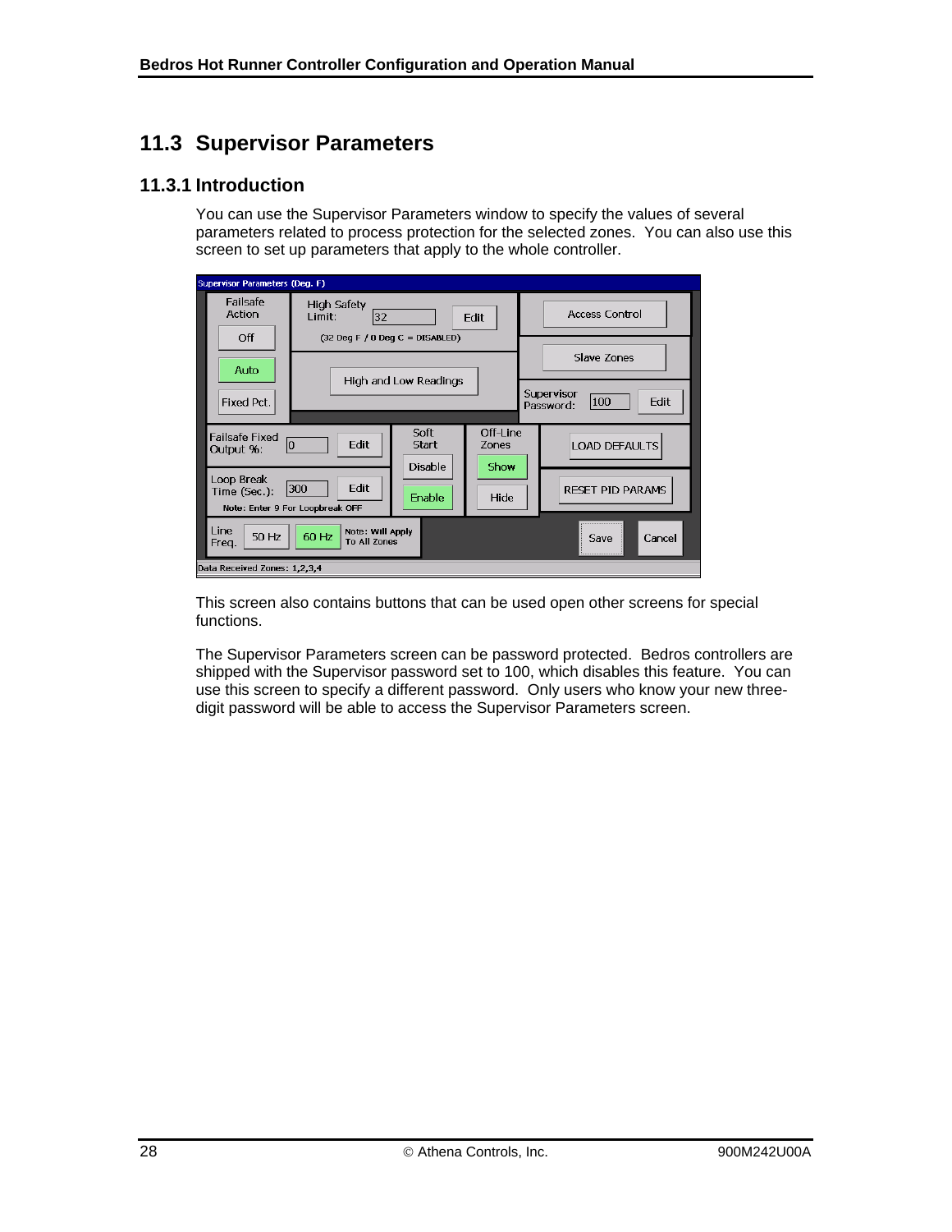## 11.3 Supervisor Parameters

### 11.3.1 Introduction

You can use the Supervisor Parameters window to specify the values of several parameters related to process protection for the selected zones. You can also use this screen to set up parameters that apply to the whole controller.

This screen also contains buttons that can be used open other screens for special functions.

The Supervisor Parameters screen can be password protected. Bedros controllers are shipped with the Supervisor password set to 100, which disables this feature. You can use this screen to specify a different password. Only users who know your new three-digit password will be able to access the Supervisor Parameters screen.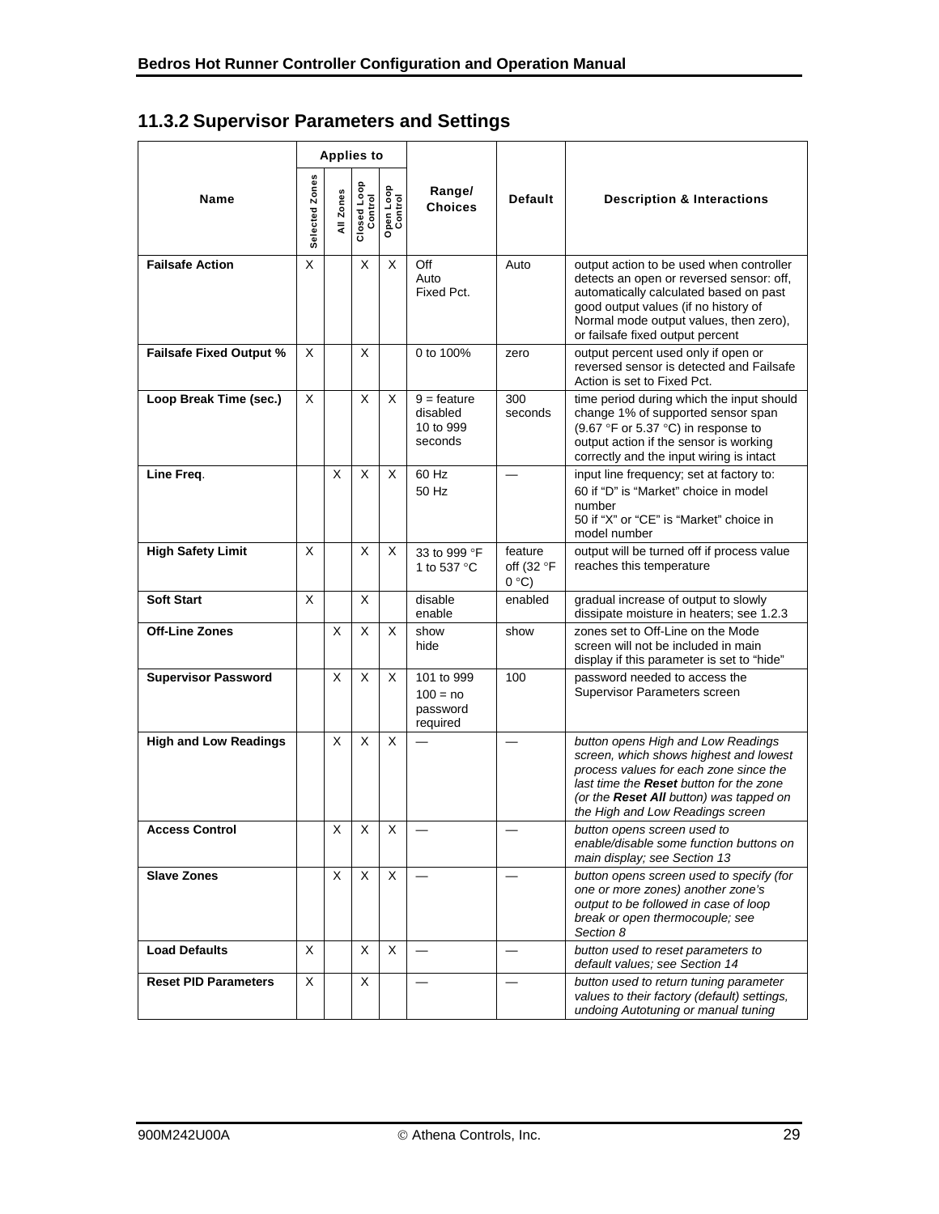## 11.3.2 Supervisor Parameters and Settings

| Name | Applies to | | | | Range/ Choices | Default | Description & Interactions |
|---|---|---|---|---|---|---|---|
| | Selected Zones | All Zones | Closed Loop Control | Open Loop Control | | | |
| **Failsafe Action** | X | | X | X | Off<br>Auto<br>Fixed Pct. | Auto | output action to be used when controller detects an open or reversed sensor: off, automatically calculated based on past good output values (if no history of Normal mode output values, then zero), or failsafe fixed output percent |
| **Failsafe Fixed Output %** | X | | X | | 0 to 100% | zero | output percent used only if open or reversed sensor is detected and Failsafe Action is set to Fixed Pct. |
| **Loop Break Time (sec.)** | X | | X | X | 9 = feature disabled<br>10 to 999 seconds | 300 seconds | time period during which the input should change 1% of supported sensor span (9.67 °F or 5.37 °C) in response to output action if the sensor is working correctly and the input wiring is intact |
| **Line Freq**. | | X | X | X | 60 Hz<br>50 Hz | — | input line frequency; set at factory to:<br>60 if "D" is "Market" choice in model number<br>50 if "X" or "CE" is "Market" choice in model number |
| **High Safety Limit** | X | | X | X | 33 to 999 °F<br>1 to 537 °C | feature off (32 °F 0 °C) | output will be turned off if process value reaches this temperature |
| **Soft Start** | X | | X | | disable<br>enable | enabled | gradual increase of output to slowly dissipate moisture in heaters; see 1.2.3 |
| **Off-Line Zones** | | X | X | X | show<br>hide | show | zones set to Off-Line on the Mode screen will not be included in main display if this parameter is set to "hide" |
| **Supervisor Password** | | X | X | X | 101 to 999<br>100 = no password required | 100 | password needed to access the Supervisor Parameters screen |
| **High and Low Readings** | | X | X | X | — | — | *button opens High and Low Readings screen, which shows highest and lowest process values for each zone since the last time the* ***Reset*** *button for the zone (or the* ***Reset All*** *button) was tapped on the High and Low Readings screen* |
| **Access Control** | | X | X | X | — | — | *button opens screen used to enable/disable some function buttons on main display; see Section 13* |
| **Slave Zones** | | X | X | X | — | — | *button opens screen used to specify (for one or more zones) another zone's output to be followed in case of loop break or open thermocouple; see Section 8* |
| **Load Defaults** | X | | X | X | — | — | *button used to reset parameters to default values; see Section 14* |
| **Reset PID Parameters** | X | | X | | — | — | *button used to return tuning parameter values to their factory (default) settings, undoing Autotuning or manual tuning* |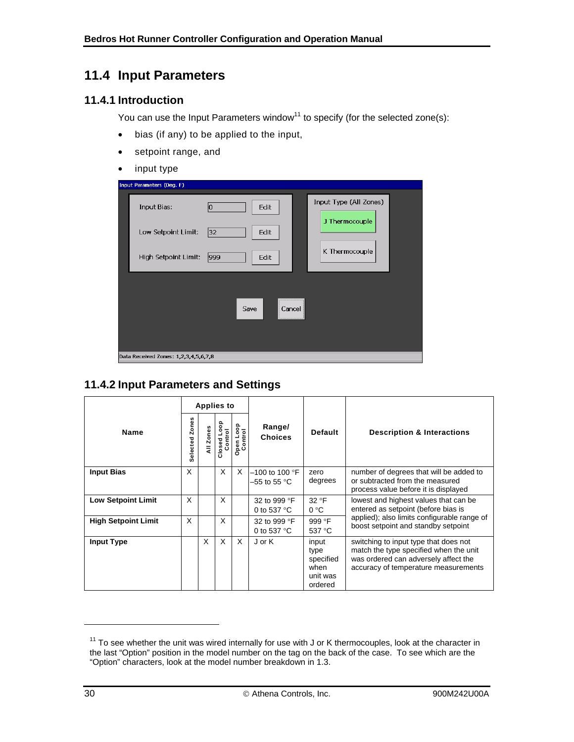## 11.4 Input Parameters

### 11.4.1 Introduction

You can use the Input Parameters window[11] to specify (for the selected zone(s):

- bias (if any) to be applied to the input,
- setpoint range, and
- input type

### 11.4.2 Input Parameters and Settings

| Name | Applies to | | | | Range/ Choices | Default | Description & Interactions |
|---|---|---|---|---|---|---|---|
| | Selected Zones | All Zones | Closed Loop Control | Open Loop Control | | | |
| **Input Bias** | X | | X | X | –100 to 100 °F<br>–55 to 55 °C | zero degrees | number of degrees that will be added to or subtracted from the measured process value before it is displayed |
| **Low Setpoint Limit** | X | | X | | 32 to 999 °F<br>0 to 537 °C | 32 °F<br>0 °C | lowest and highest values that can be entered as setpoint (before bias is applied); also limits configurable range of boost setpoint and standby setpoint |
| **High Setpoint Limit** | X | | X | | 32 to 999 °F<br>0 to 537 °C | 999 °F<br>537 °C | |
| **Input Type** | | X | X | X | J or K | input type specified when unit was ordered | switching to input type that does not match the type specified when the unit was ordered can adversely affect the accuracy of temperature measurements |

[11] To see whether the unit was wired internally for use with J or K thermocouples, look at the character in the last "Option" position in the model number on the tag on the back of the case. To see which are the "Option" characters, look at the model number breakdown in 1.3.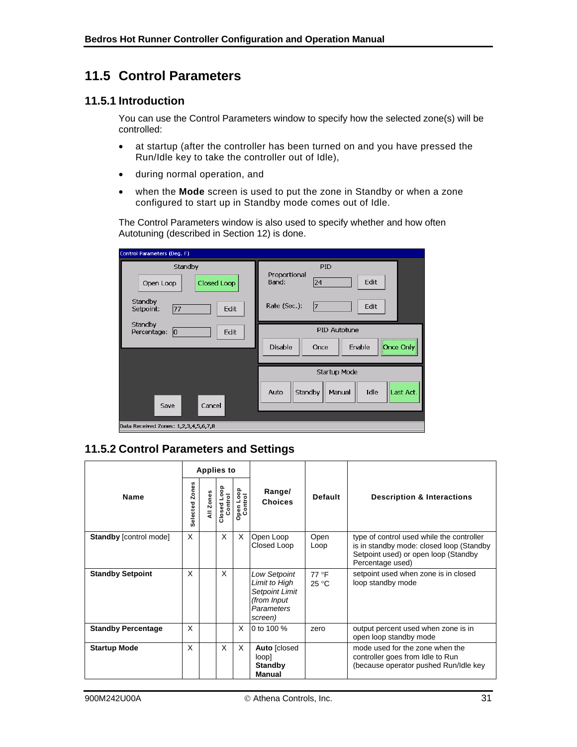# 11.5 Control Parameters

## 11.5.1 Introduction

You can use the Control Parameters window to specify how the selected zone(s) will be controlled:

- at startup (after the controller has been turned on and you have pressed the Run/Idle key to take the controller out of Idle),
- during normal operation, and
- when the **Mode** screen is used to put the zone in Standby or when a zone configured to start up in Standby mode comes out of Idle.

The Control Parameters window is also used to specify whether and how often Autotuning (described in Section 12) is done.

## 11.5.2 Control Parameters and Settings

| Name | Applies to | | | | Range/ Choices | Default | Description & Interactions |
|---|---|---|---|---|---|---|---|
| | Selected Zones | All Zones | Closed Loop Control | Open Loop Control | | | |
| **Standby** [control mode] | X | | X | X | Open Loop<br>Closed Loop | Open Loop | type of control used while the controller is in standby mode: closed loop (Standby Setpoint used) or open loop (Standby Percentage used) |
| **Standby Setpoint** | X | | X | | *Low Setpoint Limit to High Setpoint Limit (from Input Parameters screen)* | 77 °F<br>25 °C | setpoint used when zone is in closed loop standby mode |
| **Standby Percentage** | X | | | X | 0 to 100 % | zero | output percent used when zone is in open loop standby mode |
| **Startup Mode** | X | | X | X | **Auto** [closed loop]<br>**Standby**<br>**Manual** | | mode used for the zone when the controller goes from Idle to Run (because operator pushed Run/Idle key |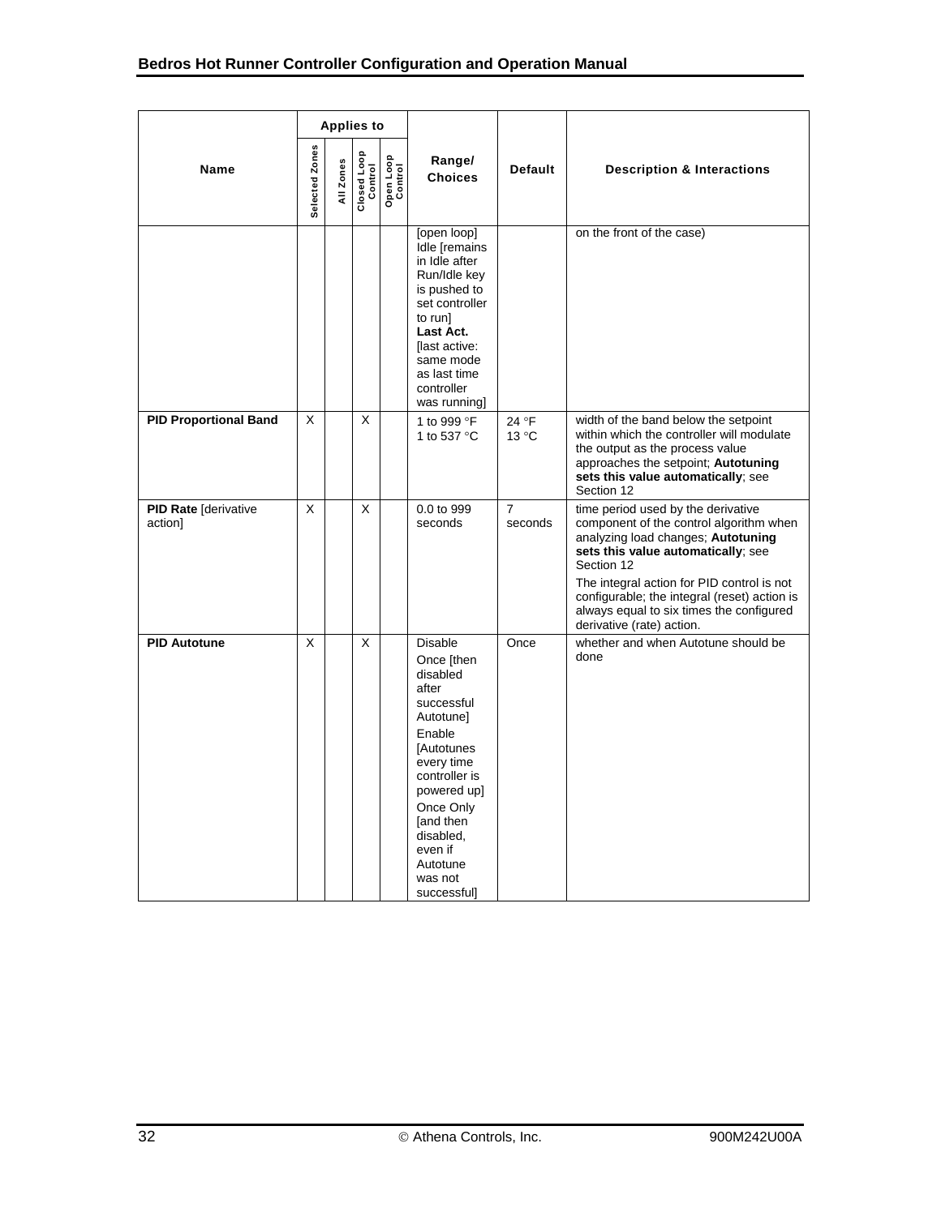| Name | Applies to | | | | Range/ Choices | Default | Description & Interactions |
|---|---|---|---|---|---|---|---|
| | Selected Zones | All Zones | Closed Loop Control | Open Loop Control | | | |
| | | | | | [open loop] Idle [remains in Idle after Run/Idle key is pushed to set controller to run] **Last Act.** [last active: same mode as last time controller was running] | | on the front of the case) |
| **PID Proportional Band** | X | | X | | 1 to 999 °F 1 to 537 °C | 24 °F 13 °C | width of the band below the setpoint within which the controller will modulate the output as the process value approaches the setpoint; **Autotuning sets this value automatically**; see Section 12 |
| **PID Rate** [derivative action] | X | | X | | 0.0 to 999 seconds | 7 seconds | time period used by the derivative component of the control algorithm when analyzing load changes; **Autotuning sets this value automatically**; see Section 12<br>The integral action for PID control is not configurable; the integral (reset) action is always equal to six times the configured derivative (rate) action. |
| **PID Autotune** | X | | X | | Disable<br>Once [then disabled after successful Autotune]<br>Enable [Autotunes every time controller is powered up]<br>Once Only [and then disabled, even if Autotune was not successful] | Once | whether and when Autotune should be done |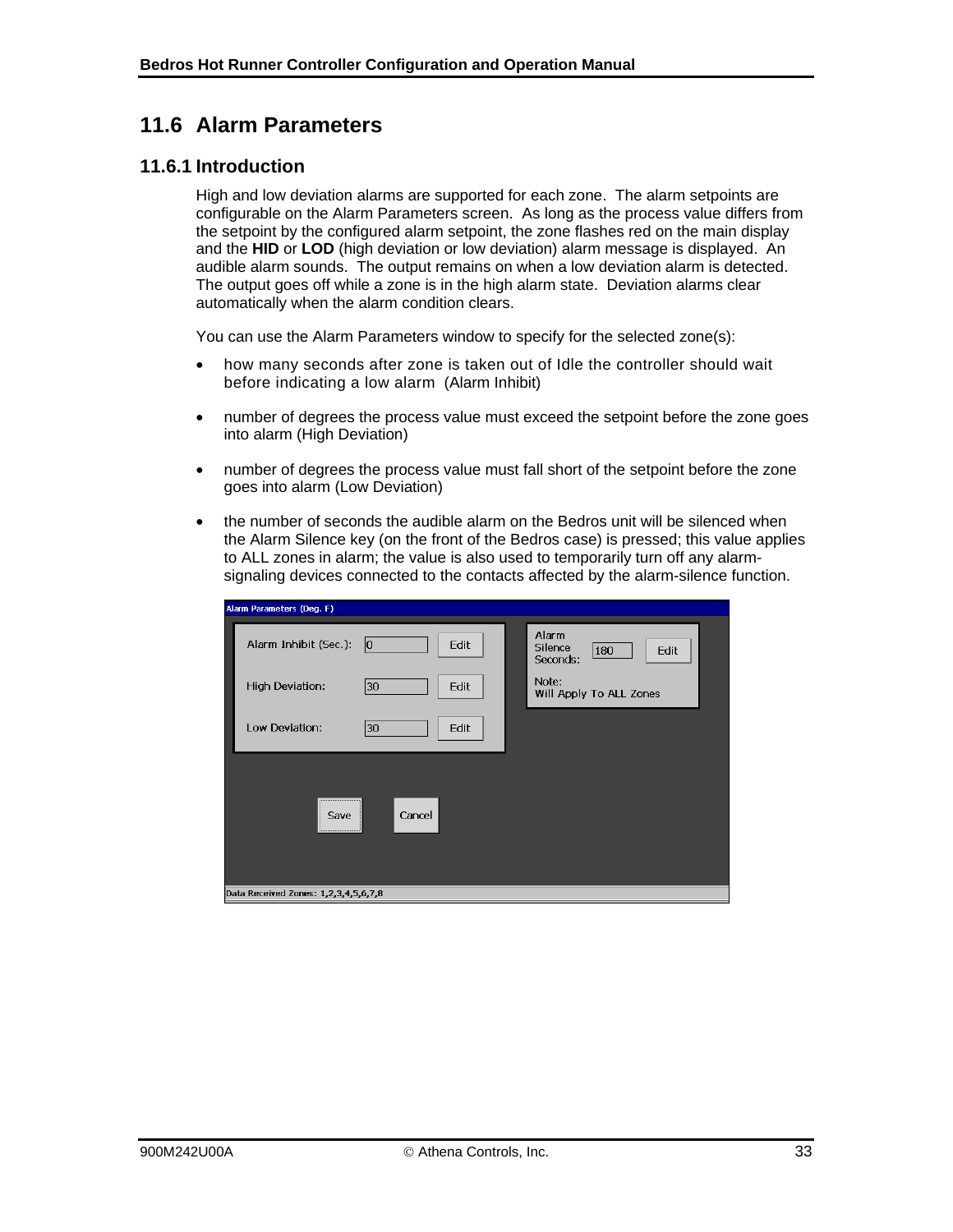## 11.6 Alarm Parameters

### 11.6.1 Introduction

High and low deviation alarms are supported for each zone. The alarm setpoints are configurable on the Alarm Parameters screen. As long as the process value differs from the setpoint by the configured alarm setpoint, the zone flashes red on the main display and the **HID** or **LOD** (high deviation or low deviation) alarm message is displayed. An audible alarm sounds. The output remains on when a low deviation alarm is detected. The output goes off while a zone is in the high alarm state. Deviation alarms clear automatically when the alarm condition clears.

You can use the Alarm Parameters window to specify for the selected zone(s):

- how many seconds after zone is taken out of Idle the controller should wait before indicating a low alarm (Alarm Inhibit)
- number of degrees the process value must exceed the setpoint before the zone goes into alarm (High Deviation)
- number of degrees the process value must fall short of the setpoint before the zone goes into alarm (Low Deviation)
- the number of seconds the audible alarm on the Bedros unit will be silenced when the Alarm Silence key (on the front of the Bedros case) is pressed; this value applies to ALL zones in alarm; the value is also used to temporarily turn off any alarm-signaling devices connected to the contacts affected by the alarm-silence function.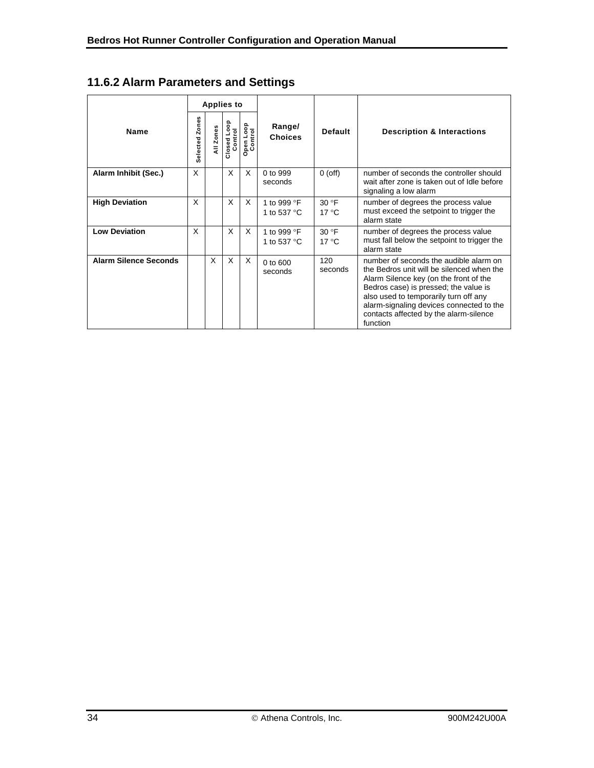## 11.6.2 Alarm Parameters and Settings

| Name | Applies to | | | | Range/ Choices | Default | Description & Interactions |
|---|---|---|---|---|---|---|---|
| | Selected Zones | All Zones | Closed Loop Control | Open Loop Control | | | |
| **Alarm Inhibit (Sec.)** | X | | X | X | 0 to 999 seconds | 0 (off) | number of seconds the controller should wait after zone is taken out of Idle before signaling a low alarm |
| **High Deviation** | X | | X | X | 1 to 999 °F<br>1 to 537 °C | 30 °F<br>17 °C | number of degrees the process value must exceed the setpoint to trigger the alarm state |
| **Low Deviation** | X | | X | X | 1 to 999 °F<br>1 to 537 °C | 30 °F<br>17 °C | number of degrees the process value must fall below the setpoint to trigger the alarm state |
| **Alarm Silence Seconds** | | X | X | X | 0 to 600 seconds | 120 seconds | number of seconds the audible alarm on the Bedros unit will be silenced when the Alarm Silence key (on the front of the Bedros case) is pressed; the value is also used to temporarily turn off any alarm-signaling devices connected to the contacts affected by the alarm-silence function |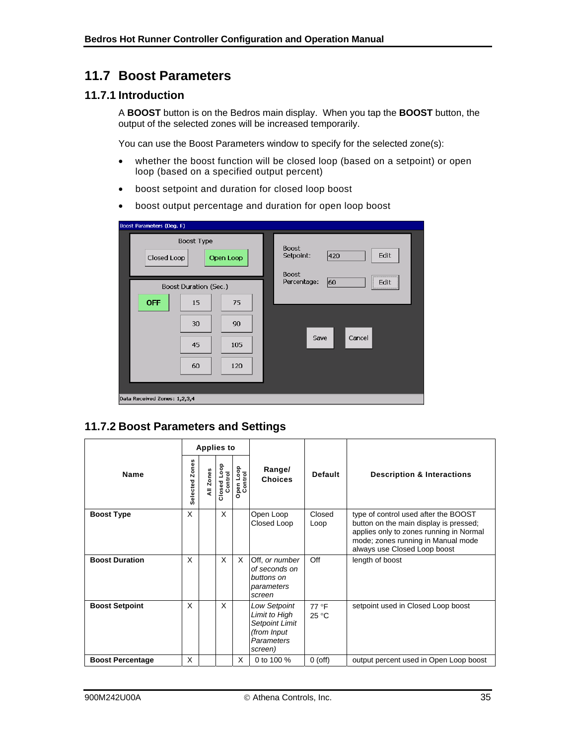# 11.7 Boost Parameters

## 11.7.1 Introduction

A **BOOST** button is on the Bedros main display. When you tap the **BOOST** button, the output of the selected zones will be increased temporarily.

You can use the Boost Parameters window to specify for the selected zone(s):

- whether the boost function will be closed loop (based on a setpoint) or open loop (based on a specified output percent)
- boost setpoint and duration for closed loop boost
- boost output percentage and duration for open loop boost

## 11.7.2 Boost Parameters and Settings

| Name | Applies to | | | | Range/ Choices | Default | Description & Interactions |
|---|---|---|---|---|---|---|---|
| | Selected Zones | All Zones | Closed Loop Control | Open Loop Control | | | |
| **Boost Type** | X | | X | | Open Loop<br>Closed Loop | Closed Loop | type of control used after the BOOST button on the main display is pressed; applies only to zones running in Normal mode; zones running in Manual mode always use Closed Loop boost |
| **Boost Duration** | X | | X | X | Off, *or number of seconds on buttons on parameters screen* | Off | length of boost |
| **Boost Setpoint** | X | | X | | *Low Setpoint Limit to High Setpoint Limit (from Input Parameters screen)* | 77 °F<br>25 °C | setpoint used in Closed Loop boost |
| **Boost Percentage** | X | | | X | 0 to 100 % | 0 (off) | output percent used in Open Loop boost |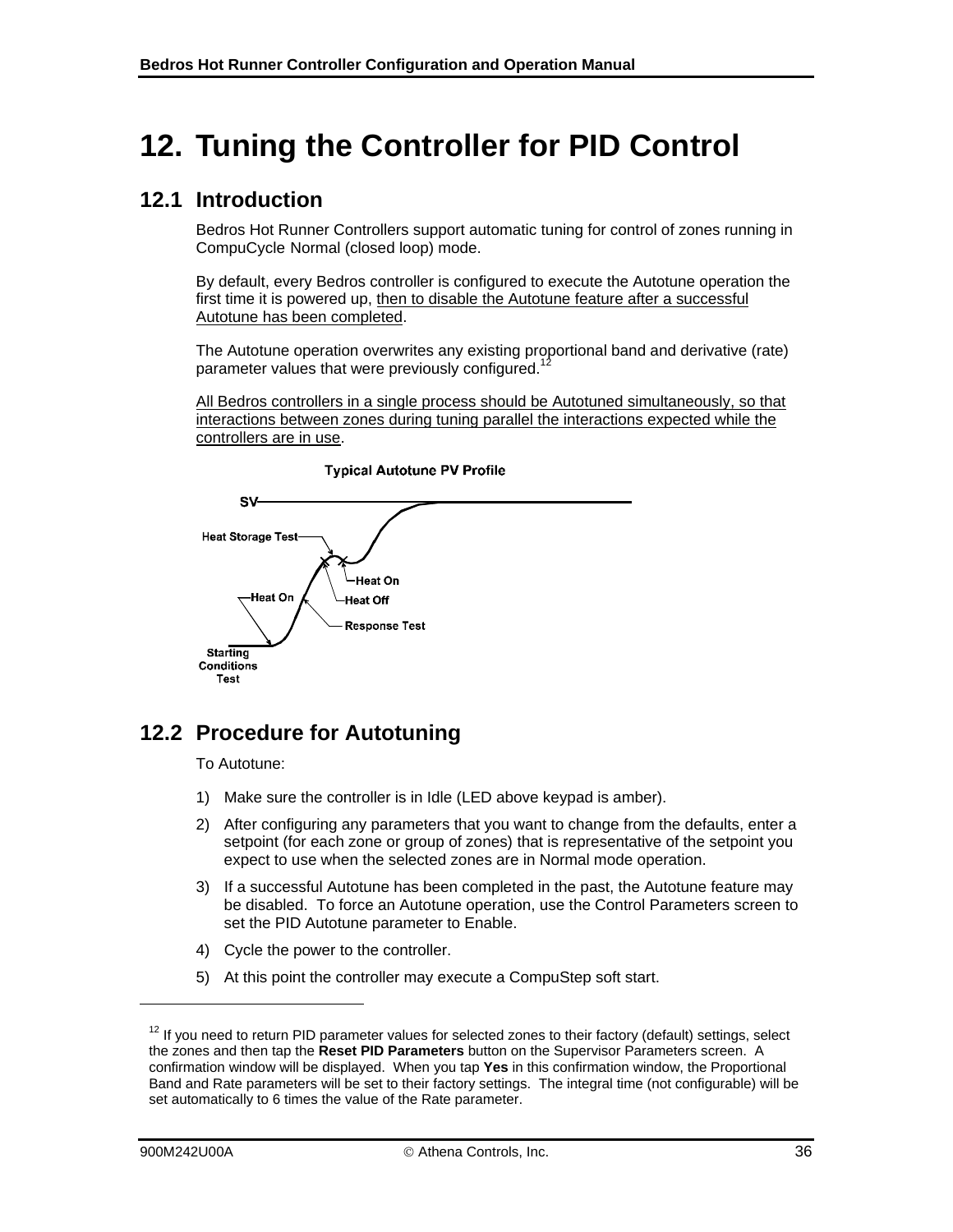# 12. Tuning the Controller for PID Control

## 12.1 Introduction

Bedros Hot Runner Controllers support automatic tuning for control of zones running in CompuCycle Normal (closed loop) mode.

By default, every Bedros controller is configured to execute the Autotune operation the first time it is powered up, then to disable the Autotune feature after a successful Autotune has been completed.

The Autotune operation overwrites any existing proportional band and derivative (rate) parameter values that were previously configured.[12]

All Bedros controllers in a single process should be Autotuned simultaneously, so that interactions between zones during tuning parallel the interactions expected while the controllers are in use.

**Typical Autotune PV Profile**

## 12.2 Procedure for Autotuning

To Autotune:

1) Make sure the controller is in Idle (LED above keypad is amber).
2) After configuring any parameters that you want to change from the defaults, enter a setpoint (for each zone or group of zones) that is representative of the setpoint you expect to use when the selected zones are in Normal mode operation.
3) If a successful Autotune has been completed in the past, the Autotune feature may be disabled. To force an Autotune operation, use the Control Parameters screen to set the PID Autotune parameter to Enable.
4) Cycle the power to the controller.
5) At this point the controller may execute a CompuStep soft start.

---

[12] If you need to return PID parameter values for selected zones to their factory (default) settings, select the zones and then tap the **Reset PID Parameters** button on the Supervisor Parameters screen. A confirmation window will be displayed. When you tap **Yes** in this confirmation window, the Proportional Band and Rate parameters will be set to their factory settings. The integral time (not configurable) will be set automatically to 6 times the value of the Rate parameter.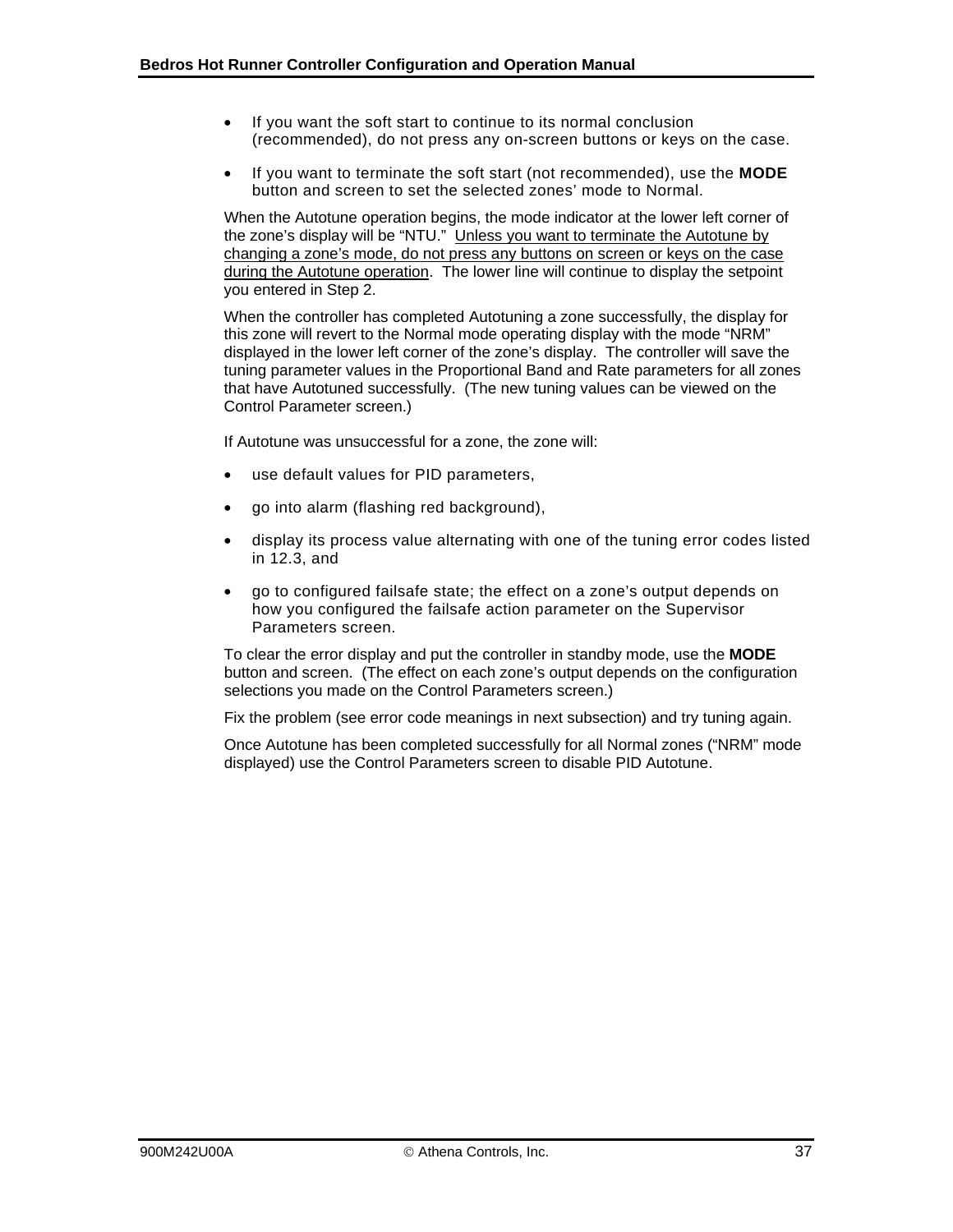- If you want the soft start to continue to its normal conclusion (recommended), do not press any on-screen buttons or keys on the case.
- If you want to terminate the soft start (not recommended), use the **MODE** button and screen to set the selected zones' mode to Normal.

When the Autotune operation begins, the mode indicator at the lower left corner of the zone's display will be "NTU." <u>Unless you want to terminate the Autotune by changing a zone's mode, do not press any buttons on screen or keys on the case during the Autotune operation</u>. The lower line will continue to display the setpoint you entered in Step 2.

When the controller has completed Autotuning a zone successfully, the display for this zone will revert to the Normal mode operating display with the mode "NRM" displayed in the lower left corner of the zone's display. The controller will save the tuning parameter values in the Proportional Band and Rate parameters for all zones that have Autotuned successfully. (The new tuning values can be viewed on the Control Parameter screen.)

If Autotune was unsuccessful for a zone, the zone will:

- use default values for PID parameters,
- go into alarm (flashing red background),
- display its process value alternating with one of the tuning error codes listed in 12.3, and
- go to configured failsafe state; the effect on a zone's output depends on how you configured the failsafe action parameter on the Supervisor Parameters screen.

To clear the error display and put the controller in standby mode, use the **MODE** button and screen. (The effect on each zone's output depends on the configuration selections you made on the Control Parameters screen.)

Fix the problem (see error code meanings in next subsection) and try tuning again.

Once Autotune has been completed successfully for all Normal zones ("NRM" mode displayed) use the Control Parameters screen to disable PID Autotune.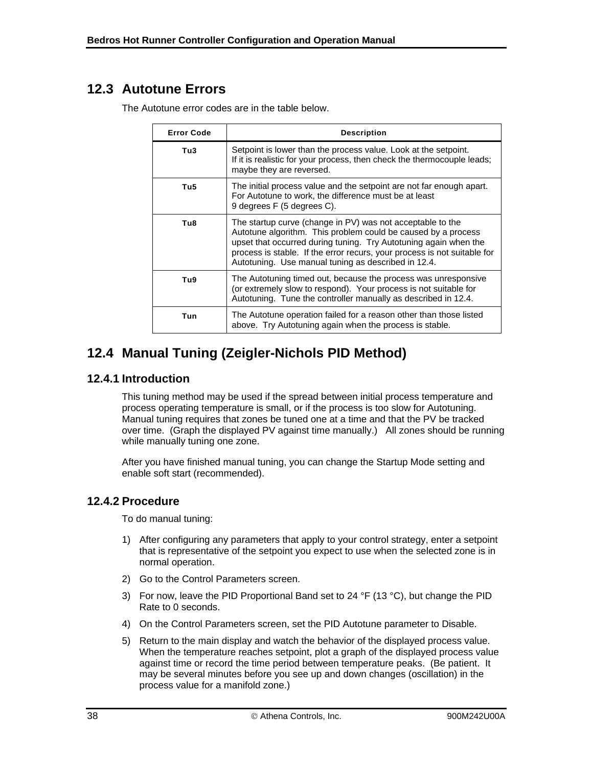## 12.3 Autotune Errors

The Autotune error codes are in the table below.

| Error Code | Description |
|---|---|
| Tu3 | Setpoint is lower than the process value. Look at the setpoint. If it is realistic for your process, then check the thermocouple leads; maybe they are reversed. |
| Tu5 | The initial process value and the setpoint are not far enough apart. For Autotune to work, the difference must be at least 9 degrees F (5 degrees C). |
| Tu8 | The startup curve (change in PV) was not acceptable to the Autotune algorithm. This problem could be caused by a process upset that occurred during tuning. Try Autotuning again when the process is stable. If the error recurs, your process is not suitable for Autotuning. Use manual tuning as described in 12.4. |
| Tu9 | The Autotuning timed out, because the process was unresponsive (or extremely slow to respond). Your process is not suitable for Autotuning. Tune the controller manually as described in 12.4. |
| Tun | The Autotune operation failed for a reason other than those listed above. Try Autotuning again when the process is stable. |

## 12.4 Manual Tuning (Zeigler-Nichols PID Method)

### 12.4.1 Introduction

This tuning method may be used if the spread between initial process temperature and process operating temperature is small, or if the process is too slow for Autotuning. Manual tuning requires that zones be tuned one at a time and that the PV be tracked over time. (Graph the displayed PV against time manually.) All zones should be running while manually tuning one zone.

After you have finished manual tuning, you can change the Startup Mode setting and enable soft start (recommended).

### 12.4.2 Procedure

To do manual tuning:

1) After configuring any parameters that apply to your control strategy, enter a setpoint that is representative of the setpoint you expect to use when the selected zone is in normal operation.
2) Go to the Control Parameters screen.
3) For now, leave the PID Proportional Band set to 24 °F (13 °C), but change the PID Rate to 0 seconds.
4) On the Control Parameters screen, set the PID Autotune parameter to Disable.
5) Return to the main display and watch the behavior of the displayed process value. When the temperature reaches setpoint, plot a graph of the displayed process value against time or record the time period between temperature peaks. (Be patient. It may be several minutes before you see up and down changes (oscillation) in the process value for a manifold zone.)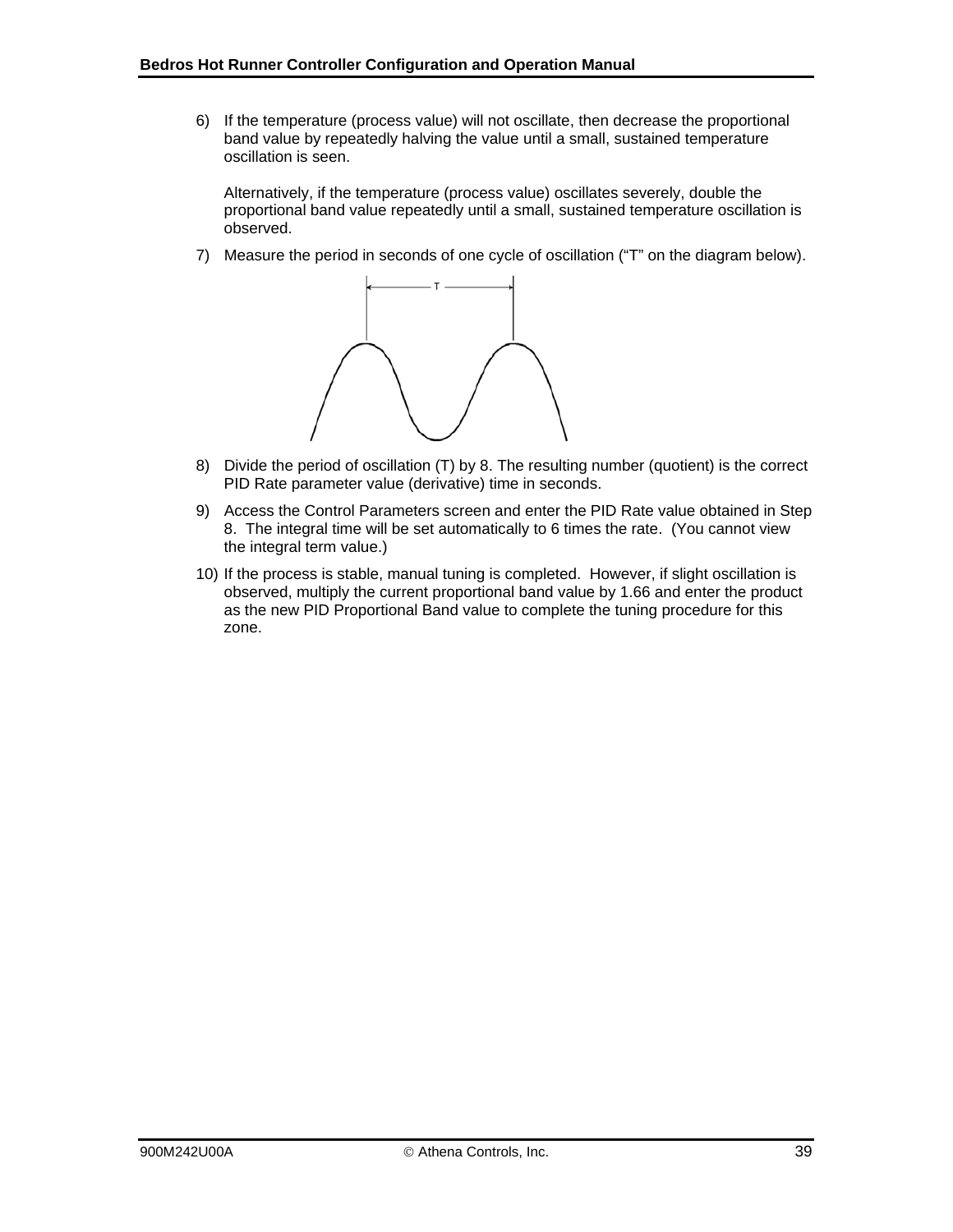6) If the temperature (process value) will not oscillate, then decrease the proportional band value by repeatedly halving the value until a small, sustained temperature oscillation is seen.

   Alternatively, if the temperature (process value) oscillates severely, double the proportional band value repeatedly until a small, sustained temperature oscillation is observed.

7) Measure the period in seconds of one cycle of oscillation ("T" on the diagram below).

8) Divide the period of oscillation (T) by 8. The resulting number (quotient) is the correct PID Rate parameter value (derivative) time in seconds.

9) Access the Control Parameters screen and enter the PID Rate value obtained in Step 8. The integral time will be set automatically to 6 times the rate. (You cannot view the integral term value.)

10) If the process is stable, manual tuning is completed. However, if slight oscillation is observed, multiply the current proportional band value by 1.66 and enter the product as the new PID Proportional Band value to complete the tuning procedure for this zone.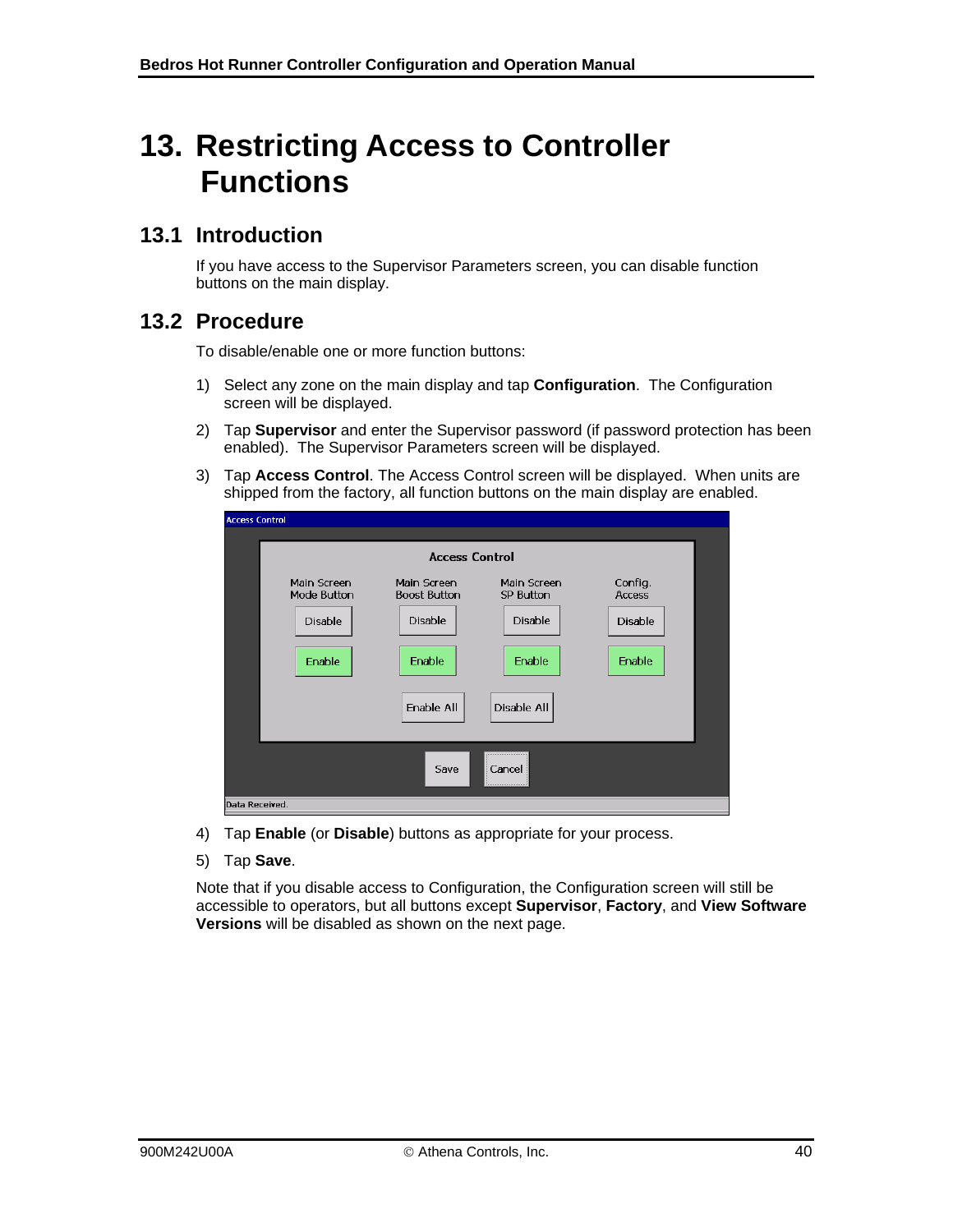# 13. Restricting Access to Controller Functions

## 13.1 Introduction

If you have access to the Supervisor Parameters screen, you can disable function buttons on the main display.

## 13.2 Procedure

To disable/enable one or more function buttons:

1) Select any zone on the main display and tap **Configuration**. The Configuration screen will be displayed.

2) Tap **Supervisor** and enter the Supervisor password (if password protection has been enabled). The Supervisor Parameters screen will be displayed.

3) Tap **Access Control**. The Access Control screen will be displayed. When units are shipped from the factory, all function buttons on the main display are enabled.

4) Tap **Enable** (or **Disable**) buttons as appropriate for your process.

5) Tap **Save**.

Note that if you disable access to Configuration, the Configuration screen will still be accessible to operators, but all buttons except **Supervisor**, **Factory**, and **View Software Versions** will be disabled as shown on the next page.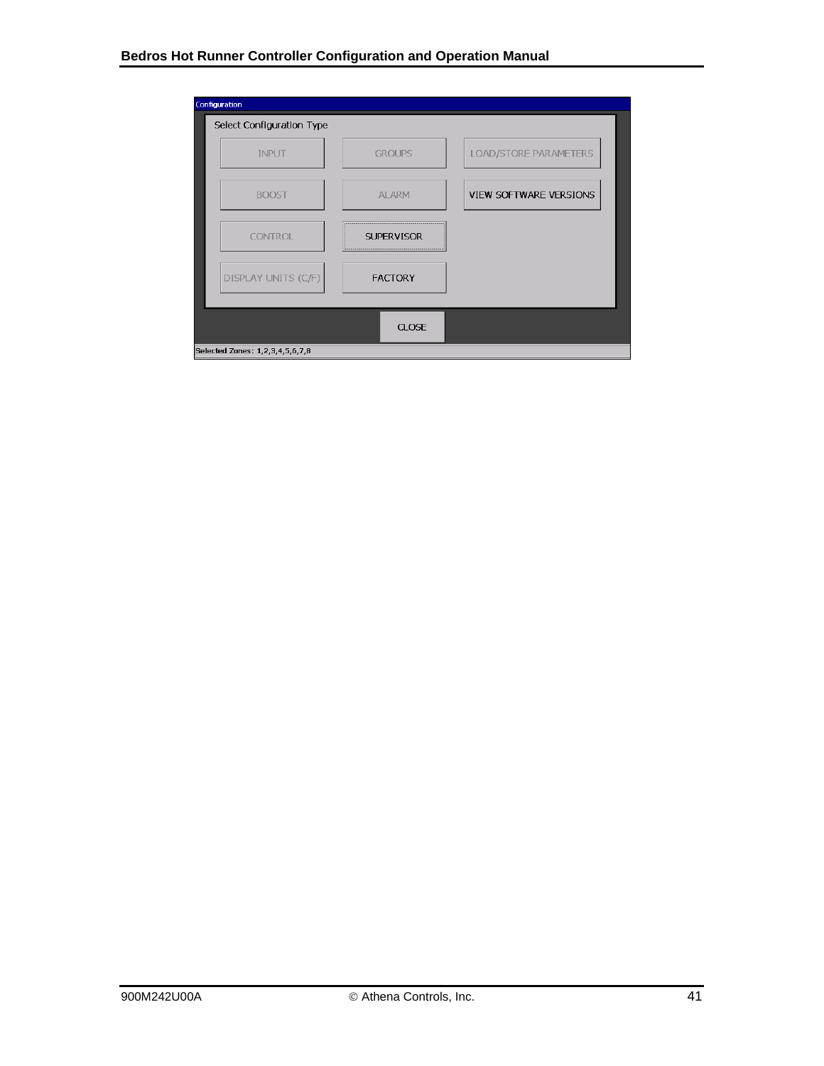Configuration

Select Configuration Type

| INPUT | GROUPS | LOAD/STORE PARAMETERS |
| --- | --- | --- |
| BOOST | ALARM | VIEW SOFTWARE VERSIONS |
| CONTROL | SUPERVISOR | |
| DISPLAY UNITS (C/F) | FACTORY | |

CLOSE

Selected Zones: 1,2,3,4,5,6,7,8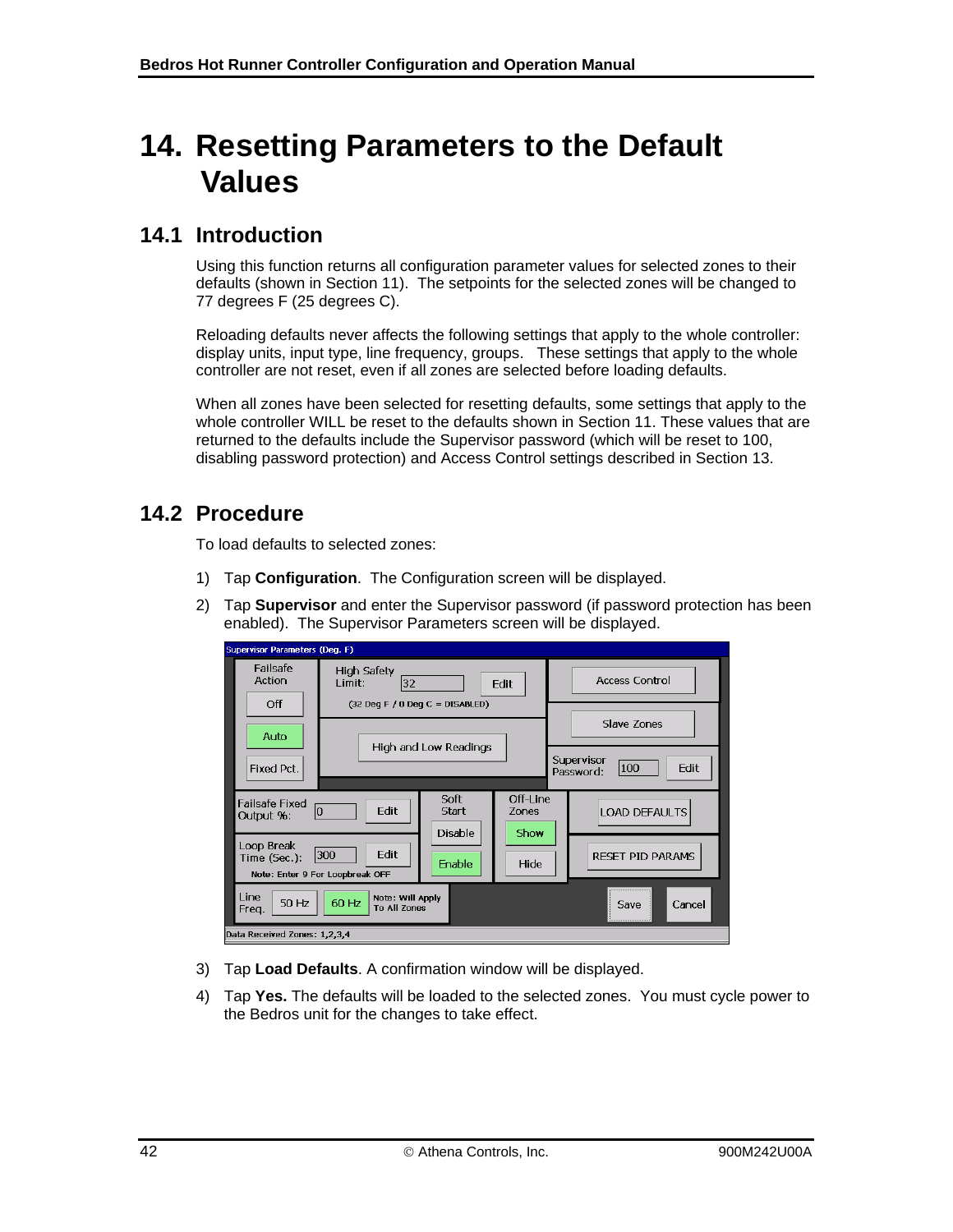# 14. Resetting Parameters to the Default Values

## 14.1 Introduction

Using this function returns all configuration parameter values for selected zones to their defaults (shown in Section 11). The setpoints for the selected zones will be changed to 77 degrees F (25 degrees C).

Reloading defaults never affects the following settings that apply to the whole controller: display units, input type, line frequency, groups. These settings that apply to the whole controller are not reset, even if all zones are selected before loading defaults.

When all zones have been selected for resetting defaults, some settings that apply to the whole controller WILL be reset to the defaults shown in Section 11. These values that are returned to the defaults include the Supervisor password (which will be reset to 100, disabling password protection) and Access Control settings described in Section 13.

## 14.2 Procedure

To load defaults to selected zones:

1) Tap **Configuration**. The Configuration screen will be displayed.
2) Tap **Supervisor** and enter the Supervisor password (if password protection has been enabled). The Supervisor Parameters screen will be displayed.
3) Tap **Load Defaults**. A confirmation window will be displayed.
4) Tap **Yes.** The defaults will be loaded to the selected zones. You must cycle power to the Bedros unit for the changes to take effect.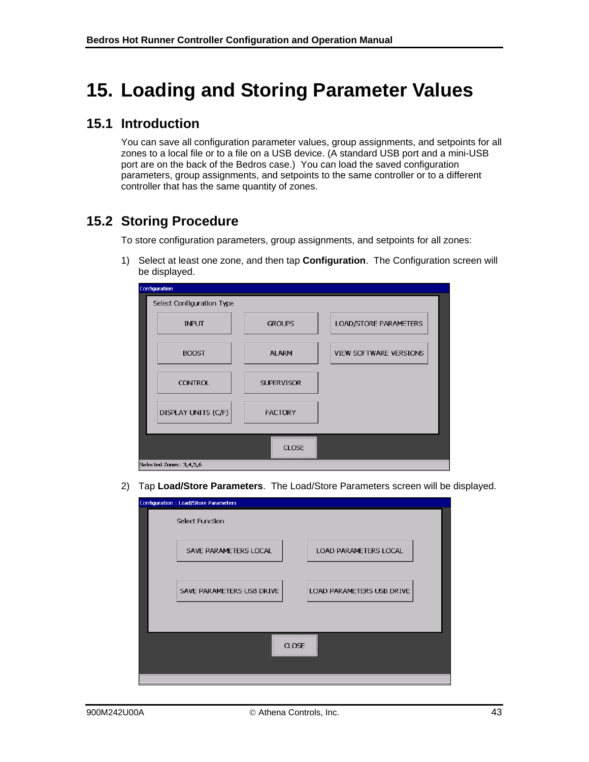# 15. Loading and Storing Parameter Values

## 15.1 Introduction

You can save all configuration parameter values, group assignments, and setpoints for all zones to a local file or to a file on a USB device. (A standard USB port and a mini-USB port are on the back of the Bedros case.) You can load the saved configuration parameters, group assignments, and setpoints to the same controller or to a different controller that has the same quantity of zones.

## 15.2 Storing Procedure

To store configuration parameters, group assignments, and setpoints for all zones:

1) Select at least one zone, and then tap **Configuration**. The Configuration screen will be displayed.

2) Tap **Load/Store Parameters**. The Load/Store Parameters screen will be displayed.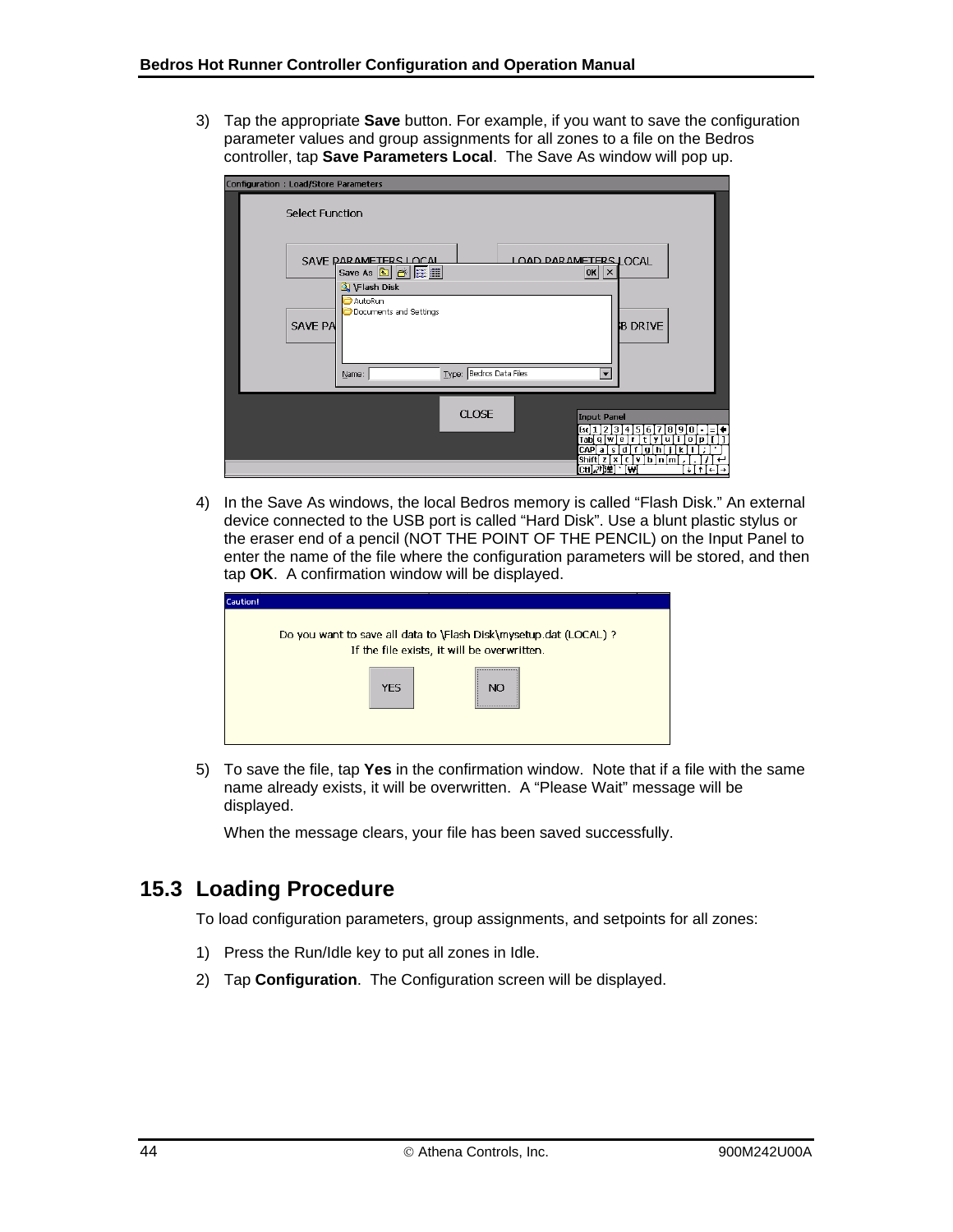3) Tap the appropriate **Save** button. For example, if you want to save the configuration parameter values and group assignments for all zones to a file on the Bedros controller, tap **Save Parameters Local**. The Save As window will pop up.

4) In the Save As windows, the local Bedros memory is called "Flash Disk." An external device connected to the USB port is called "Hard Disk". Use a blunt plastic stylus or the eraser end of a pencil (NOT THE POINT OF THE PENCIL) on the Input Panel to enter the name of the file where the configuration parameters will be stored, and then tap **OK**. A confirmation window will be displayed.

5) To save the file, tap **Yes** in the confirmation window. Note that if a file with the same name already exists, it will be overwritten. A "Please Wait" message will be displayed.

   When the message clears, your file has been saved successfully.

## 15.3 Loading Procedure

To load configuration parameters, group assignments, and setpoints for all zones:

1) Press the Run/Idle key to put all zones in Idle.
2) Tap **Configuration**. The Configuration screen will be displayed.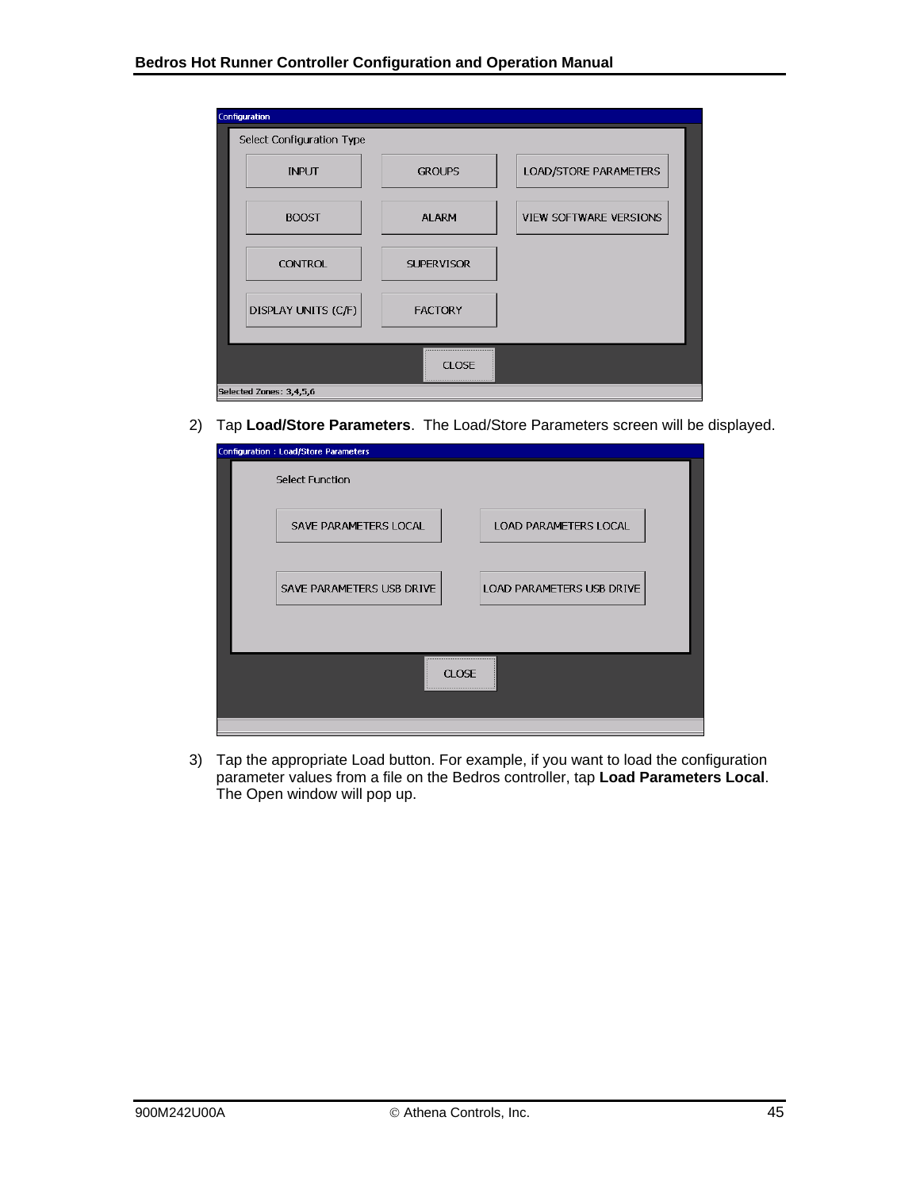2) Tap **Load/Store Parameters**. The Load/Store Parameters screen will be displayed.

3) Tap the appropriate Load button. For example, if you want to load the configuration parameter values from a file on the Bedros controller, tap **Load Parameters Local**. The Open window will pop up.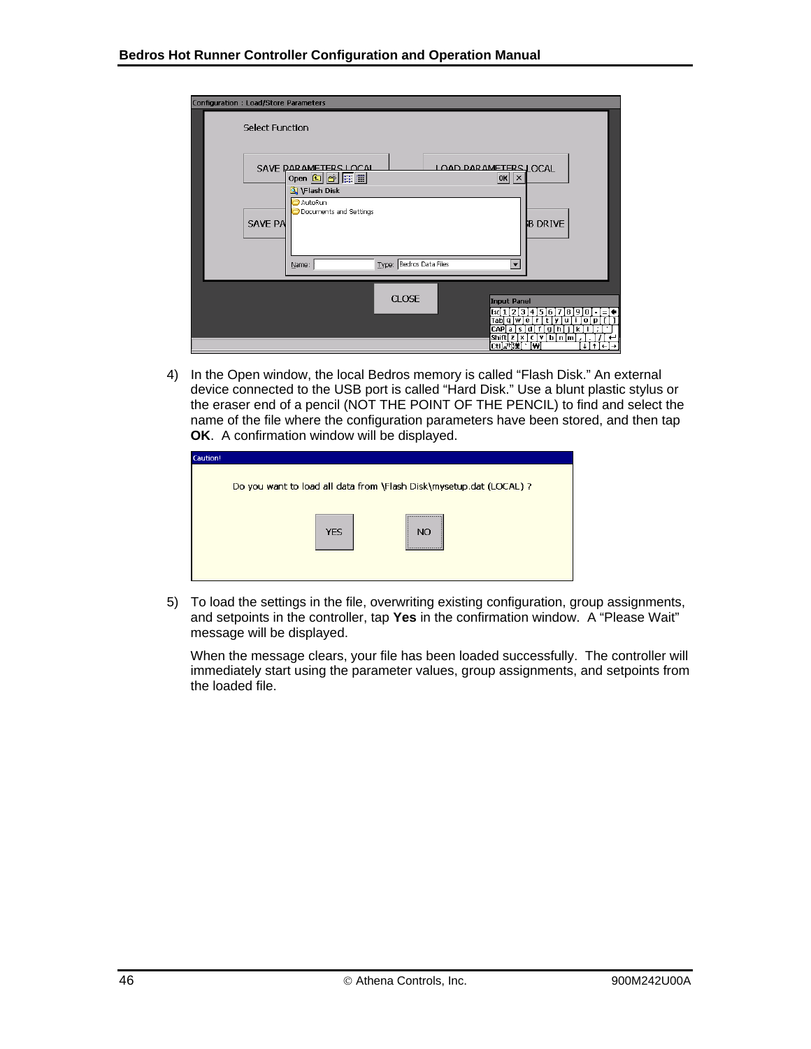4) In the Open window, the local Bedros memory is called "Flash Disk." An external device connected to the USB port is called "Hard Disk." Use a blunt plastic stylus or the eraser end of a pencil (NOT THE POINT OF THE PENCIL) to find and select the name of the file where the configuration parameters have been stored, and then tap **OK**. A confirmation window will be displayed.

5) To load the settings in the file, overwriting existing configuration, group assignments, and setpoints in the controller, tap **Yes** in the confirmation window. A "Please Wait" message will be displayed.

   When the message clears, your file has been loaded successfully. The controller will immediately start using the parameter values, group assignments, and setpoints from the loaded file.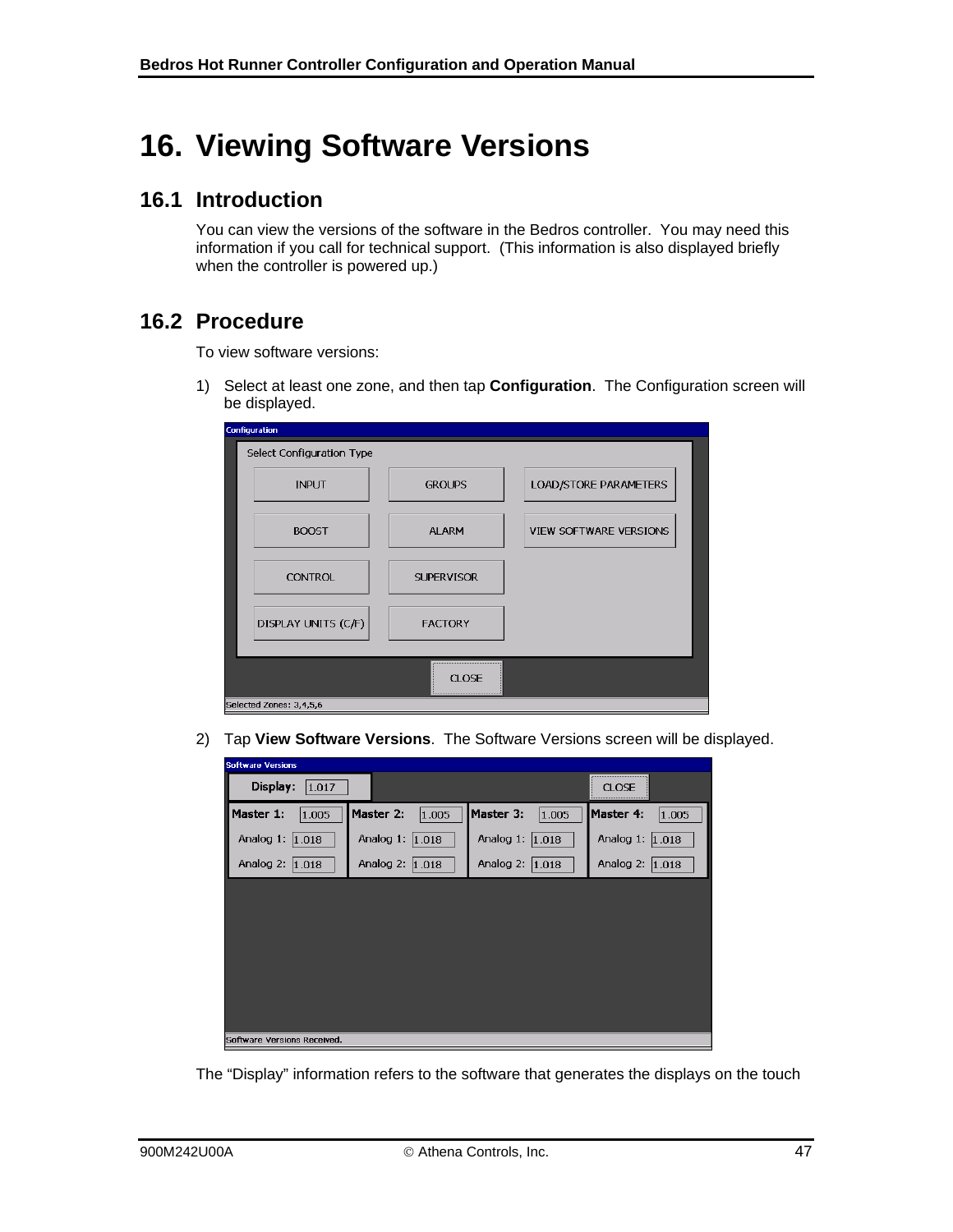# 16. Viewing Software Versions

## 16.1 Introduction

You can view the versions of the software in the Bedros controller. You may need this information if you call for technical support. (This information is also displayed briefly when the controller is powered up.)

## 16.2 Procedure

To view software versions:

1) Select at least one zone, and then tap **Configuration**. The Configuration screen will be displayed.

2) Tap **View Software Versions**. The Software Versions screen will be displayed.

The “Display” information refers to the software that generates the displays on the touch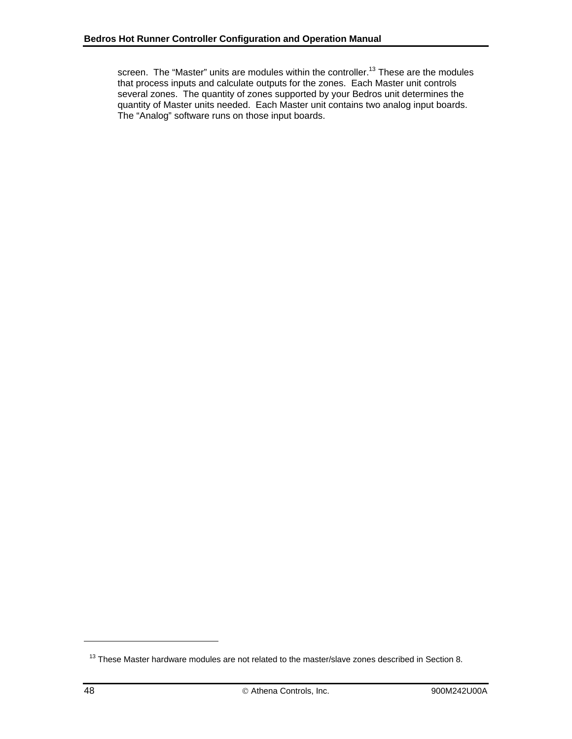screen. The “Master” units are modules within the controller.[13] These are the modules that process inputs and calculate outputs for the zones. Each Master unit controls several zones. The quantity of zones supported by your Bedros unit determines the quantity of Master units needed. Each Master unit contains two analog input boards. The “Analog” software runs on those input boards.

[13] These Master hardware modules are not related to the master/slave zones described in Section 8.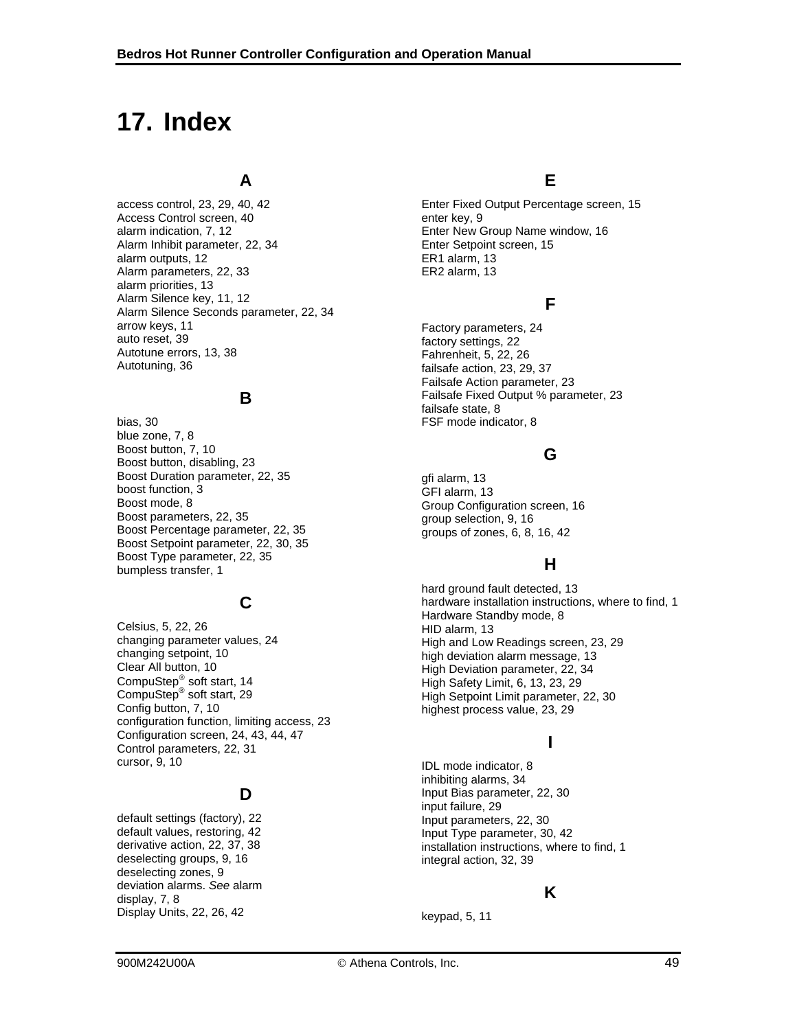# 17. Index

### A

access control, 23, 29, 40, 42
Access Control screen, 40
alarm indication, 7, 12
Alarm Inhibit parameter, 22, 34
alarm outputs, 12
Alarm parameters, 22, 33
alarm priorities, 13
Alarm Silence key, 11, 12
Alarm Silence Seconds parameter, 22, 34
arrow keys, 11
auto reset, 39
Autotune errors, 13, 38
Autotuning, 36

### B

bias, 30
blue zone, 7, 8
Boost button, 7, 10
Boost button, disabling, 23
Boost Duration parameter, 22, 35
boost function, 3
Boost mode, 8
Boost parameters, 22, 35
Boost Percentage parameter, 22, 35
Boost Setpoint parameter, 22, 30, 35
Boost Type parameter, 22, 35
bumpless transfer, 1

### C

Celsius, 5, 22, 26
changing parameter values, 24
changing setpoint, 10
Clear All button, 10
CompuStep® soft start, 14
CompuStep® soft start, 29
Config button, 7, 10
configuration function, limiting access, 23
Configuration screen, 24, 43, 44, 47
Control parameters, 22, 31
cursor, 9, 10

### D

default settings (factory), 22
default values, restoring, 42
derivative action, 22, 37, 38
deselecting groups, 9, 16
deselecting zones, 9
deviation alarms. *See* alarm
display, 7, 8
Display Units, 22, 26, 42

### E

Enter Fixed Output Percentage screen, 15
enter key, 9
Enter New Group Name window, 16
Enter Setpoint screen, 15
ER1 alarm, 13
ER2 alarm, 13

### F

Factory parameters, 24
factory settings, 22
Fahrenheit, 5, 22, 26
failsafe action, 23, 29, 37
Failsafe Action parameter, 23
Failsafe Fixed Output % parameter, 23
failsafe state, 8
FSF mode indicator, 8

### G

gfi alarm, 13
GFI alarm, 13
Group Configuration screen, 16
group selection, 9, 16
groups of zones, 6, 8, 16, 42

### H

hard ground fault detected, 13
hardware installation instructions, where to find, 1
Hardware Standby mode, 8
HID alarm, 13
High and Low Readings screen, 23, 29
high deviation alarm message, 13
High Deviation parameter, 22, 34
High Safety Limit, 6, 13, 23, 29
High Setpoint Limit parameter, 22, 30
highest process value, 23, 29

### I

IDL mode indicator, 8
inhibiting alarms, 34
Input Bias parameter, 22, 30
input failure, 29
Input parameters, 22, 30
Input Type parameter, 30, 42
installation instructions, where to find, 1
integral action, 32, 39

### K

keypad, 5, 11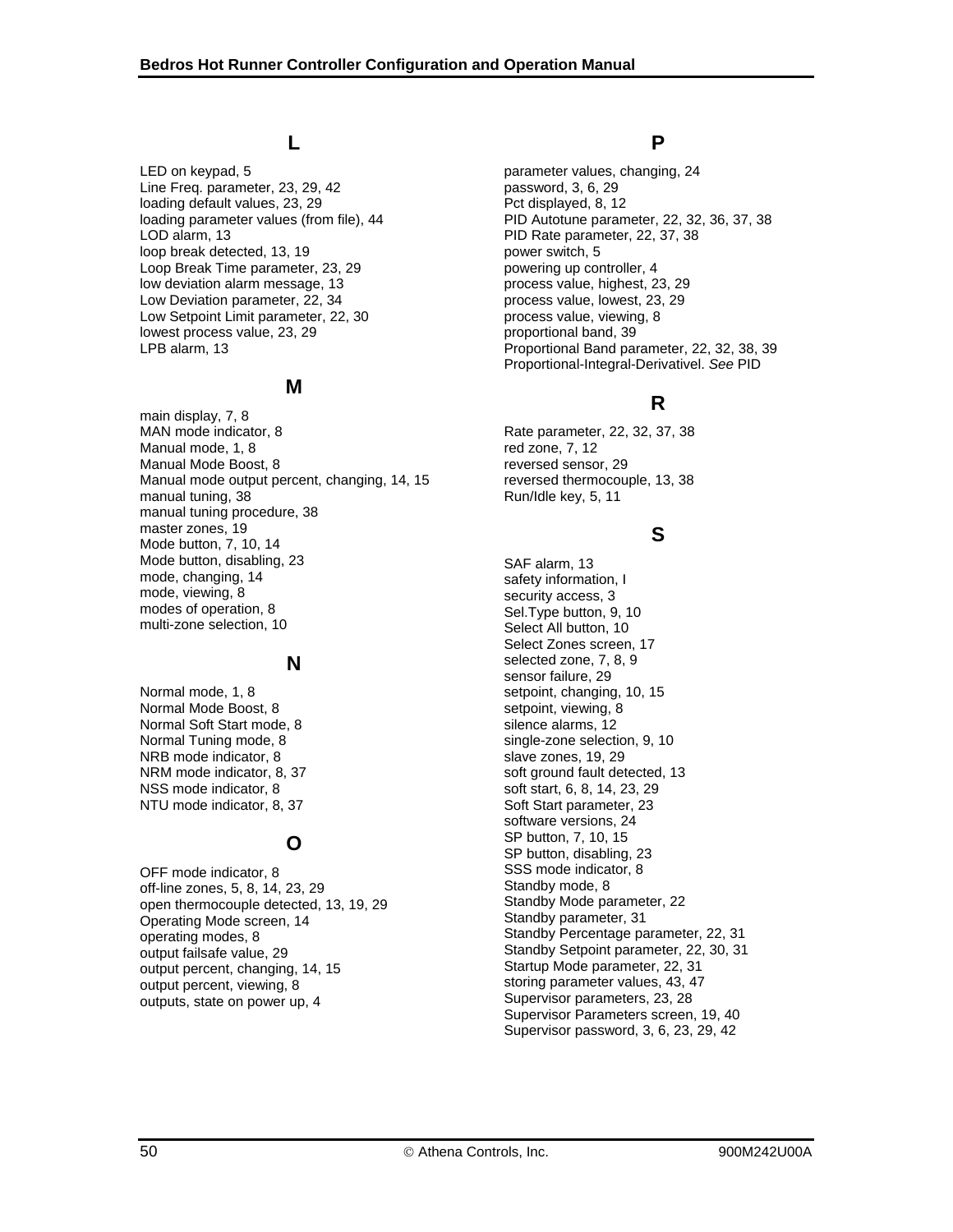## L

LED on keypad, 5
Line Freq. parameter, 23, 29, 42
loading default values, 23, 29
loading parameter values (from file), 44
LOD alarm, 13
loop break detected, 13, 19
Loop Break Time parameter, 23, 29
low deviation alarm message, 13
Low Deviation parameter, 22, 34
Low Setpoint Limit parameter, 22, 30
lowest process value, 23, 29
LPB alarm, 13

## M

main display, 7, 8
MAN mode indicator, 8
Manual mode, 1, 8
Manual Mode Boost, 8
Manual mode output percent, changing, 14, 15
manual tuning, 38
manual tuning procedure, 38
master zones, 19
Mode button, 7, 10, 14
Mode button, disabling, 23
mode, changing, 14
mode, viewing, 8
modes of operation, 8
multi-zone selection, 10

## N

Normal mode, 1, 8
Normal Mode Boost, 8
Normal Soft Start mode, 8
Normal Tuning mode, 8
NRB mode indicator, 8
NRM mode indicator, 8, 37
NSS mode indicator, 8
NTU mode indicator, 8, 37

## O

OFF mode indicator, 8
off-line zones, 5, 8, 14, 23, 29
open thermocouple detected, 13, 19, 29
Operating Mode screen, 14
operating modes, 8
output failsafe value, 29
output percent, changing, 14, 15
output percent, viewing, 8
outputs, state on power up, 4

## P

parameter values, changing, 24
password, 3, 6, 29
Pct displayed, 8, 12
PID Autotune parameter, 22, 32, 36, 37, 38
PID Rate parameter, 22, 37, 38
power switch, 5
powering up controller, 4
process value, highest, 23, 29
process value, lowest, 23, 29
process value, viewing, 8
proportional band, 39
Proportional Band parameter, 22, 32, 38, 39
Proportional-Integral-Derivativel. *See* PID

## R

Rate parameter, 22, 32, 37, 38
red zone, 7, 12
reversed sensor, 29
reversed thermocouple, 13, 38
Run/Idle key, 5, 11

## S

SAF alarm, 13
safety information, I
security access, 3
Sel.Type button, 9, 10
Select All button, 10
Select Zones screen, 17
selected zone, 7, 8, 9
sensor failure, 29
setpoint, changing, 10, 15
setpoint, viewing, 8
silence alarms, 12
single-zone selection, 9, 10
slave zones, 19, 29
soft ground fault detected, 13
soft start, 6, 8, 14, 23, 29
Soft Start parameter, 23
software versions, 24
SP button, 7, 10, 15
SP button, disabling, 23
SSS mode indicator, 8
Standby mode, 8
Standby Mode parameter, 22
Standby parameter, 31
Standby Percentage parameter, 22, 31
Standby Setpoint parameter, 22, 30, 31
Startup Mode parameter, 22, 31
storing parameter values, 43, 47
Supervisor parameters, 23, 28
Supervisor Parameters screen, 19, 40
Supervisor password, 3, 6, 23, 29, 42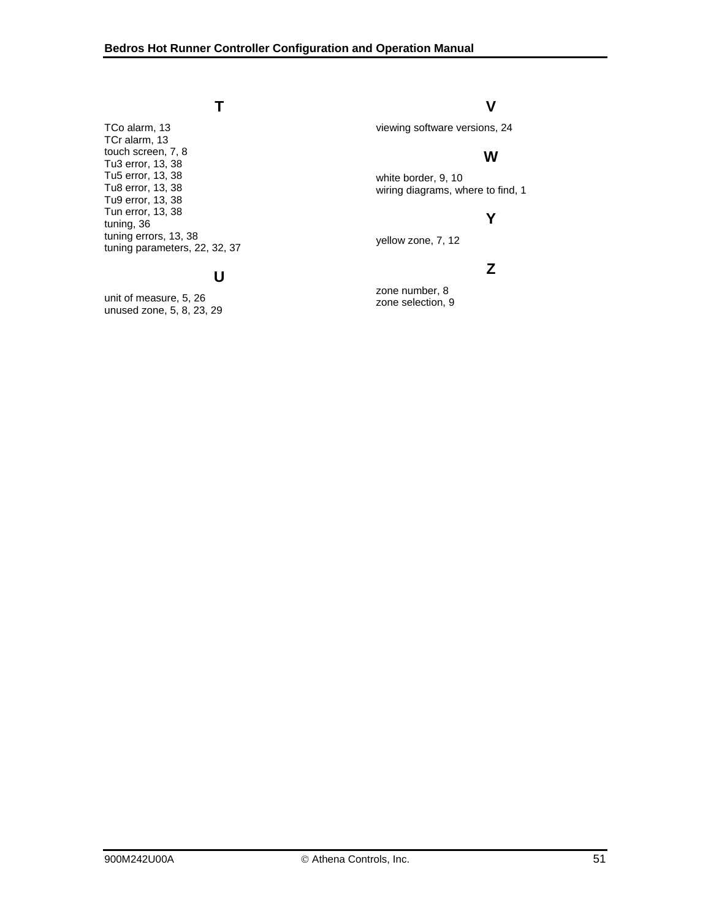## T

TCo alarm, 13
TCr alarm, 13
touch screen, 7, 8
Tu3 error, 13, 38
Tu5 error, 13, 38
Tu8 error, 13, 38
Tu9 error, 13, 38
Tun error, 13, 38
tuning, 36
tuning errors, 13, 38
tuning parameters, 22, 32, 37

## U

unit of measure, 5, 26
unused zone, 5, 8, 23, 29

## V

viewing software versions, 24

## W

white border, 9, 10
wiring diagrams, where to find, 1

## Y

yellow zone, 7, 12

## Z

zone number, 8
zone selection, 9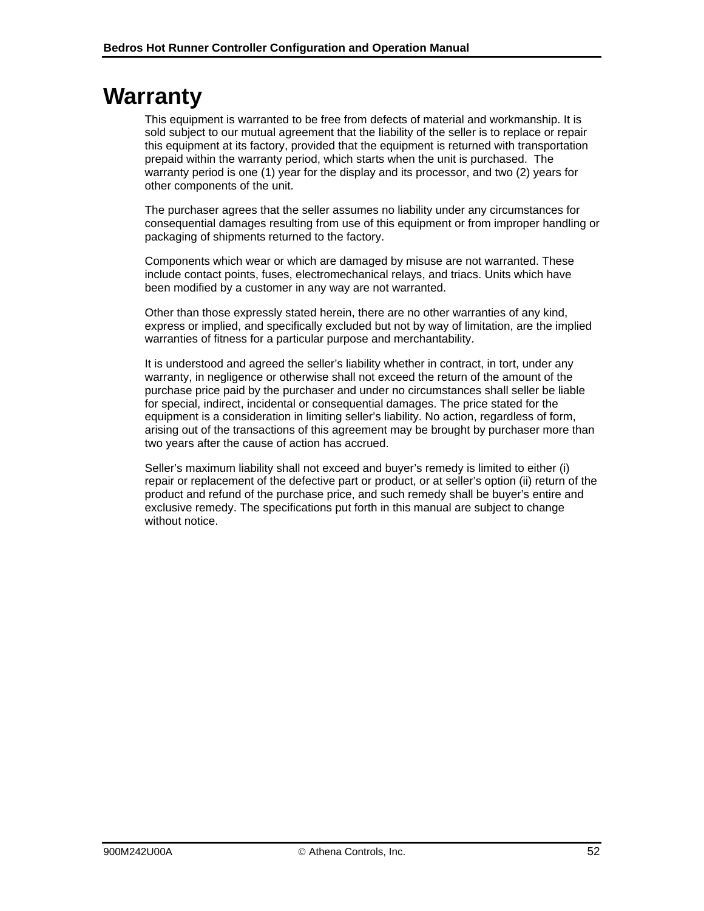# Warranty

This equipment is warranted to be free from defects of material and workmanship. It is sold subject to our mutual agreement that the liability of the seller is to replace or repair this equipment at its factory, provided that the equipment is returned with transportation prepaid within the warranty period, which starts when the unit is purchased. The warranty period is one (1) year for the display and its processor, and two (2) years for other components of the unit.

The purchaser agrees that the seller assumes no liability under any circumstances for consequential damages resulting from use of this equipment or from improper handling or packaging of shipments returned to the factory.

Components which wear or which are damaged by misuse are not warranted. These include contact points, fuses, electromechanical relays, and triacs. Units which have been modified by a customer in any way are not warranted.

Other than those expressly stated herein, there are no other warranties of any kind, express or implied, and specifically excluded but not by way of limitation, are the implied warranties of fitness for a particular purpose and merchantability.

It is understood and agreed the seller's liability whether in contract, in tort, under any warranty, in negligence or otherwise shall not exceed the return of the amount of the purchase price paid by the purchaser and under no circumstances shall seller be liable for special, indirect, incidental or consequential damages. The price stated for the equipment is a consideration in limiting seller's liability. No action, regardless of form, arising out of the transactions of this agreement may be brought by purchaser more than two years after the cause of action has accrued.

Seller's maximum liability shall not exceed and buyer's remedy is limited to either (i) repair or replacement of the defective part or product, or at seller's option (ii) return of the product and refund of the purchase price, and such remedy shall be buyer's entire and exclusive remedy. The specifications put forth in this manual are subject to change without notice.